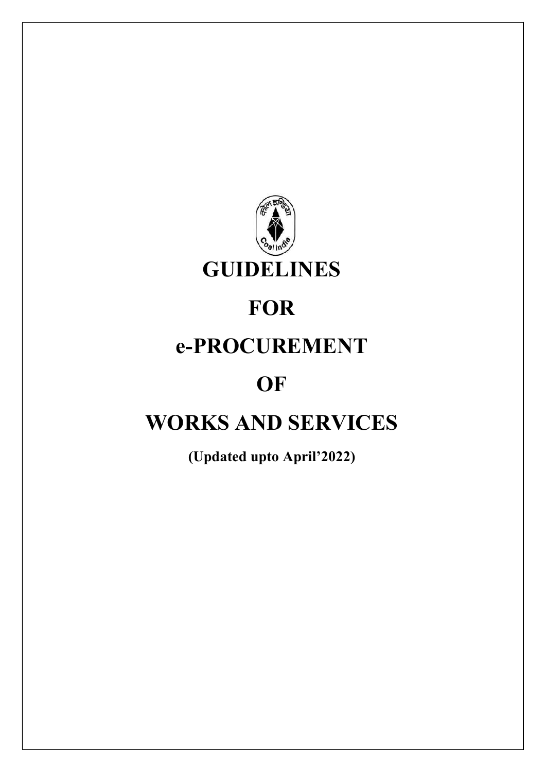# GUIDELINES

# FOR

# e-PROCUREMENT

# OF

# WORKS AND SERVICES

**(Updated upto April'2022)**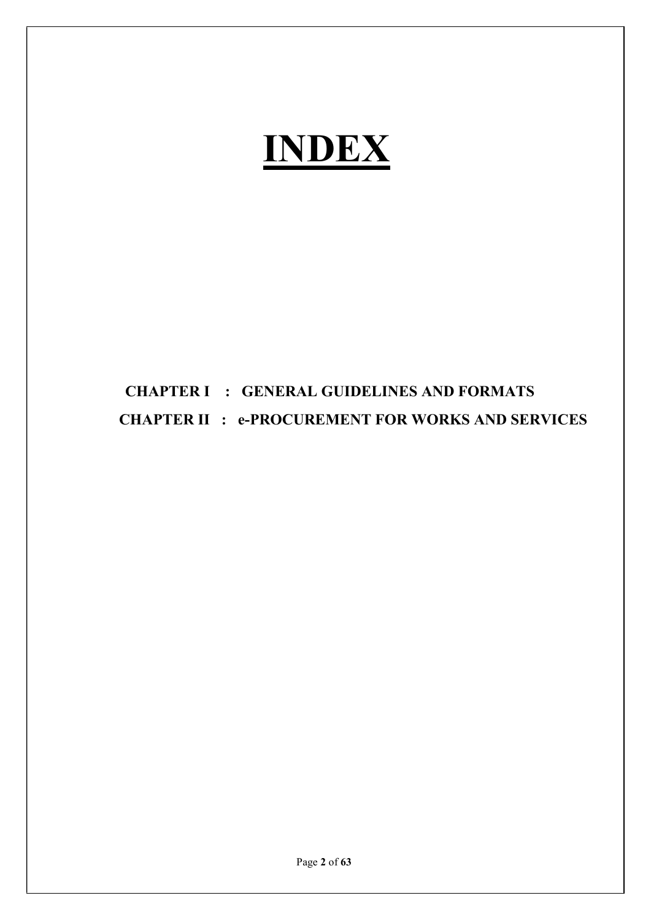# INDEX

**CHAPTER I : GENERAL GUIDELINES AND FORMATS**

**CHAPTER II : e-PROCUREMENT FOR WORKS AND SERVICES**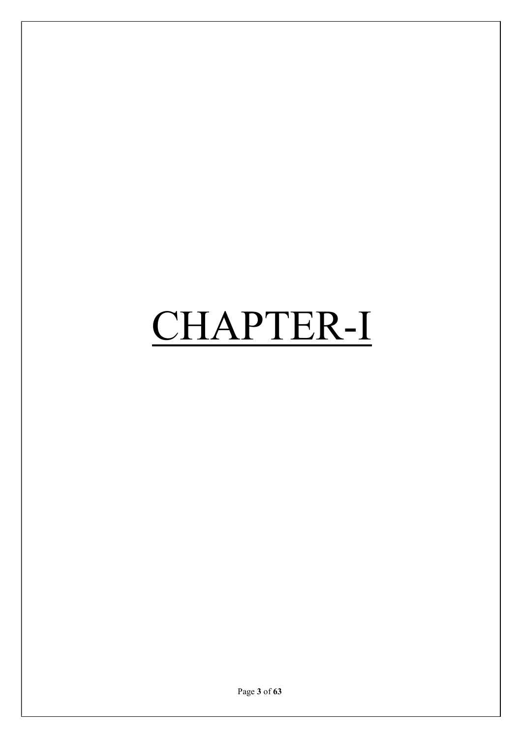# CHAPTER-I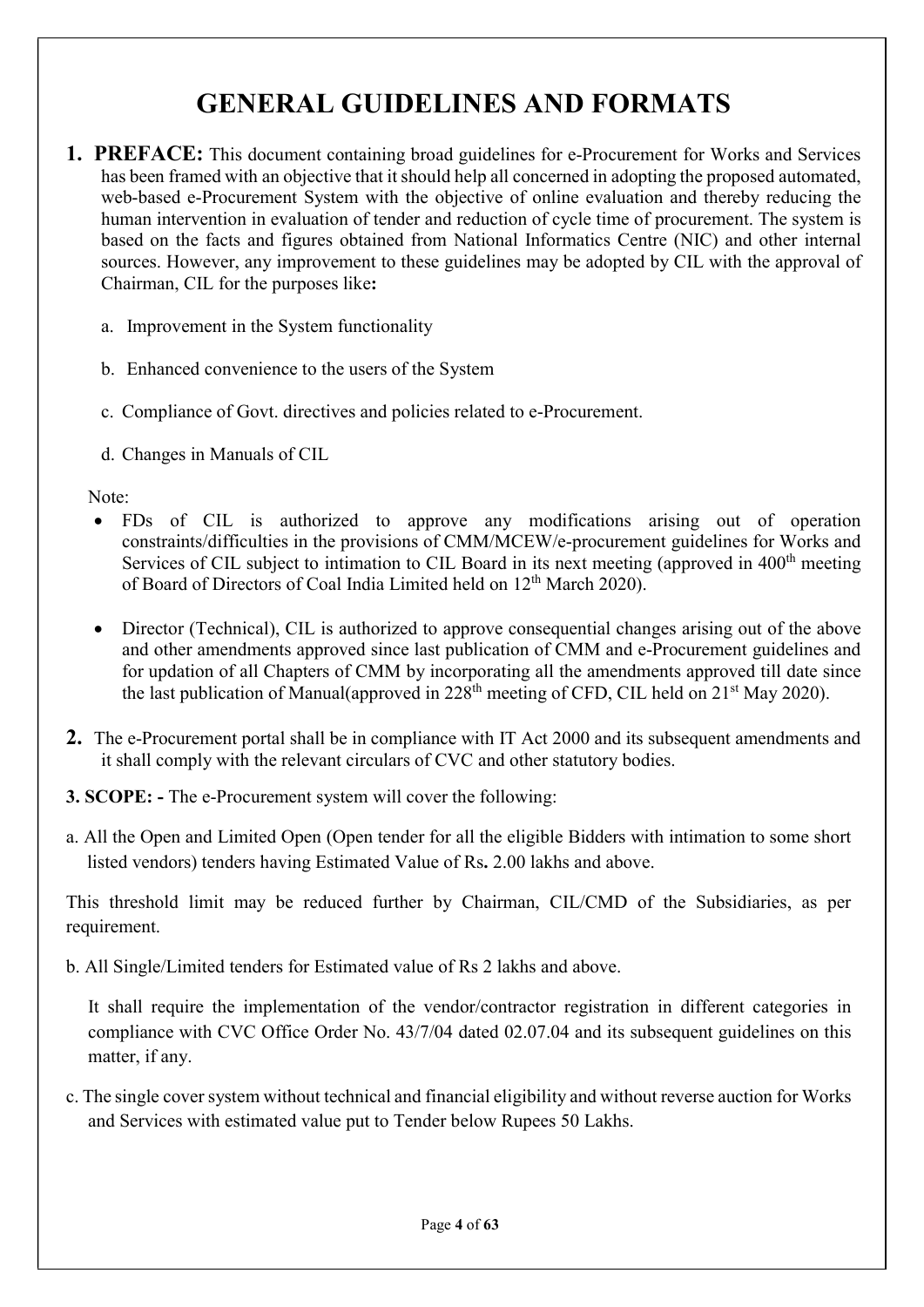# GENERAL GUIDELINES AND FORMATS

**1. PREFACE:** This document containing broad guidelines for e-Procurement for Works and Services has been framed with an objective that it should help all concerned in adopting the proposed automated, web-based e-Procurement System with the objective of online evaluation and thereby reducing the human intervention in evaluation of tender and reduction of cycle time of procurement. The system is based on the facts and figures obtained from National Informatics Centre (NIC) and other internal sources. However, any improvement to these guidelines may be adopted by CIL with the approval of Chairman, CIL for the purposes like**:**

a. Improvement in the System functionality

b. Enhanced convenience to the users of the System

c. Compliance of Govt. directives and policies related to e-Procurement.

d. Changes in Manuals of CIL

Note:

- FDs of CIL is authorized to approve any modifications arising out of operation constraints/difficulties in the provisions of CMM/MCEW/e-procurement guidelines for Works and Services of CIL subject to intimation to CIL Board in its next meeting (approved in 400th meeting of Board of Directors of Coal India Limited held on 12th March 2020).

- Director (Technical), CIL is authorized to approve consequential changes arising out of the above and other amendments approved since last publication of CMM and e-Procurement guidelines and for updation of all Chapters of CMM by incorporating all the amendments approved till date since the last publication of Manual(approved in 228th meeting of CFD, CIL held on 21st May 2020).

**2.** The e-Procurement portal shall be in compliance with IT Act 2000 and its subsequent amendments and it shall comply with the relevant circulars of CVC and other statutory bodies.

**3. SCOPE: -** The e-Procurement system will cover the following:

a. All the Open and Limited Open (Open tender for all the eligible Bidders with intimation to some short listed vendors) tenders having Estimated Value of Rs**.** 2.00 lakhs and above.

This threshold limit may be reduced further by Chairman, CIL/CMD of the Subsidiaries, as per requirement.

b. All Single/Limited tenders for Estimated value of Rs 2 lakhs and above.

It shall require the implementation of the vendor/contractor registration in different categories in compliance with CVC Office Order No. 43/7/04 dated 02.07.04 and its subsequent guidelines on this matter, if any.

c. The single cover system without technical and financial eligibility and without reverse auction for Works and Services with estimated value put to Tender below Rupees 50 Lakhs.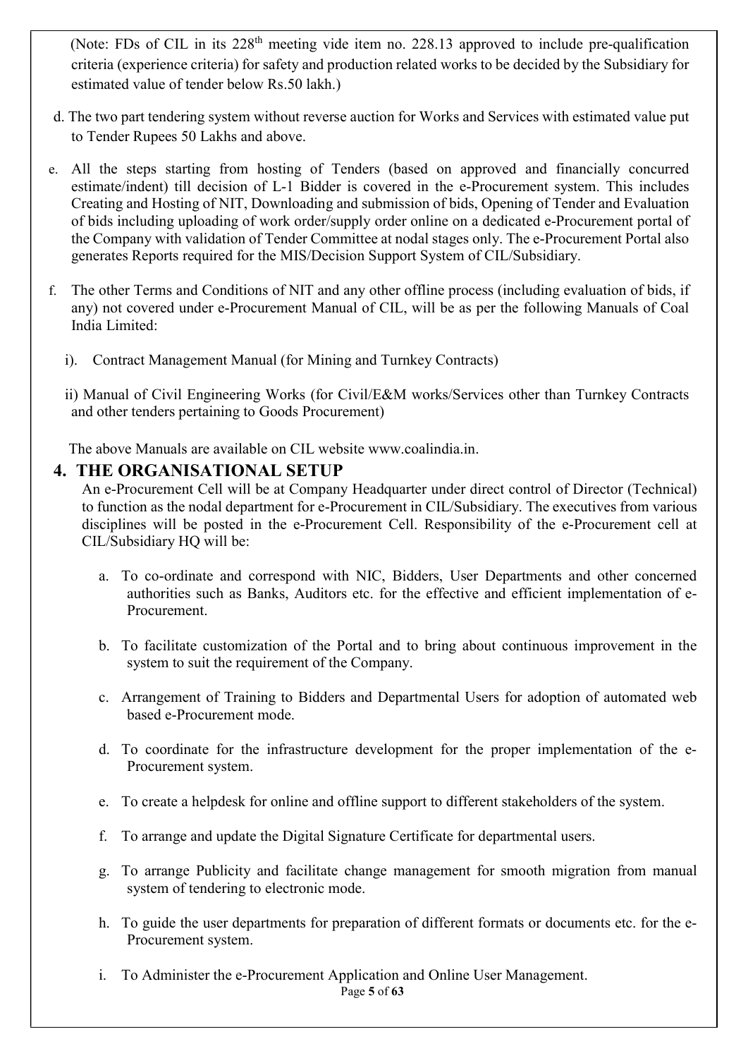(Note: FDs of CIL in its 228th meeting vide item no. 228.13 approved to include pre-qualification criteria (experience criteria) for safety and production related works to be decided by the Subsidiary for estimated value of tender below Rs.50 lakh.)

d. The two part tendering system without reverse auction for Works and Services with estimated value put to Tender Rupees 50 Lakhs and above.

e. All the steps starting from hosting of Tenders (based on approved and financially concurred estimate/indent) till decision of L-1 Bidder is covered in the e-Procurement system. This includes Creating and Hosting of NIT, Downloading and submission of bids, Opening of Tender and Evaluation of bids including uploading of work order/supply order online on a dedicated e-Procurement portal of the Company with validation of Tender Committee at nodal stages only. The e-Procurement Portal also generates Reports required for the MIS/Decision Support System of CIL/Subsidiary.

f. The other Terms and Conditions of NIT and any other offline process (including evaluation of bids, if any) not covered under e-Procurement Manual of CIL, will be as per the following Manuals of Coal India Limited:

i). Contract Management Manual (for Mining and Turnkey Contracts)

ii) Manual of Civil Engineering Works (for Civil/E&M works/Services other than Turnkey Contracts and other tenders pertaining to Goods Procurement)

The above Manuals are available on CIL website www.coalindia.in.

## 4. THE ORGANISATIONAL SETUP

An e-Procurement Cell will be at Company Headquarter under direct control of Director (Technical) to function as the nodal department for e-Procurement in CIL/Subsidiary. The executives from various disciplines will be posted in the e-Procurement Cell. Responsibility of the e-Procurement cell at CIL/Subsidiary HQ will be:

a. To co-ordinate and correspond with NIC, Bidders, User Departments and other concerned authorities such as Banks, Auditors etc. for the effective and efficient implementation of e-Procurement.

b. To facilitate customization of the Portal and to bring about continuous improvement in the system to suit the requirement of the Company.

c. Arrangement of Training to Bidders and Departmental Users for adoption of automated web based e-Procurement mode.

d. To coordinate for the infrastructure development for the proper implementation of the e-Procurement system.

e. To create a helpdesk for online and offline support to different stakeholders of the system.

f. To arrange and update the Digital Signature Certificate for departmental users.

g. To arrange Publicity and facilitate change management for smooth migration from manual system of tendering to electronic mode.

h. To guide the user departments for preparation of different formats or documents etc. for the e-Procurement system.

i. To Administer the e-Procurement Application and Online User Management.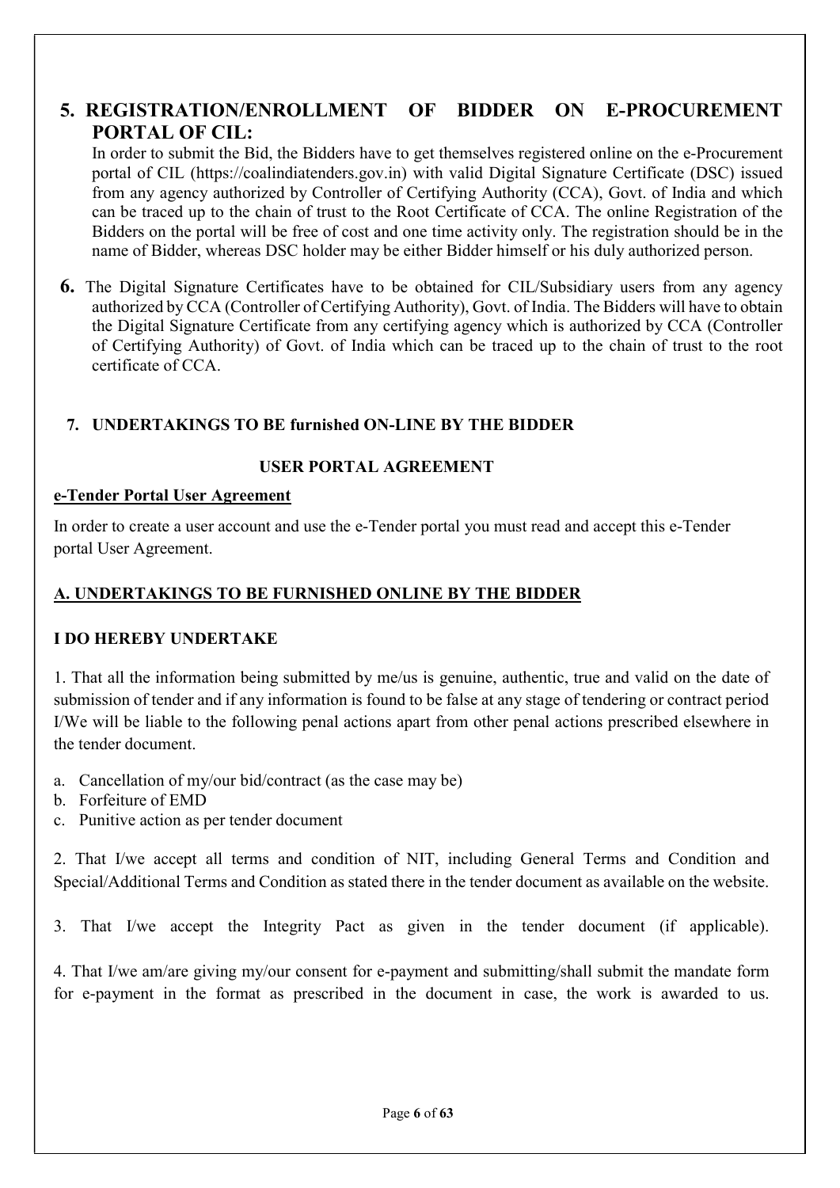## 5. REGISTRATION/ENROLLMENT OF BIDDER ON E-PROCUREMENT PORTAL OF CIL:

In order to submit the Bid, the Bidders have to get themselves registered online on the e-Procurement portal of CIL (https://coalindiatenders.gov.in) with valid Digital Signature Certificate (DSC) issued from any agency authorized by Controller of Certifying Authority (CCA), Govt. of India and which can be traced up to the chain of trust to the Root Certificate of CCA. The online Registration of the Bidders on the portal will be free of cost and one time activity only. The registration should be in the name of Bidder, whereas DSC holder may be either Bidder himself or his duly authorized person.

**6.** The Digital Signature Certificates have to be obtained for CIL/Subsidiary users from any agency authorized by CCA (Controller of Certifying Authority), Govt. of India. The Bidders will have to obtain the Digital Signature Certificate from any certifying agency which is authorized by CCA (Controller of Certifying Authority) of Govt. of India which can be traced up to the chain of trust to the root certificate of CCA.

**7. UNDERTAKINGS TO BE furnished ON-LINE BY THE BIDDER**

**USER PORTAL AGREEMENT**

**<u>e-Tender Portal User Agreement</u>**

In order to create a user account and use the e-Tender portal you must read and accept this e-Tender portal User Agreement.

**<u>A. UNDERTAKINGS TO BE FURNISHED ONLINE BY THE BIDDER</u>**

**I DO HEREBY UNDERTAKE**

1. That all the information being submitted by me/us is genuine, authentic, true and valid on the date of submission of tender and if any information is found to be false at any stage of tendering or contract period I/We will be liable to the following penal actions apart from other penal actions prescribed elsewhere in the tender document.

a. Cancellation of my/our bid/contract (as the case may be)
b. Forfeiture of EMD
c. Punitive action as per tender document

2. That I/we accept all terms and condition of NIT, including General Terms and Condition and Special/Additional Terms and Condition as stated there in the tender document as available on the website.

3. That I/we accept the Integrity Pact as given in the tender document (if applicable).

4. That I/we am/are giving my/our consent for e-payment and submitting/shall submit the mandate form for e-payment in the format as prescribed in the document in case, the work is awarded to us.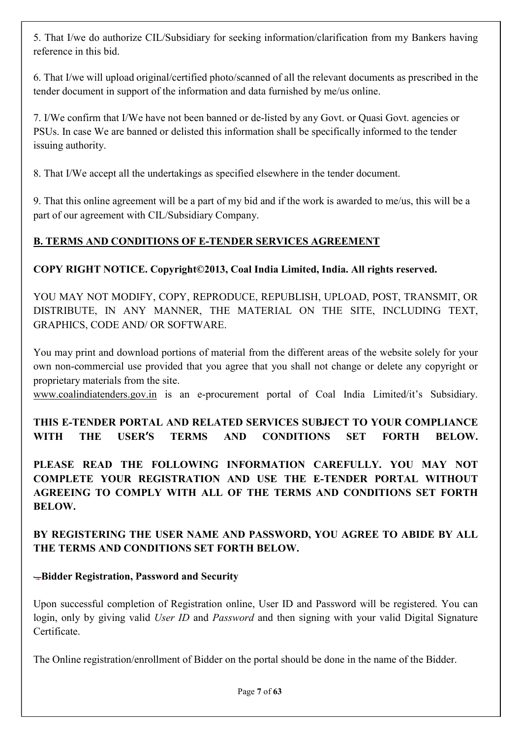5. That I/we do authorize CIL/Subsidiary for seeking information/clarification from my Bankers having reference in this bid.

6. That I/we will upload original/certified photo/scanned of all the relevant documents as prescribed in the tender document in support of the information and data furnished by me/us online.

7. I/We confirm that I/We have not been banned or de-listed by any Govt. or Quasi Govt. agencies or PSUs. In case We are banned or delisted this information shall be specifically informed to the tender issuing authority.

8. That I/We accept all the undertakings as specified elsewhere in the tender document.

9. That this online agreement will be a part of my bid and if the work is awarded to me/us, this will be a part of our agreement with CIL/Subsidiary Company.

**B. TERMS AND CONDITIONS OF E-TENDER SERVICES AGREEMENT**

**COPY RIGHT NOTICE. Copyright©2013, Coal India Limited, India. All rights reserved.**

YOU MAY NOT MODIFY, COPY, REPRODUCE, REPUBLISH, UPLOAD, POST, TRANSMIT, OR DISTRIBUTE, IN ANY MANNER, THE MATERIAL ON THE SITE, INCLUDING TEXT, GRAPHICS, CODE AND/ OR SOFTWARE.

You may print and download portions of material from the different areas of the website solely for your own non-commercial use provided that you agree that you shall not change or delete any copyright or proprietary materials from the site.
www.coalindiatenders.gov.in is an e-procurement portal of Coal India Limited/it's Subsidiary.

**THIS E-TENDER PORTAL AND RELATED SERVICES SUBJECT TO YOUR COMPLIANCE WITH THE USER'S TERMS AND CONDITIONS SET FORTH BELOW.**

**PLEASE READ THE FOLLOWING INFORMATION CAREFULLY. YOU MAY NOT COMPLETE YOUR REGISTRATION AND USE THE E-TENDER PORTAL WITHOUT AGREEING TO COMPLY WITH ALL OF THE TERMS AND CONDITIONS SET FORTH BELOW.**

**BY REGISTERING THE USER NAME AND PASSWORD, YOU AGREE TO ABIDE BY ALL THE TERMS AND CONDITIONS SET FORTH BELOW.**

**Bidder Registration, Password and Security**

Upon successful completion of Registration online, User ID and Password will be registered. You can login, only by giving valid *User ID* and *Password* and then signing with your valid Digital Signature Certificate.

The Online registration/enrollment of Bidder on the portal should be done in the name of the Bidder.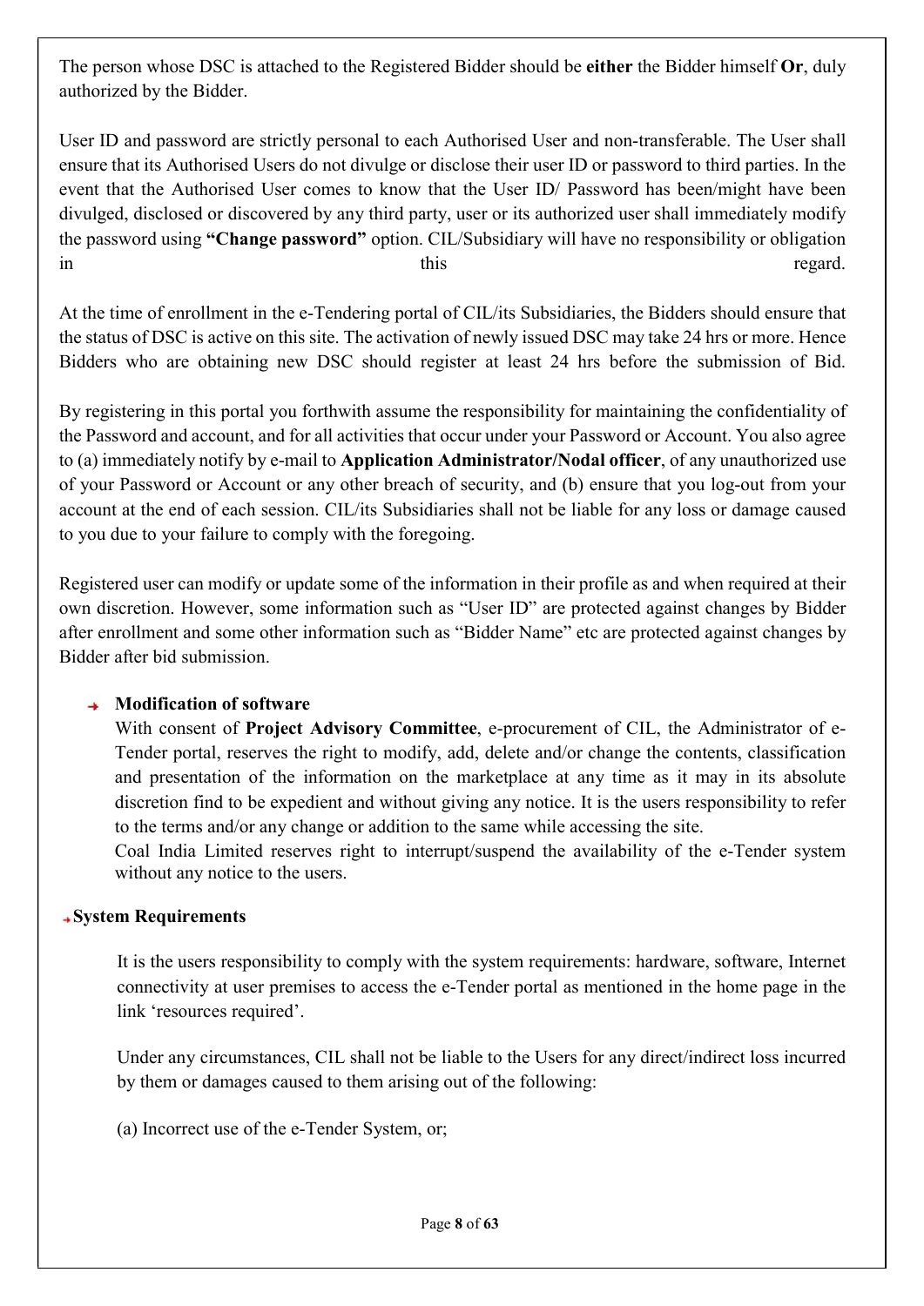The person whose DSC is attached to the Registered Bidder should be **either** the Bidder himself **Or**, duly authorized by the Bidder.

User ID and password are strictly personal to each Authorised User and non-transferable. The User shall ensure that its Authorised Users do not divulge or disclose their user ID or password to third parties. In the event that the Authorised User comes to know that the User ID/ Password has been/might have been divulged, disclosed or discovered by any third party, user or its authorized user shall immediately modify the password using **"Change password"** option. CIL/Subsidiary will have no responsibility or obligation in this regard.

At the time of enrollment in the e-Tendering portal of CIL/its Subsidiaries, the Bidders should ensure that the status of DSC is active on this site. The activation of newly issued DSC may take 24 hrs or more. Hence Bidders who are obtaining new DSC should register at least 24 hrs before the submission of Bid.

By registering in this portal you forthwith assume the responsibility for maintaining the confidentiality of the Password and account, and for all activities that occur under your Password or Account. You also agree to (a) immediately notify by e-mail to **Application Administrator/Nodal officer**, of any unauthorized use of your Password or Account or any other breach of security, and (b) ensure that you log-out from your account at the end of each session. CIL/its Subsidiaries shall not be liable for any loss or damage caused to you due to your failure to comply with the foregoing.

Registered user can modify or update some of the information in their profile as and when required at their own discretion. However, some information such as "User ID" are protected against changes by Bidder after enrollment and some other information such as "Bidder Name" etc are protected against changes by Bidder after bid submission.

- **Modification of software**

  With consent of **Project Advisory Committee**, e-procurement of CIL, the Administrator of e-Tender portal, reserves the right to modify, add, delete and/or change the contents, classification and presentation of the information on the marketplace at any time as it may in its absolute discretion find to be expedient and without giving any notice. It is the users responsibility to refer to the terms and/or any change or addition to the same while accessing the site.

  Coal India Limited reserves right to interrupt/suspend the availability of the e-Tender system without any notice to the users.

- **System Requirements**

  It is the users responsibility to comply with the system requirements: hardware, software, Internet connectivity at user premises to access the e-Tender portal as mentioned in the home page in the link 'resources required'.

  Under any circumstances, CIL shall not be liable to the Users for any direct/indirect loss incurred by them or damages caused to them arising out of the following:

  (a) Incorrect use of the e-Tender System, or;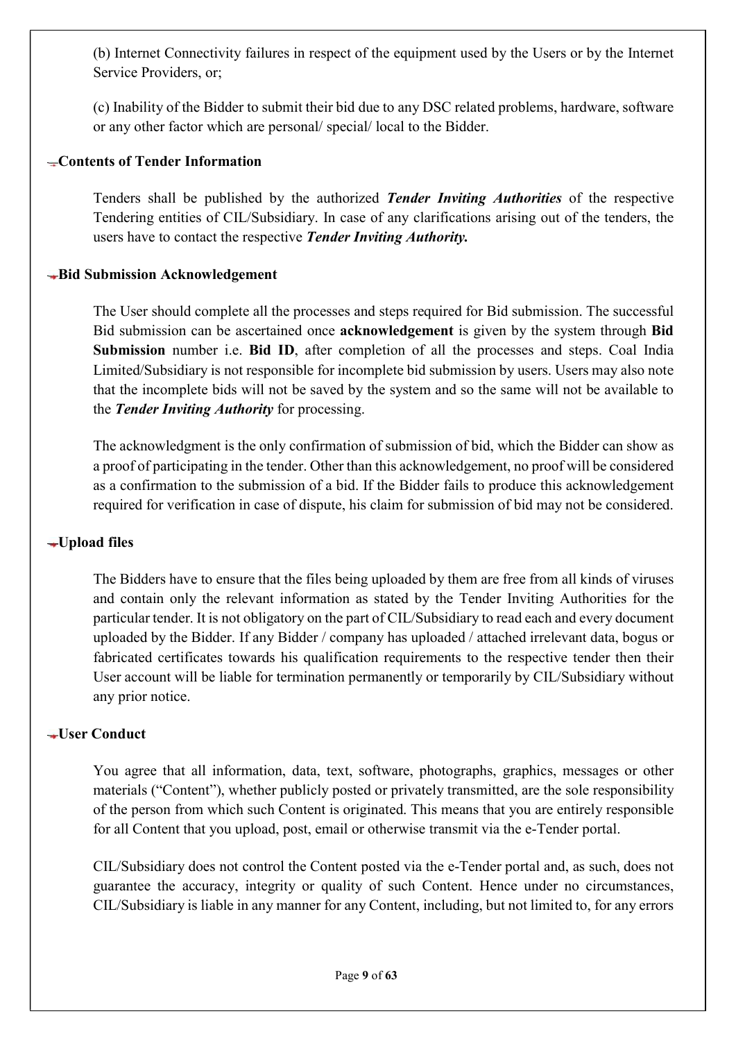(b) Internet Connectivity failures in respect of the equipment used by the Users or by the Internet Service Providers, or;

(c) Inability of the Bidder to submit their bid due to any DSC related problems, hardware, software or any other factor which are personal/ special/ local to the Bidder.

### Contents of Tender Information

Tenders shall be published by the authorized ***Tender Inviting Authorities*** of the respective Tendering entities of CIL/Subsidiary. In case of any clarifications arising out of the tenders, the users have to contact the respective ***Tender Inviting Authority.***

### Bid Submission Acknowledgement

The User should complete all the processes and steps required for Bid submission. The successful Bid submission can be ascertained once **acknowledgement** is given by the system through **Bid Submission** number i.e. **Bid ID**, after completion of all the processes and steps. Coal India Limited/Subsidiary is not responsible for incomplete bid submission by users. Users may also note that the incomplete bids will not be saved by the system and so the same will not be available to the ***Tender Inviting Authority*** for processing.

The acknowledgment is the only confirmation of submission of bid, which the Bidder can show as a proof of participating in the tender. Other than this acknowledgement, no proof will be considered as a confirmation to the submission of a bid. If the Bidder fails to produce this acknowledgement required for verification in case of dispute, his claim for submission of bid may not be considered.

### Upload files

The Bidders have to ensure that the files being uploaded by them are free from all kinds of viruses and contain only the relevant information as stated by the Tender Inviting Authorities for the particular tender. It is not obligatory on the part of CIL/Subsidiary to read each and every document uploaded by the Bidder. If any Bidder / company has uploaded / attached irrelevant data, bogus or fabricated certificates towards his qualification requirements to the respective tender then their User account will be liable for termination permanently or temporarily by CIL/Subsidiary without any prior notice.

### User Conduct

You agree that all information, data, text, software, photographs, graphics, messages or other materials (“Content”), whether publicly posted or privately transmitted, are the sole responsibility of the person from which such Content is originated. This means that you are entirely responsible for all Content that you upload, post, email or otherwise transmit via the e-Tender portal.

CIL/Subsidiary does not control the Content posted via the e-Tender portal and, as such, does not guarantee the accuracy, integrity or quality of such Content. Hence under no circumstances, CIL/Subsidiary is liable in any manner for any Content, including, but not limited to, for any errors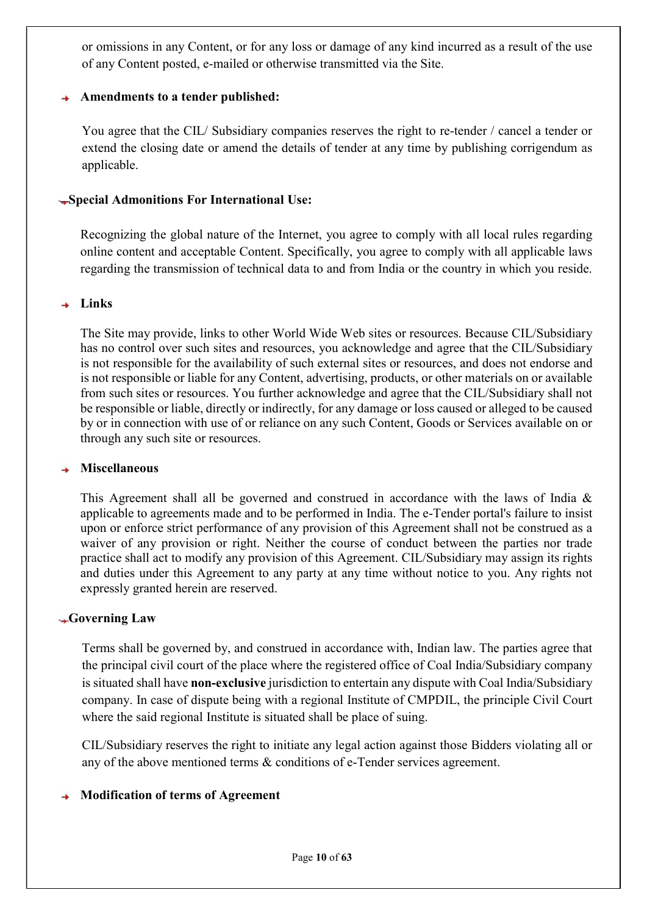or omissions in any Content, or for any loss or damage of any kind incurred as a result of the use of any Content posted, e-mailed or otherwise transmitted via the Site.

- **Amendments to a tender published:**

  You agree that the CIL/ Subsidiary companies reserves the right to re-tender / cancel a tender or extend the closing date or amend the details of tender at any time by publishing corrigendum as applicable.

- **Special Admonitions For International Use:**

  Recognizing the global nature of the Internet, you agree to comply with all local rules regarding online content and acceptable Content. Specifically, you agree to comply with all applicable laws regarding the transmission of technical data to and from India or the country in which you reside.

- **Links**

  The Site may provide, links to other World Wide Web sites or resources. Because CIL/Subsidiary has no control over such sites and resources, you acknowledge and agree that the CIL/Subsidiary is not responsible for the availability of such external sites or resources, and does not endorse and is not responsible or liable for any Content, advertising, products, or other materials on or available from such sites or resources. You further acknowledge and agree that the CIL/Subsidiary shall not be responsible or liable, directly or indirectly, for any damage or loss caused or alleged to be caused by or in connection with use of or reliance on any such Content, Goods or Services available on or through any such site or resources.

- **Miscellaneous**

  This Agreement shall all be governed and construed in accordance with the laws of India & applicable to agreements made and to be performed in India. The e-Tender portal's failure to insist upon or enforce strict performance of any provision of this Agreement shall not be construed as a waiver of any provision or right. Neither the course of conduct between the parties nor trade practice shall act to modify any provision of this Agreement. CIL/Subsidiary may assign its rights and duties under this Agreement to any party at any time without notice to you. Any rights not expressly granted herein are reserved.

- **Governing Law**

  Terms shall be governed by, and construed in accordance with, Indian law. The parties agree that the principal civil court of the place where the registered office of Coal India/Subsidiary company is situated shall have **non-exclusive** jurisdiction to entertain any dispute with Coal India/Subsidiary company. In case of dispute being with a regional Institute of CMPDIL, the principle Civil Court where the said regional Institute is situated shall be place of suing.

  CIL/Subsidiary reserves the right to initiate any legal action against those Bidders violating all or any of the above mentioned terms & conditions of e-Tender services agreement.

- **Modification of terms of Agreement**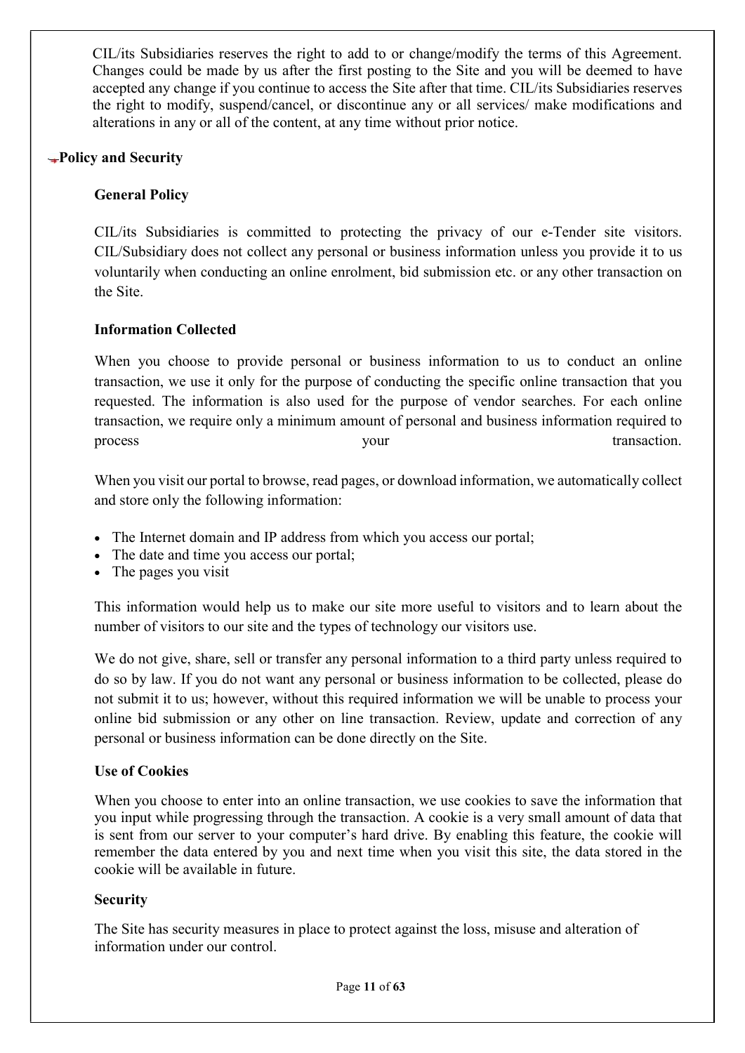CIL/its Subsidiaries reserves the right to add to or change/modify the terms of this Agreement. Changes could be made by us after the first posting to the Site and you will be deemed to have accepted any change if you continue to access the Site after that time. CIL/its Subsidiaries reserves the right to modify, suspend/cancel, or discontinue any or all services/ make modifications and alterations in any or all of the content, at any time without prior notice.

## Policy and Security

### General Policy

CIL/its Subsidiaries is committed to protecting the privacy of our e-Tender site visitors. CIL/Subsidiary does not collect any personal or business information unless you provide it to us voluntarily when conducting an online enrolment, bid submission etc. or any other transaction on the Site.

### Information Collected

When you choose to provide personal or business information to us to conduct an online transaction, we use it only for the purpose of conducting the specific online transaction that you requested. The information is also used for the purpose of vendor searches. For each online transaction, we require only a minimum amount of personal and business information required to process your transaction.

When you visit our portal to browse, read pages, or download information, we automatically collect and store only the following information:

- The Internet domain and IP address from which you access our portal;
- The date and time you access our portal;
- The pages you visit

This information would help us to make our site more useful to visitors and to learn about the number of visitors to our site and the types of technology our visitors use.

We do not give, share, sell or transfer any personal information to a third party unless required to do so by law. If you do not want any personal or business information to be collected, please do not submit it to us; however, without this required information we will be unable to process your online bid submission or any other on line transaction. Review, update and correction of any personal or business information can be done directly on the Site.

### Use of Cookies

When you choose to enter into an online transaction, we use cookies to save the information that you input while progressing through the transaction. A cookie is a very small amount of data that is sent from our server to your computer's hard drive. By enabling this feature, the cookie will remember the data entered by you and next time when you visit this site, the data stored in the cookie will be available in future.

### Security

The Site has security measures in place to protect against the loss, misuse and alteration of information under our control.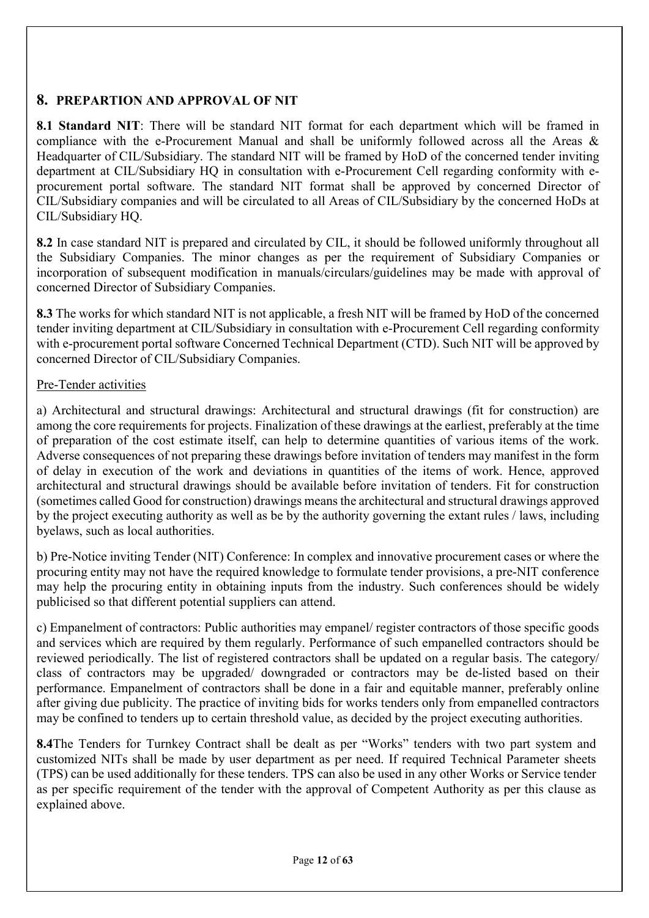## 8. PREPARTION AND APPROVAL OF NIT

**8.1 Standard NIT**: There will be standard NIT format for each department which will be framed in compliance with the e-Procurement Manual and shall be uniformly followed across all the Areas & Headquarter of CIL/Subsidiary. The standard NIT will be framed by HoD of the concerned tender inviting department at CIL/Subsidiary HQ in consultation with e-Procurement Cell regarding conformity with e-procurement portal software. The standard NIT format shall be approved by concerned Director of CIL/Subsidiary companies and will be circulated to all Areas of CIL/Subsidiary by the concerned HoDs at CIL/Subsidiary HQ.

**8.2** In case standard NIT is prepared and circulated by CIL, it should be followed uniformly throughout all the Subsidiary Companies. The minor changes as per the requirement of Subsidiary Companies or incorporation of subsequent modification in manuals/circulars/guidelines may be made with approval of concerned Director of Subsidiary Companies.

**8.3** The works for which standard NIT is not applicable, a fresh NIT will be framed by HoD of the concerned tender inviting department at CIL/Subsidiary in consultation with e-Procurement Cell regarding conformity with e-procurement portal software Concerned Technical Department (CTD). Such NIT will be approved by concerned Director of CIL/Subsidiary Companies.

Pre-Tender activities

a) Architectural and structural drawings: Architectural and structural drawings (fit for construction) are among the core requirements for projects. Finalization of these drawings at the earliest, preferably at the time of preparation of the cost estimate itself, can help to determine quantities of various items of the work. Adverse consequences of not preparing these drawings before invitation of tenders may manifest in the form of delay in execution of the work and deviations in quantities of the items of work. Hence, approved architectural and structural drawings should be available before invitation of tenders. Fit for construction (sometimes called Good for construction) drawings means the architectural and structural drawings approved by the project executing authority as well as be by the authority governing the extant rules / laws, including byelaws, such as local authorities.

b) Pre-Notice inviting Tender (NIT) Conference: In complex and innovative procurement cases or where the procuring entity may not have the required knowledge to formulate tender provisions, a pre-NIT conference may help the procuring entity in obtaining inputs from the industry. Such conferences should be widely publicised so that different potential suppliers can attend.

c) Empanelment of contractors: Public authorities may empanel/ register contractors of those specific goods and services which are required by them regularly. Performance of such empanelled contractors should be reviewed periodically. The list of registered contractors shall be updated on a regular basis. The category/ class of contractors may be upgraded/ downgraded or contractors may be de-listed based on their performance. Empanelment of contractors shall be done in a fair and equitable manner, preferably online after giving due publicity. The practice of inviting bids for works tenders only from empanelled contractors may be confined to tenders up to certain threshold value, as decided by the project executing authorities.

**8.4**The Tenders for Turnkey Contract shall be dealt as per "Works" tenders with two part system and customized NITs shall be made by user department as per need. If required Technical Parameter sheets (TPS) can be used additionally for these tenders. TPS can also be used in any other Works or Service tender as per specific requirement of the tender with the approval of Competent Authority as per this clause as explained above.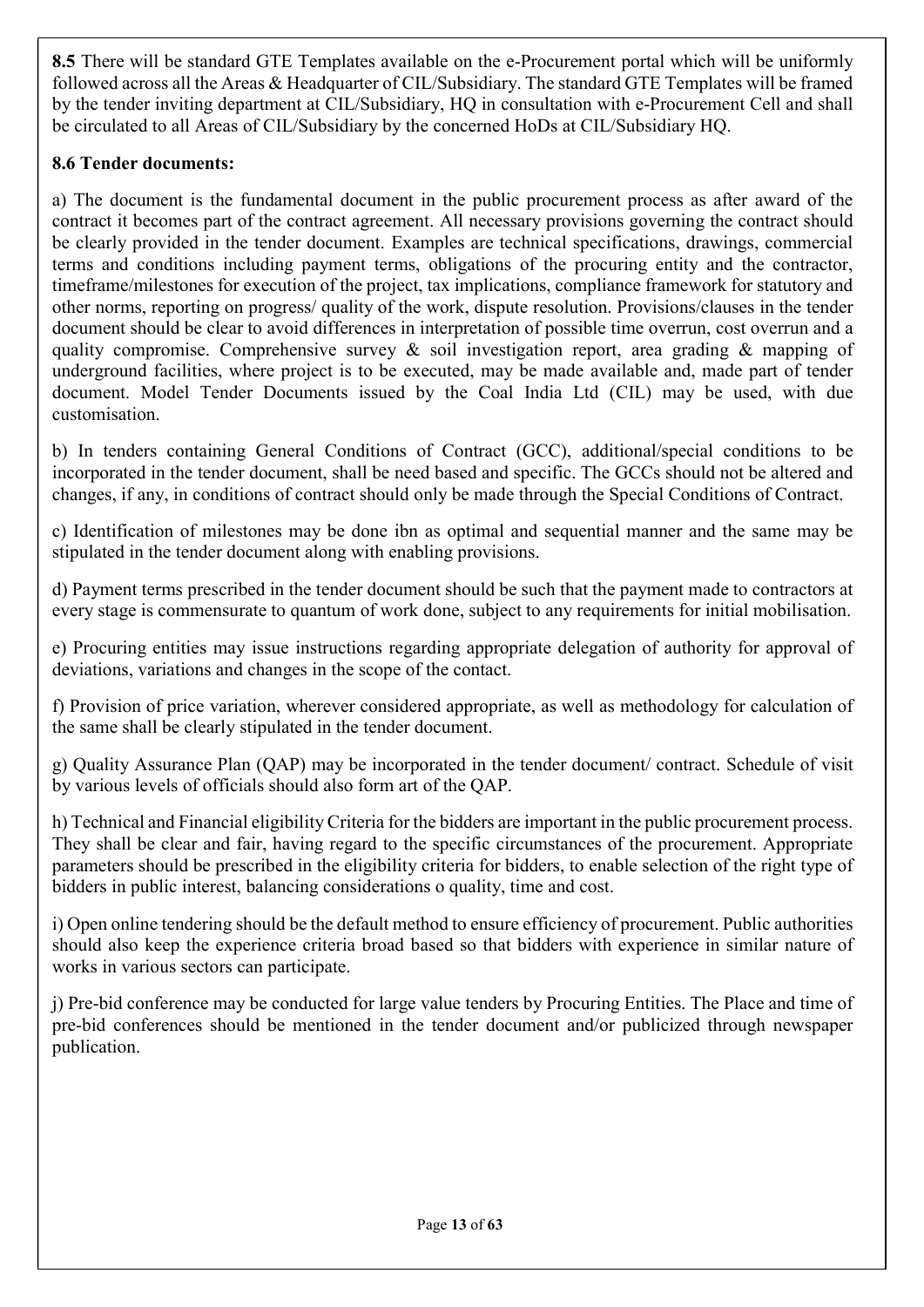**8.5** There will be standard GTE Templates available on the e-Procurement portal which will be uniformly followed across all the Areas & Headquarter of CIL/Subsidiary. The standard GTE Templates will be framed by the tender inviting department at CIL/Subsidiary, HQ in consultation with e-Procurement Cell and shall be circulated to all Areas of CIL/Subsidiary by the concerned HoDs at CIL/Subsidiary HQ.

**8.6 Tender documents:**

a) The document is the fundamental document in the public procurement process as after award of the contract it becomes part of the contract agreement. All necessary provisions governing the contract should be clearly provided in the tender document. Examples are technical specifications, drawings, commercial terms and conditions including payment terms, obligations of the procuring entity and the contractor, timeframe/milestones for execution of the project, tax implications, compliance framework for statutory and other norms, reporting on progress/ quality of the work, dispute resolution. Provisions/clauses in the tender document should be clear to avoid differences in interpretation of possible time overrun, cost overrun and a quality compromise. Comprehensive survey & soil investigation report, area grading & mapping of underground facilities, where project is to be executed, may be made available and, made part of tender document. Model Tender Documents issued by the Coal India Ltd (CIL) may be used, with due customisation.

b) In tenders containing General Conditions of Contract (GCC), additional/special conditions to be incorporated in the tender document, shall be need based and specific. The GCCs should not be altered and changes, if any, in conditions of contract should only be made through the Special Conditions of Contract.

c) Identification of milestones may be done ibn as optimal and sequential manner and the same may be stipulated in the tender document along with enabling provisions.

d) Payment terms prescribed in the tender document should be such that the payment made to contractors at every stage is commensurate to quantum of work done, subject to any requirements for initial mobilisation.

e) Procuring entities may issue instructions regarding appropriate delegation of authority for approval of deviations, variations and changes in the scope of the contact.

f) Provision of price variation, wherever considered appropriate, as well as methodology for calculation of the same shall be clearly stipulated in the tender document.

g) Quality Assurance Plan (QAP) may be incorporated in the tender document/ contract. Schedule of visit by various levels of officials should also form art of the QAP.

h) Technical and Financial eligibility Criteria for the bidders are important in the public procurement process. They shall be clear and fair, having regard to the specific circumstances of the procurement. Appropriate parameters should be prescribed in the eligibility criteria for bidders, to enable selection of the right type of bidders in public interest, balancing considerations o quality, time and cost.

i) Open online tendering should be the default method to ensure efficiency of procurement. Public authorities should also keep the experience criteria broad based so that bidders with experience in similar nature of works in various sectors can participate.

j) Pre-bid conference may be conducted for large value tenders by Procuring Entities. The Place and time of pre-bid conferences should be mentioned in the tender document and/or publicized through newspaper publication.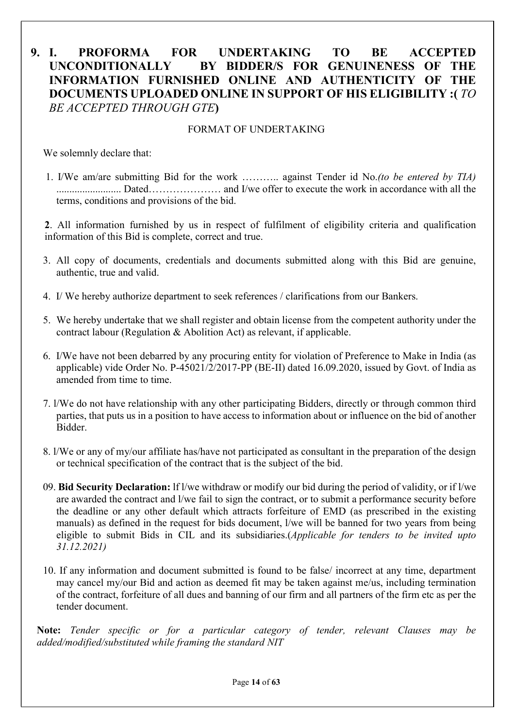# 9. I. PROFORMA FOR UNDERTAKING TO BE ACCEPTED UNCONDITIONALLY BY BIDDER/S FOR GENUINENESS OF THE INFORMATION FURNISHED ONLINE AND AUTHENTICITY OF THE DOCUMENTS UPLOADED ONLINE IN SUPPORT OF HIS ELIGIBILITY :( *TO BE ACCEPTED THROUGH GTE*)

FORMAT OF UNDERTAKING

We solemnly declare that:

1. I/We am/are submitting Bid for the work ……….. against Tender id No.*(to be entered by TIA)* ........................ Dated………………… and I/we offer to execute the work in accordance with all the terms, conditions and provisions of the bid.

**2**. All information furnished by us in respect of fulfilment of eligibility criteria and qualification information of this Bid is complete, correct and true.

3. All copy of documents, credentials and documents submitted along with this Bid are genuine, authentic, true and valid.

4. I/ We hereby authorize department to seek references / clarifications from our Bankers.

5. We hereby undertake that we shall register and obtain license from the competent authority under the contract labour (Regulation & Abolition Act) as relevant, if applicable.

6. I/We have not been debarred by any procuring entity for violation of Preference to Make in India (as applicable) vide Order No. P-45021/2/2017-PP (BE-II) dated 16.09.2020, issued by Govt. of India as amended from time to time.

7. l/We do not have relationship with any other participating Bidders, directly or through common third parties, that puts us in a position to have access to information about or influence on the bid of another Bidder.

8. l/We or any of my/our affiliate has/have not participated as consultant in the preparation of the design or technical specification of the contract that is the subject of the bid.

09. **Bid Security Declaration:** lf l/we withdraw or modify our bid during the period of validity, or if l/we are awarded the contract and l/we fail to sign the contract, or to submit a performance security before the deadline or any other default which attracts forfeiture of EMD (as prescribed in the existing manuals) as defined in the request for bids document, l/we will be banned for two years from being eligible to submit Bids in CIL and its subsidiaries.(*Applicable for tenders to be invited upto 31.12.2021)*

10. If any information and document submitted is found to be false/ incorrect at any time, department may cancel my/our Bid and action as deemed fit may be taken against me/us, including termination of the contract, forfeiture of all dues and banning of our firm and all partners of the firm etc as per the tender document.

**Note:** *Tender specific or for a particular category of tender, relevant Clauses may be added/modified/substituted while framing the standard NIT*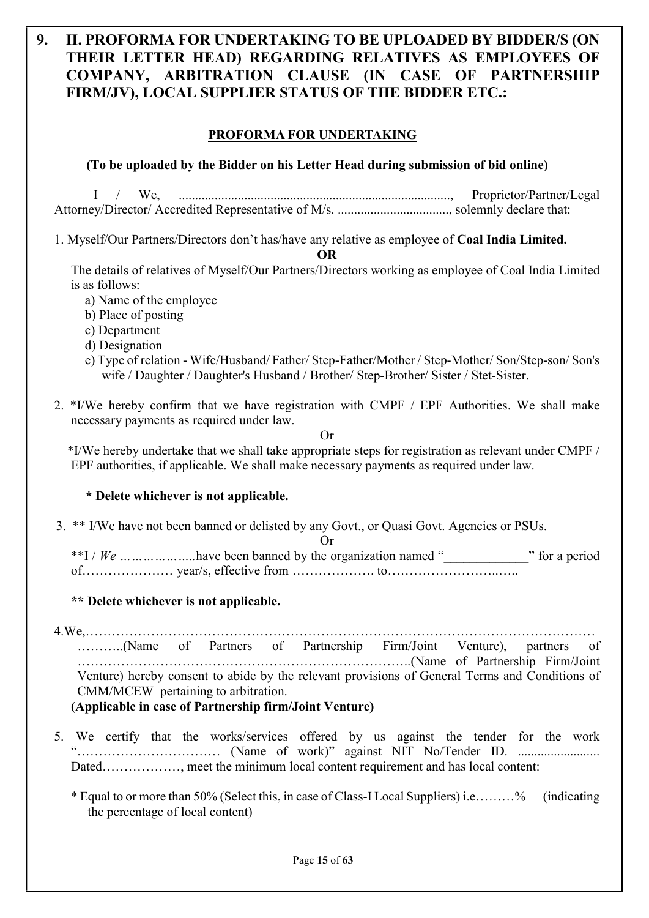## 9. II. PROFORMA FOR UNDERTAKING TO BE UPLOADED BY BIDDER/S (ON THEIR LETTER HEAD) REGARDING RELATIVES AS EMPLOYEES OF COMPANY, ARBITRATION CLAUSE (IN CASE OF PARTNERSHIP FIRM/JV), LOCAL SUPPLIER STATUS OF THE BIDDER ETC.:

**PROFORMA FOR UNDERTAKING**

**(To be uploaded by the Bidder on his Letter Head during submission of bid online)**

I / We, .................................................................................., Proprietor/Partner/Legal Attorney/Director/ Accredited Representative of M/s. .................................., solemnly declare that:

1. Myself/Our Partners/Directors don't has/have any relative as employee of **Coal India Limited.**

   **OR**

   The details of relatives of Myself/Our Partners/Directors working as employee of Coal India Limited is as follows:

   a) Name of the employee
   b) Place of posting
   c) Department
   d) Designation
   e) Type of relation - Wife/Husband/ Father/ Step-Father/Mother / Step-Mother/ Son/Step-son/ Son's wife / Daughter / Daughter's Husband / Brother/ Step-Brother/ Sister / Stet-Sister.

2. *I/We hereby confirm that we have registration with CMPF / EPF Authorities. We shall make necessary payments as required under law.

   Or

   *I/We hereby undertake that we shall take appropriate steps for registration as relevant under CMPF / EPF authorities, if applicable. We shall make necessary payments as required under law.

   **\* Delete whichever is not applicable.**

3. ** I/We have not been banned or delisted by any Govt., or Quasi Govt. Agencies or PSUs.

   Or

   **I / *We ……………….*..have been banned by the organization named "____________" for a period of………………… year/s, effective from ………………. to……………………..…..

   **\*\* Delete whichever is not applicable.**

4. We,……………………………………………………………………………………………………… ………..(Name of Partners of Partnership Firm/Joint Venture), partners of ………………………………………………………………..(Name of Partnership Firm/Joint Venture) hereby consent to abide by the relevant provisions of General Terms and Conditions of CMM/MCEW pertaining to arbitration.

   **(Applicable in case of Partnership firm/Joint Venture)**

5. We certify that the works/services offered by us against the tender for the work "…………………………… (Name of work)" against NIT No/Tender ID. ......................... Dated………………, meet the minimum local content requirement and has local content:

   \* Equal to or more than 50% (Select this, in case of Class-I Local Suppliers) i.e………% (indicating the percentage of local content)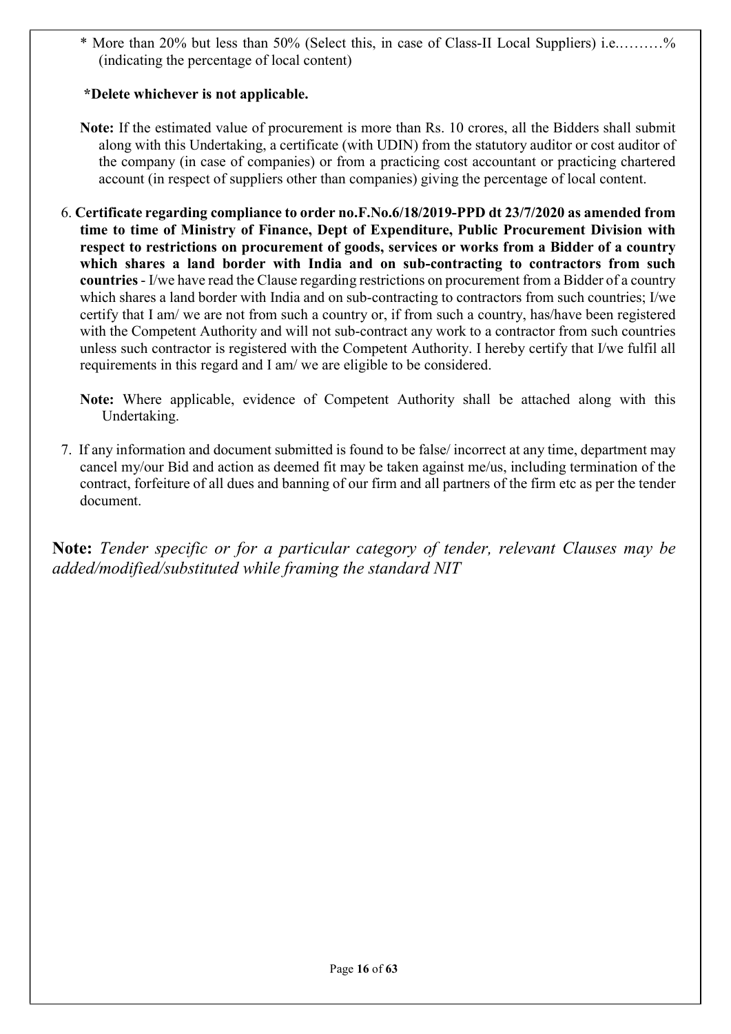* More than 20% but less than 50% (Select this, in case of Class-II Local Suppliers) i.e.………% (indicating the percentage of local content)

**\*Delete whichever is not applicable.**

**Note:** If the estimated value of procurement is more than Rs. 10 crores, all the Bidders shall submit along with this Undertaking, a certificate (with UDIN) from the statutory auditor or cost auditor of the company (in case of companies) or from a practicing cost accountant or practicing chartered account (in respect of suppliers other than companies) giving the percentage of local content.

6. **Certificate regarding compliance to order no.F.No.6/18/2019-PPD dt 23/7/2020 as amended from time to time of Ministry of Finance, Dept of Expenditure, Public Procurement Division with respect to restrictions on procurement of goods, services or works from a Bidder of a country which shares a land border with India and on sub-contracting to contractors from such countries** - I/we have read the Clause regarding restrictions on procurement from a Bidder of a country which shares a land border with India and on sub-contracting to contractors from such countries; I/we certify that I am/ we are not from such a country or, if from such a country, has/have been registered with the Competent Authority and will not sub-contract any work to a contractor from such countries unless such contractor is registered with the Competent Authority. I hereby certify that I/we fulfil all requirements in this regard and I am/ we are eligible to be considered.

   **Note:** Where applicable, evidence of Competent Authority shall be attached along with this Undertaking.

7. If any information and document submitted is found to be false/ incorrect at any time, department may cancel my/our Bid and action as deemed fit may be taken against me/us, including termination of the contract, forfeiture of all dues and banning of our firm and all partners of the firm etc as per the tender document.

**Note:** *Tender specific or for a particular category of tender, relevant Clauses may be added/modified/substituted while framing the standard NIT*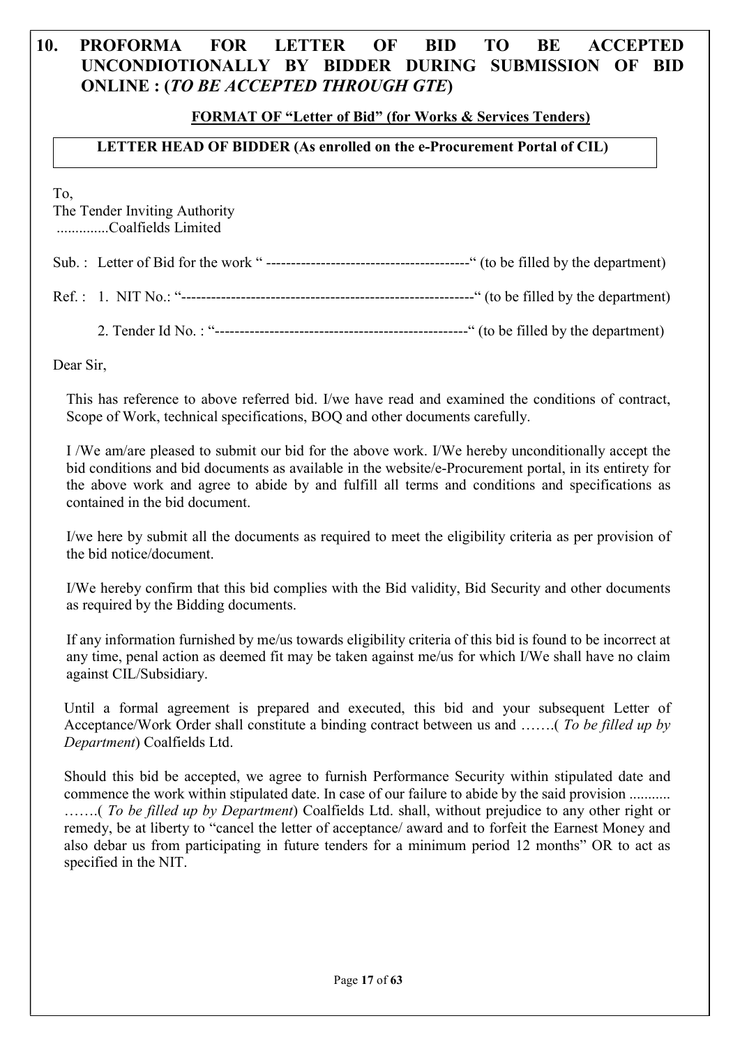## 10. PROFORMA FOR LETTER OF BID TO BE ACCEPTED UNCONDIOTIONALLY BY BIDDER DURING SUBMISSION OF BID ONLINE : (*TO BE ACCEPTED THROUGH GTE*)

**FORMAT OF "Letter of Bid" (for Works & Services Tenders)**

**LETTER HEAD OF BIDDER (As enrolled on the e-Procurement Portal of CIL)**

To,
The Tender Inviting Authority
..............Coalfields Limited

Sub. : Letter of Bid for the work " -----------------------------------------" (to be filled by the department)

Ref. : 1. NIT No.: "-----------------------------------------------------------" (to be filled by the department)

2. Tender Id No. : "---------------------------------------------------" (to be filled by the department)

Dear Sir,

This has reference to above referred bid. I/we have read and examined the conditions of contract, Scope of Work, technical specifications, BOQ and other documents carefully.

I /We am/are pleased to submit our bid for the above work. I/We hereby unconditionally accept the bid conditions and bid documents as available in the website/e-Procurement portal, in its entirety for the above work and agree to abide by and fulfill all terms and conditions and specifications as contained in the bid document.

I/we here by submit all the documents as required to meet the eligibility criteria as per provision of the bid notice/document.

I/We hereby confirm that this bid complies with the Bid validity, Bid Security and other documents as required by the Bidding documents.

If any information furnished by me/us towards eligibility criteria of this bid is found to be incorrect at any time, penal action as deemed fit may be taken against me/us for which I/We shall have no claim against CIL/Subsidiary.

Until a formal agreement is prepared and executed, this bid and your subsequent Letter of Acceptance/Work Order shall constitute a binding contract between us and …….( *To be filled up by Department*) Coalfields Ltd.

Should this bid be accepted, we agree to furnish Performance Security within stipulated date and commence the work within stipulated date. In case of our failure to abide by the said provision ........... …….( *To be filled up by Department*) Coalfields Ltd. shall, without prejudice to any other right or remedy, be at liberty to "cancel the letter of acceptance/ award and to forfeit the Earnest Money and also debar us from participating in future tenders for a minimum period 12 months" OR to act as specified in the NIT.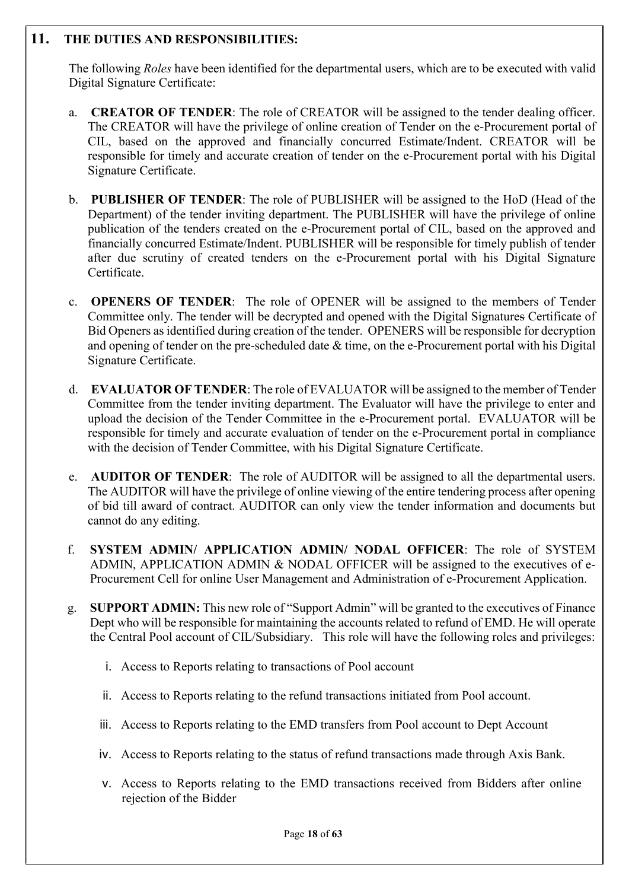## 11. THE DUTIES AND RESPONSIBILITIES:

The following *Roles* have been identified for the departmental users, which are to be executed with valid Digital Signature Certificate:

a. **CREATOR OF TENDER**: The role of CREATOR will be assigned to the tender dealing officer. The CREATOR will have the privilege of online creation of Tender on the e-Procurement portal of CIL, based on the approved and financially concurred Estimate/Indent. CREATOR will be responsible for timely and accurate creation of tender on the e-Procurement portal with his Digital Signature Certificate.

b. **PUBLISHER OF TENDER**: The role of PUBLISHER will be assigned to the HoD (Head of the Department) of the tender inviting department. The PUBLISHER will have the privilege of online publication of the tenders created on the e-Procurement portal of CIL, based on the approved and financially concurred Estimate/Indent. PUBLISHER will be responsible for timely publish of tender after due scrutiny of created tenders on the e-Procurement portal with his Digital Signature Certificate.

c. **OPENERS OF TENDER**: The role of OPENER will be assigned to the members of Tender Committee only. The tender will be decrypted and opened with the Digital Signatures Certificate of Bid Openers as identified during creation of the tender. OPENERS will be responsible for decryption and opening of tender on the pre-scheduled date & time, on the e-Procurement portal with his Digital Signature Certificate.

d. **EVALUATOR OF TENDER**: The role of EVALUATOR will be assigned to the member of Tender Committee from the tender inviting department. The Evaluator will have the privilege to enter and upload the decision of the Tender Committee in the e-Procurement portal. EVALUATOR will be responsible for timely and accurate evaluation of tender on the e-Procurement portal in compliance with the decision of Tender Committee, with his Digital Signature Certificate.

e. **AUDITOR OF TENDER**: The role of AUDITOR will be assigned to all the departmental users. The AUDITOR will have the privilege of online viewing of the entire tendering process after opening of bid till award of contract. AUDITOR can only view the tender information and documents but cannot do any editing.

f. **SYSTEM ADMIN/ APPLICATION ADMIN/ NODAL OFFICER**: The role of SYSTEM ADMIN, APPLICATION ADMIN & NODAL OFFICER will be assigned to the executives of e-Procurement Cell for online User Management and Administration of e-Procurement Application.

g. **SUPPORT ADMIN:** This new role of "Support Admin" will be granted to the executives of Finance Dept who will be responsible for maintaining the accounts related to refund of EMD. He will operate the Central Pool account of CIL/Subsidiary. This role will have the following roles and privileges:

   i. Access to Reports relating to transactions of Pool account

   ii. Access to Reports relating to the refund transactions initiated from Pool account.

   iii. Access to Reports relating to the EMD transfers from Pool account to Dept Account

   iv. Access to Reports relating to the status of refund transactions made through Axis Bank.

   v. Access to Reports relating to the EMD transactions received from Bidders after online rejection of the Bidder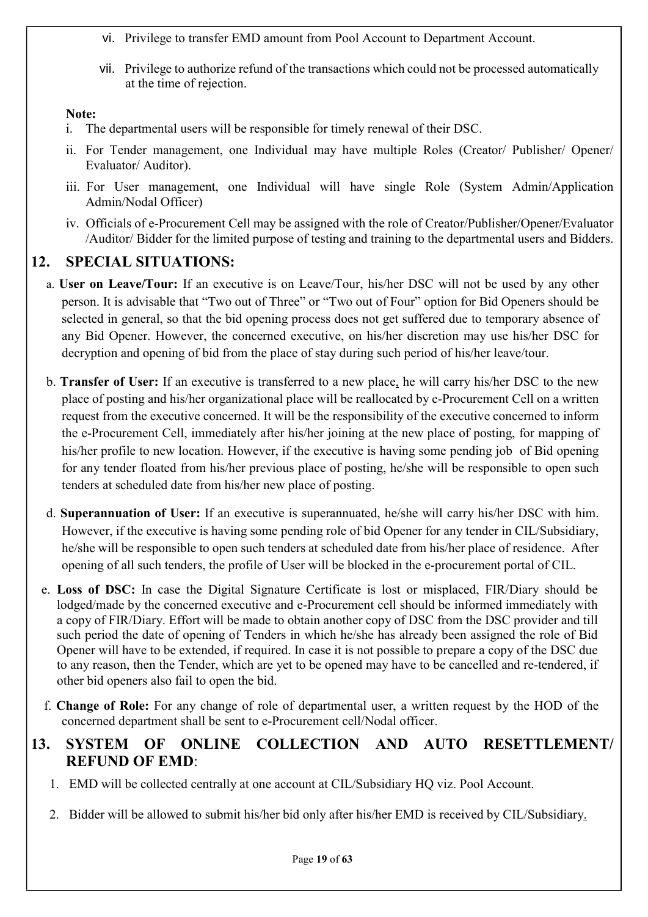vi. Privilege to transfer EMD amount from Pool Account to Department Account.

vii. Privilege to authorize refund of the transactions which could not be processed automatically at the time of rejection.

**Note:**

i. The departmental users will be responsible for timely renewal of their DSC.

ii. For Tender management, one Individual may have multiple Roles (Creator/ Publisher/ Opener/ Evaluator/ Auditor).

iii. For User management, one Individual will have single Role (System Admin/Application Admin/Nodal Officer)

iv. Officials of e-Procurement Cell may be assigned with the role of Creator/Publisher/Opener/Evaluator /Auditor/ Bidder for the limited purpose of testing and training to the departmental users and Bidders.

## 12. SPECIAL SITUATIONS:

a. **User on Leave/Tour:** If an executive is on Leave/Tour, his/her DSC will not be used by any other person. It is advisable that "Two out of Three" or "Two out of Four" option for Bid Openers should be selected in general, so that the bid opening process does not get suffered due to temporary absence of any Bid Opener. However, the concerned executive, on his/her discretion may use his/her DSC for decryption and opening of bid from the place of stay during such period of his/her leave/tour.

b. **Transfer of User:** If an executive is transferred to a new place, he will carry his/her DSC to the new place of posting and his/her organizational place will be reallocated by e-Procurement Cell on a written request from the executive concerned. It will be the responsibility of the executive concerned to inform the e-Procurement Cell, immediately after his/her joining at the new place of posting, for mapping of his/her profile to new location. However, if the executive is having some pending job of Bid opening for any tender floated from his/her previous place of posting, he/she will be responsible to open such tenders at scheduled date from his/her new place of posting.

d. **Superannuation of User:** If an executive is superannuated, he/she will carry his/her DSC with him. However, if the executive is having some pending role of bid Opener for any tender in CIL/Subsidiary, he/she will be responsible to open such tenders at scheduled date from his/her place of residence. After opening of all such tenders, the profile of User will be blocked in the e-procurement portal of CIL.

e. **Loss of DSC:** In case the Digital Signature Certificate is lost or misplaced, FIR/Diary should be lodged/made by the concerned executive and e-Procurement cell should be informed immediately with a copy of FIR/Diary. Effort will be made to obtain another copy of DSC from the DSC provider and till such period the date of opening of Tenders in which he/she has already been assigned the role of Bid Opener will have to be extended, if required. In case it is not possible to prepare a copy of the DSC due to any reason, then the Tender, which are yet to be opened may have to be cancelled and re-tendered, if other bid openers also fail to open the bid.

f. **Change of Role:** For any change of role of departmental user, a written request by the HOD of the concerned department shall be sent to e-Procurement cell/Nodal officer.

## 13. SYSTEM OF ONLINE COLLECTION AND AUTO RESETTLEMENT/ REFUND OF EMD:

1. EMD will be collected centrally at one account at CIL/Subsidiary HQ viz. Pool Account.

2. Bidder will be allowed to submit his/her bid only after his/her EMD is received by CIL/Subsidiary.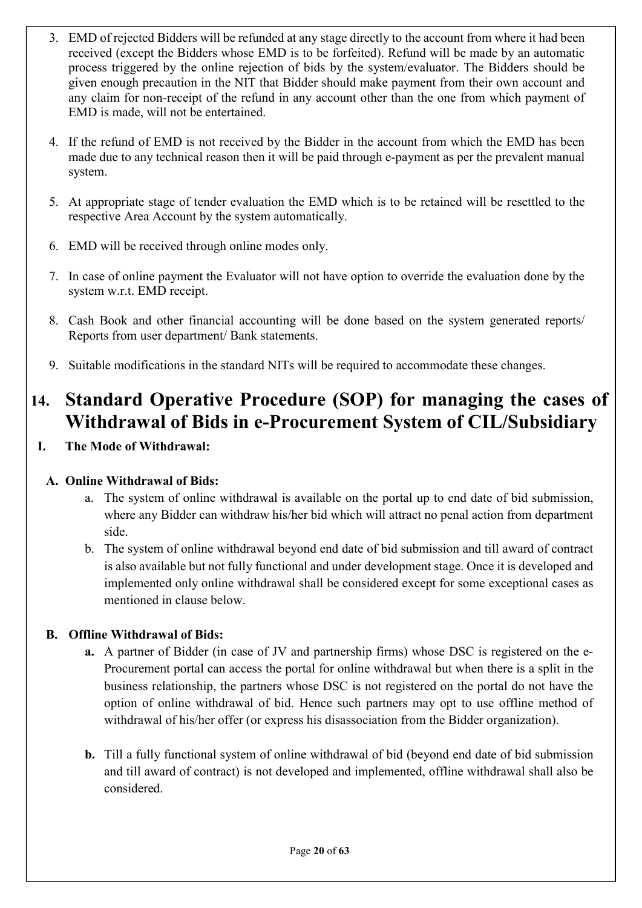3. EMD of rejected Bidders will be refunded at any stage directly to the account from where it had been received (except the Bidders whose EMD is to be forfeited). Refund will be made by an automatic process triggered by the online rejection of bids by the system/evaluator. The Bidders should be given enough precaution in the NIT that Bidder should make payment from their own account and any claim for non-receipt of the refund in any account other than the one from which payment of EMD is made, will not be entertained.

4. If the refund of EMD is not received by the Bidder in the account from which the EMD has been made due to any technical reason then it will be paid through e-payment as per the prevalent manual system.

5. At appropriate stage of tender evaluation the EMD which is to be retained will be resettled to the respective Area Account by the system automatically.

6. EMD will be received through online modes only.

7. In case of online payment the Evaluator will not have option to override the evaluation done by the system w.r.t. EMD receipt.

8. Cash Book and other financial accounting will be done based on the system generated reports/ Reports from user department/ Bank statements.

9. Suitable modifications in the standard NITs will be required to accommodate these changes.

# 14. Standard Operative Procedure (SOP) for managing the cases of Withdrawal of Bids in e-Procurement System of CIL/Subsidiary

## I. The Mode of Withdrawal:

### A. Online Withdrawal of Bids:

a. The system of online withdrawal is available on the portal up to end date of bid submission, where any Bidder can withdraw his/her bid which will attract no penal action from department side.

b. The system of online withdrawal beyond end date of bid submission and till award of contract is also available but not fully functional and under development stage. Once it is developed and implemented only online withdrawal shall be considered except for some exceptional cases as mentioned in clause below.

### B. Offline Withdrawal of Bids:

**a.** A partner of Bidder (in case of JV and partnership firms) whose DSC is registered on the e-Procurement portal can access the portal for online withdrawal but when there is a split in the business relationship, the partners whose DSC is not registered on the portal do not have the option of online withdrawal of bid. Hence such partners may opt to use offline method of withdrawal of his/her offer (or express his disassociation from the Bidder organization).

**b.** Till a fully functional system of online withdrawal of bid (beyond end date of bid submission and till award of contract) is not developed and implemented, offline withdrawal shall also be considered.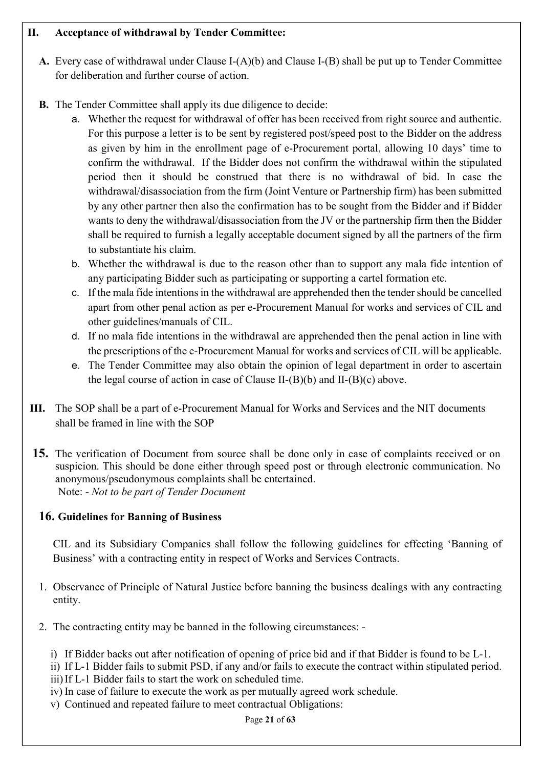**II. Acceptance of withdrawal by Tender Committee:**

**A.** Every case of withdrawal under Clause I-(A)(b) and Clause I-(B) shall be put up to Tender Committee for deliberation and further course of action.

**B.** The Tender Committee shall apply its due diligence to decide:

a. Whether the request for withdrawal of offer has been received from right source and authentic. For this purpose a letter is to be sent by registered post/speed post to the Bidder on the address as given by him in the enrollment page of e-Procurement portal, allowing 10 days' time to confirm the withdrawal. If the Bidder does not confirm the withdrawal within the stipulated period then it should be construed that there is no withdrawal of bid. In case the withdrawal/disassociation from the firm (Joint Venture or Partnership firm) has been submitted by any other partner then also the confirmation has to be sought from the Bidder and if Bidder wants to deny the withdrawal/disassociation from the JV or the partnership firm then the Bidder shall be required to furnish a legally acceptable document signed by all the partners of the firm to substantiate his claim.

b. Whether the withdrawal is due to the reason other than to support any mala fide intention of any participating Bidder such as participating or supporting a cartel formation etc.

c. If the mala fide intentions in the withdrawal are apprehended then the tender should be cancelled apart from other penal action as per e-Procurement Manual for works and services of CIL and other guidelines/manuals of CIL.

d. If no mala fide intentions in the withdrawal are apprehended then the penal action in line with the prescriptions of the e-Procurement Manual for works and services of CIL will be applicable.

e. The Tender Committee may also obtain the opinion of legal department in order to ascertain the legal course of action in case of Clause II-(B)(b) and II-(B)(c) above.

**III.** The SOP shall be a part of e-Procurement Manual for Works and Services and the NIT documents shall be framed in line with the SOP

**15.** The verification of Document from source shall be done only in case of complaints received or on suspicion. This should be done either through speed post or through electronic communication. No anonymous/pseudonymous complaints shall be entertained.
Note: - *Not to be part of Tender Document*

## 16. Guidelines for Banning of Business

CIL and its Subsidiary Companies shall follow the following guidelines for effecting 'Banning of Business' with a contracting entity in respect of Works and Services Contracts.

1. Observance of Principle of Natural Justice before banning the business dealings with any contracting entity.

2. The contracting entity may be banned in the following circumstances: -

   i) If Bidder backs out after notification of opening of price bid and if that Bidder is found to be L-1.
   ii) If L-1 Bidder fails to submit PSD, if any and/or fails to execute the contract within stipulated period.
   iii) If L-1 Bidder fails to start the work on scheduled time.
   iv) In case of failure to execute the work as per mutually agreed work schedule.
   v) Continued and repeated failure to meet contractual Obligations: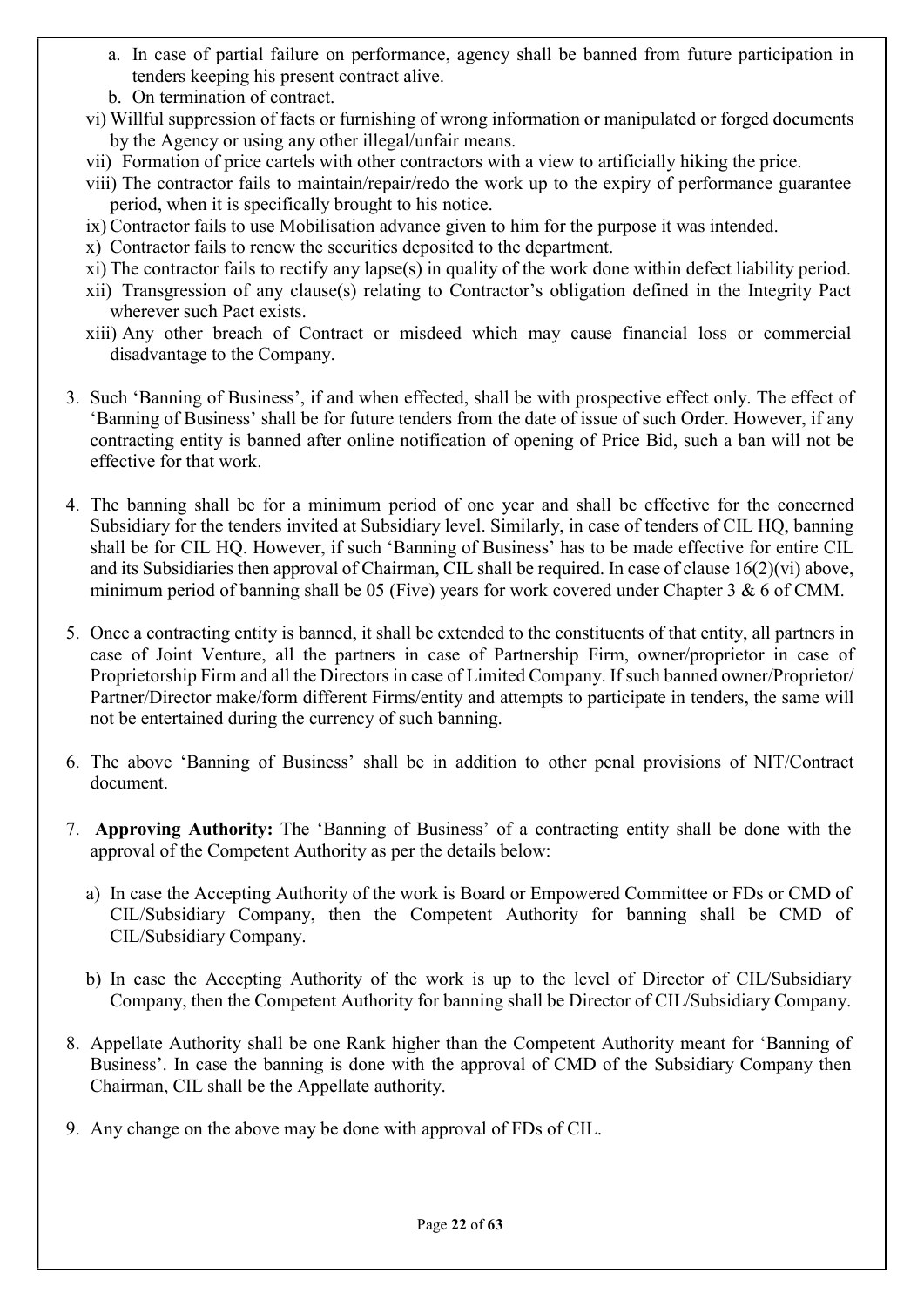a. In case of partial failure on performance, agency shall be banned from future participation in tenders keeping his present contract alive.
b. On termination of contract.

vi) Willful suppression of facts or furnishing of wrong information or manipulated or forged documents by the Agency or using any other illegal/unfair means.

vii) Formation of price cartels with other contractors with a view to artificially hiking the price.

viii) The contractor fails to maintain/repair/redo the work up to the expiry of performance guarantee period, when it is specifically brought to his notice.

ix) Contractor fails to use Mobilisation advance given to him for the purpose it was intended.

x) Contractor fails to renew the securities deposited to the department.

xi) The contractor fails to rectify any lapse(s) in quality of the work done within defect liability period.

xii) Transgression of any clause(s) relating to Contractor's obligation defined in the Integrity Pact wherever such Pact exists.

xiii) Any other breach of Contract or misdeed which may cause financial loss or commercial disadvantage to the Company.

3. Such 'Banning of Business', if and when effected, shall be with prospective effect only. The effect of 'Banning of Business' shall be for future tenders from the date of issue of such Order. However, if any contracting entity is banned after online notification of opening of Price Bid, such a ban will not be effective for that work.

4. The banning shall be for a minimum period of one year and shall be effective for the concerned Subsidiary for the tenders invited at Subsidiary level. Similarly, in case of tenders of CIL HQ, banning shall be for CIL HQ. However, if such 'Banning of Business' has to be made effective for entire CIL and its Subsidiaries then approval of Chairman, CIL shall be required. In case of clause 16(2)(vi) above, minimum period of banning shall be 05 (Five) years for work covered under Chapter 3 & 6 of CMM.

5. Once a contracting entity is banned, it shall be extended to the constituents of that entity, all partners in case of Joint Venture, all the partners in case of Partnership Firm, owner/proprietor in case of Proprietorship Firm and all the Directors in case of Limited Company. If such banned owner/Proprietor/ Partner/Director make/form different Firms/entity and attempts to participate in tenders, the same will not be entertained during the currency of such banning.

6. The above 'Banning of Business' shall be in addition to other penal provisions of NIT/Contract document.

7. **Approving Authority:** The 'Banning of Business' of a contracting entity shall be done with the approval of the Competent Authority as per the details below:

   a) In case the Accepting Authority of the work is Board or Empowered Committee or FDs or CMD of CIL/Subsidiary Company, then the Competent Authority for banning shall be CMD of CIL/Subsidiary Company.

   b) In case the Accepting Authority of the work is up to the level of Director of CIL/Subsidiary Company, then the Competent Authority for banning shall be Director of CIL/Subsidiary Company.

8. Appellate Authority shall be one Rank higher than the Competent Authority meant for 'Banning of Business'. In case the banning is done with the approval of CMD of the Subsidiary Company then Chairman, CIL shall be the Appellate authority.

9. Any change on the above may be done with approval of FDs of CIL.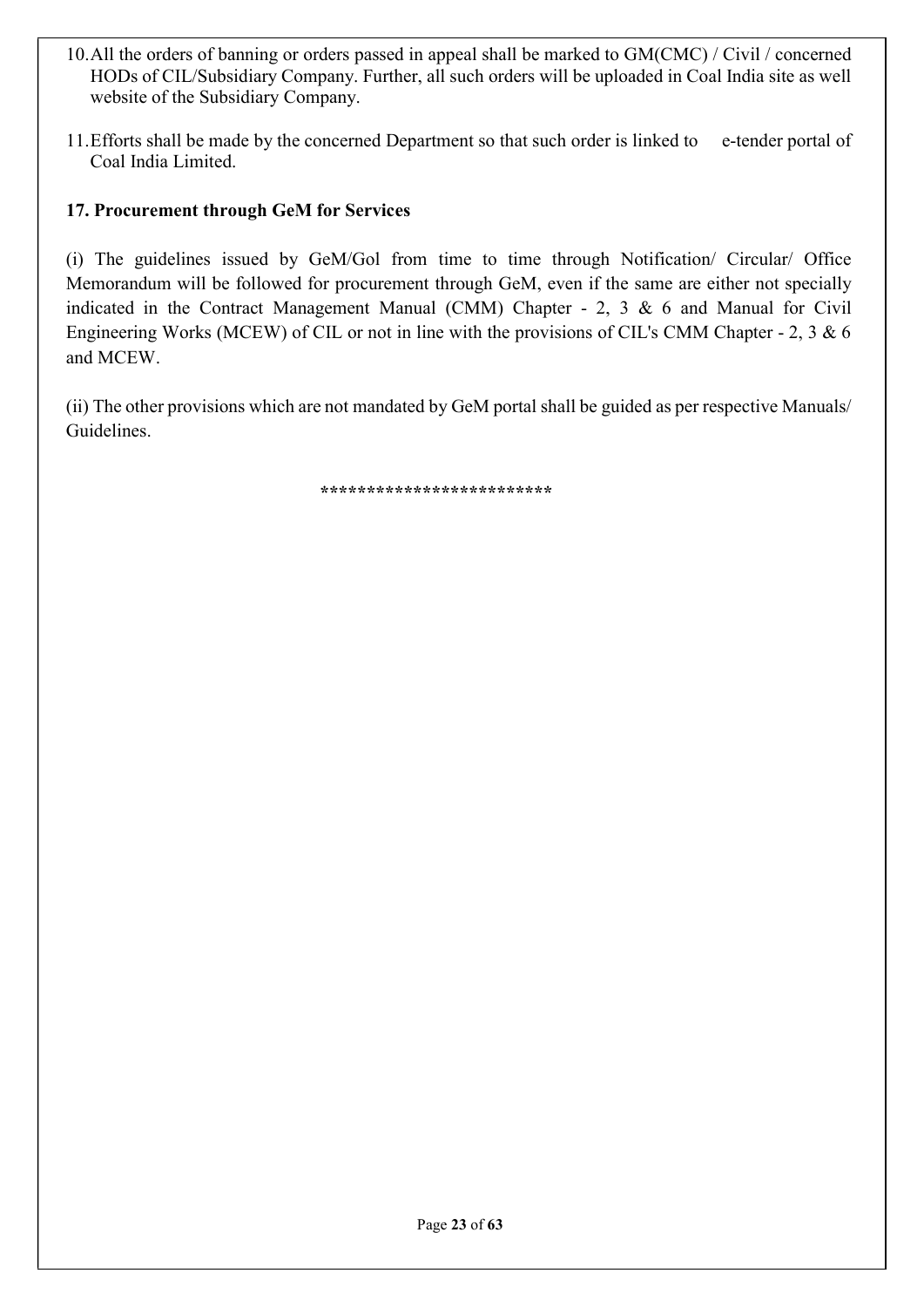10. All the orders of banning or orders passed in appeal shall be marked to GM(CMC) / Civil / concerned HODs of CIL/Subsidiary Company. Further, all such orders will be uploaded in Coal India site as well website of the Subsidiary Company.

11. Efforts shall be made by the concerned Department so that such order is linked to e-tender portal of Coal India Limited.

**17. Procurement through GeM for Services**

(i) The guidelines issued by GeM/GoI from time to time through Notification/ Circular/ Office Memorandum will be followed for procurement through GeM, even if the same are either not specially indicated in the Contract Management Manual (CMM) Chapter - 2, 3 & 6 and Manual for Civil Engineering Works (MCEW) of CIL or not in line with the provisions of CIL's CMM Chapter - 2, 3 & 6 and MCEW.

(ii) The other provisions which are not mandated by GeM portal shall be guided as per respective Manuals/ Guidelines.

*************************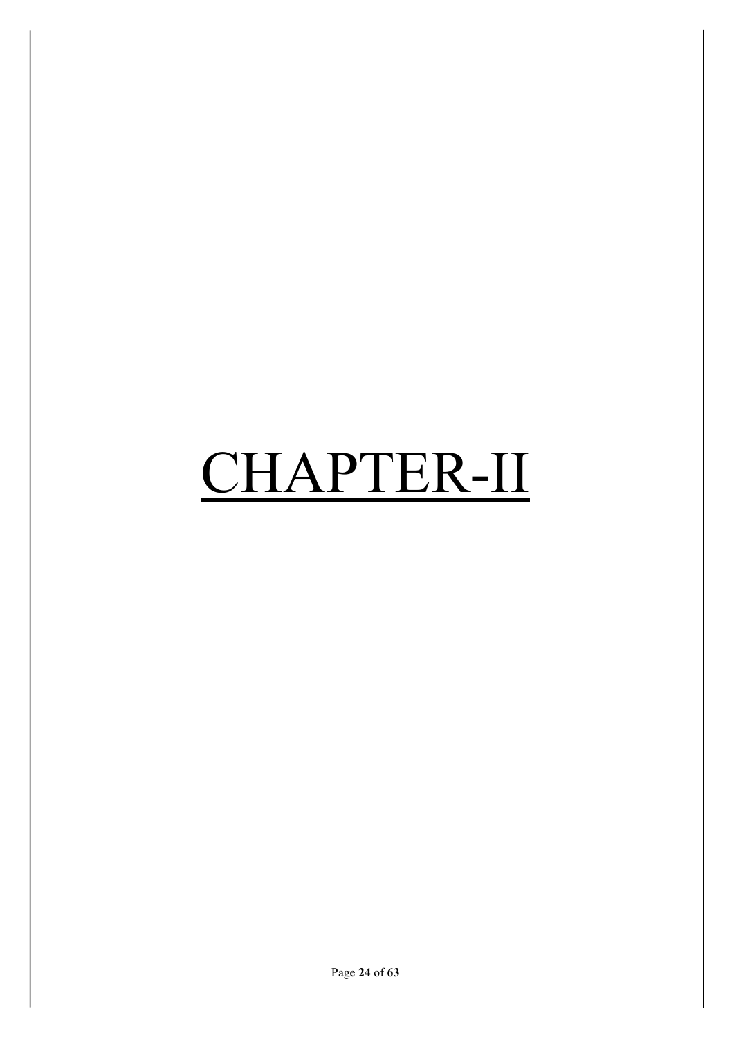# CHAPTER-II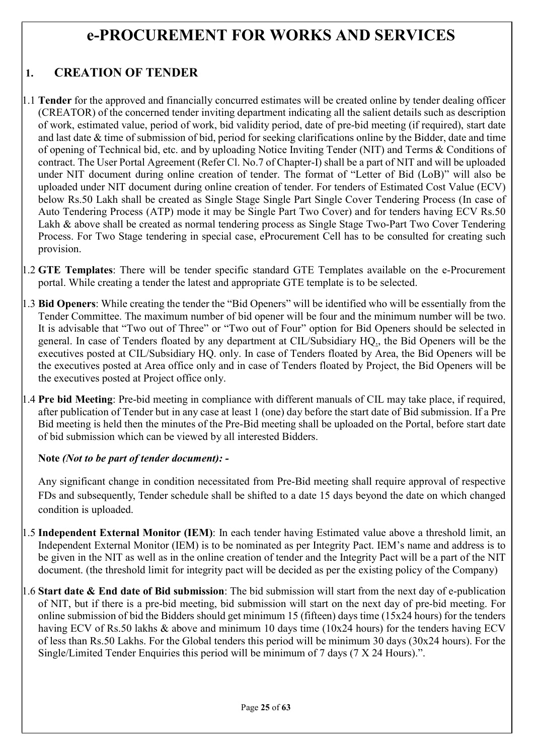# e-PROCUREMENT FOR WORKS AND SERVICES

## 1. CREATION OF TENDER

1.1 **Tender** for the approved and financially concurred estimates will be created online by tender dealing officer (CREATOR) of the concerned tender inviting department indicating all the salient details such as description of work, estimated value, period of work, bid validity period, date of pre-bid meeting (if required), start date and last date & time of submission of bid, period for seeking clarifications online by the Bidder, date and time of opening of Technical bid, etc. and by uploading Notice Inviting Tender (NIT) and Terms & Conditions of contract. The User Portal Agreement (Refer Cl. No.7 of Chapter-I) shall be a part of NIT and will be uploaded under NIT document during online creation of tender. The format of "Letter of Bid (LoB)" will also be uploaded under NIT document during online creation of tender. For tenders of Estimated Cost Value (ECV) below Rs.50 Lakh shall be created as Single Stage Single Part Single Cover Tendering Process (In case of Auto Tendering Process (ATP) mode it may be Single Part Two Cover) and for tenders having ECV Rs.50 Lakh & above shall be created as normal tendering process as Single Stage Two-Part Two Cover Tendering Process. For Two Stage tendering in special case, eProcurement Cell has to be consulted for creating such provision.

1.2 **GTE Templates**: There will be tender specific standard GTE Templates available on the e-Procurement portal. While creating a tender the latest and appropriate GTE template is to be selected.

1.3 **Bid Openers**: While creating the tender the "Bid Openers" will be identified who will be essentially from the Tender Committee. The maximum number of bid opener will be four and the minimum number will be two. It is advisable that "Two out of Three" or "Two out of Four" option for Bid Openers should be selected in general. In case of Tenders floated by any department at CIL/Subsidiary HQ., the Bid Openers will be the executives posted at CIL/Subsidiary HQ. only. In case of Tenders floated by Area, the Bid Openers will be the executives posted at Area office only and in case of Tenders floated by Project, the Bid Openers will be the executives posted at Project office only.

1.4 **Pre bid Meeting**: Pre-bid meeting in compliance with different manuals of CIL may take place, if required, after publication of Tender but in any case at least 1 (one) day before the start date of Bid submission. If a Pre Bid meeting is held then the minutes of the Pre-Bid meeting shall be uploaded on the Portal, before start date of bid submission which can be viewed by all interested Bidders.

**Note** *(Not to be part of tender document)*: -

Any significant change in condition necessitated from Pre-Bid meeting shall require approval of respective FDs and subsequently, Tender schedule shall be shifted to a date 15 days beyond the date on which changed condition is uploaded.

1.5 **Independent External Monitor (IEM)**: In each tender having Estimated value above a threshold limit, an Independent External Monitor (IEM) is to be nominated as per Integrity Pact. IEM's name and address is to be given in the NIT as well as in the online creation of tender and the Integrity Pact will be a part of the NIT document. (the threshold limit for integrity pact will be decided as per the existing policy of the Company)

1.6 **Start date & End date of Bid submission**: The bid submission will start from the next day of e-publication of NIT, but if there is a pre-bid meeting, bid submission will start on the next day of pre-bid meeting. For online submission of bid the Bidders should get minimum 15 (fifteen) days time (15x24 hours) for the tenders having ECV of Rs.50 lakhs & above and minimum 10 days time (10x24 hours) for the tenders having ECV of less than Rs.50 Lakhs. For the Global tenders this period will be minimum 30 days (30x24 hours). For the Single/Limited Tender Enquiries this period will be minimum of 7 days (7 X 24 Hours).".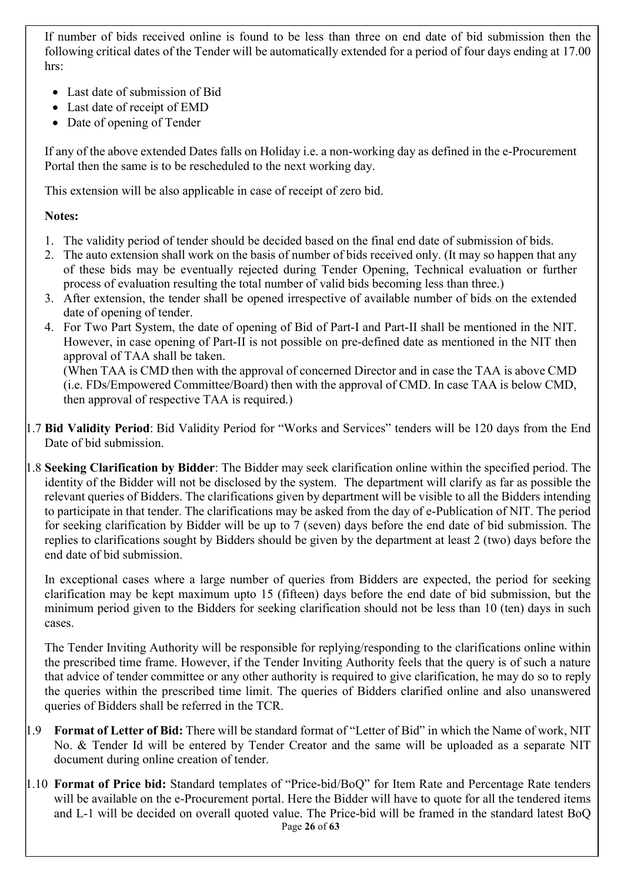If number of bids received online is found to be less than three on end date of bid submission then the following critical dates of the Tender will be automatically extended for a period of four days ending at 17.00 hrs:

- Last date of submission of Bid
- Last date of receipt of EMD
- Date of opening of Tender

If any of the above extended Dates falls on Holiday i.e. a non-working day as defined in the e-Procurement Portal then the same is to be rescheduled to the next working day.

This extension will be also applicable in case of receipt of zero bid.

**Notes:**

1. The validity period of tender should be decided based on the final end date of submission of bids.
2. The auto extension shall work on the basis of number of bids received only. (It may so happen that any of these bids may be eventually rejected during Tender Opening, Technical evaluation or further process of evaluation resulting the total number of valid bids becoming less than three.)
3. After extension, the tender shall be opened irrespective of available number of bids on the extended date of opening of tender.
4. For Two Part System, the date of opening of Bid of Part-I and Part-II shall be mentioned in the NIT. However, in case opening of Part-II is not possible on pre-defined date as mentioned in the NIT then approval of TAA shall be taken.
   (When TAA is CMD then with the approval of concerned Director and in case the TAA is above CMD (i.e. FDs/Empowered Committee/Board) then with the approval of CMD. In case TAA is below CMD, then approval of respective TAA is required.)

1.7 **Bid Validity Period**: Bid Validity Period for "Works and Services" tenders will be 120 days from the End Date of bid submission.

1.8 **Seeking Clarification by Bidder**: The Bidder may seek clarification online within the specified period. The identity of the Bidder will not be disclosed by the system. The department will clarify as far as possible the relevant queries of Bidders. The clarifications given by department will be visible to all the Bidders intending to participate in that tender. The clarifications may be asked from the day of e-Publication of NIT. The period for seeking clarification by Bidder will be up to 7 (seven) days before the end date of bid submission. The replies to clarifications sought by Bidders should be given by the department at least 2 (two) days before the end date of bid submission.

In exceptional cases where a large number of queries from Bidders are expected, the period for seeking clarification may be kept maximum upto 15 (fifteen) days before the end date of bid submission, but the minimum period given to the Bidders for seeking clarification should not be less than 10 (ten) days in such cases.

The Tender Inviting Authority will be responsible for replying/responding to the clarifications online within the prescribed time frame. However, if the Tender Inviting Authority feels that the query is of such a nature that advice of tender committee or any other authority is required to give clarification, he may do so to reply the queries within the prescribed time limit. The queries of Bidders clarified online and also unanswered queries of Bidders shall be referred in the TCR.

1.9 **Format of Letter of Bid:** There will be standard format of "Letter of Bid" in which the Name of work, NIT No. & Tender Id will be entered by Tender Creator and the same will be uploaded as a separate NIT document during online creation of tender.

1.10 **Format of Price bid:** Standard templates of "Price-bid/BoQ" for Item Rate and Percentage Rate tenders will be available on the e-Procurement portal. Here the Bidder will have to quote for all the tendered items and L-1 will be decided on overall quoted value. The Price-bid will be framed in the standard latest BoQ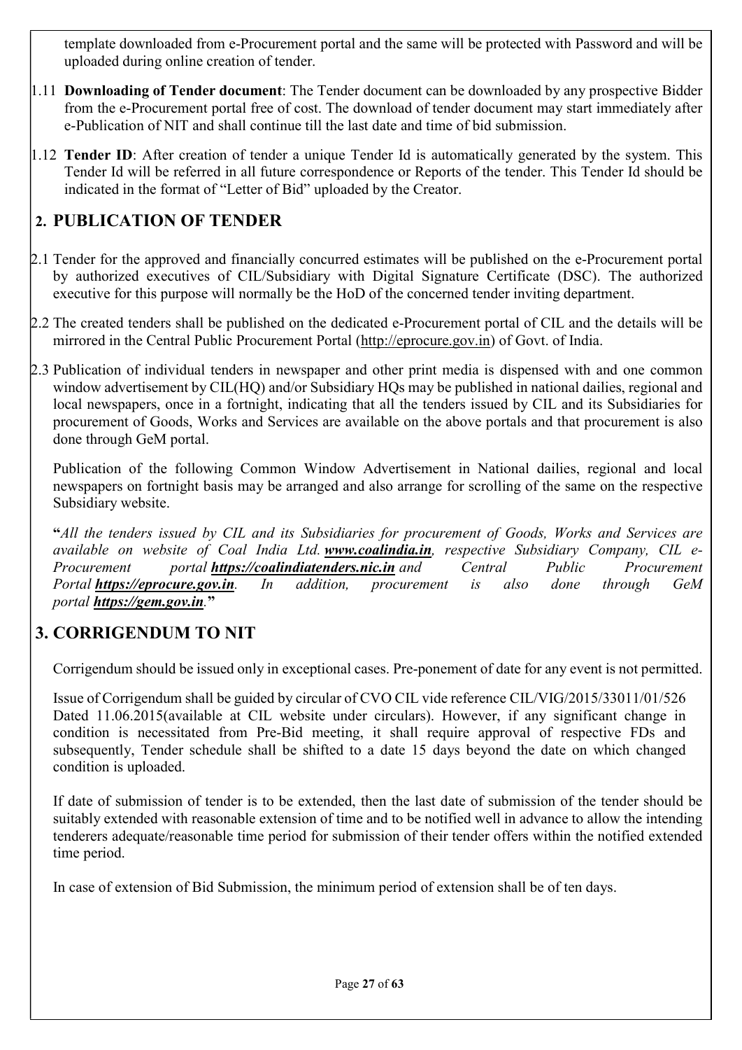template downloaded from e-Procurement portal and the same will be protected with Password and will be uploaded during online creation of tender.

1.11 **Downloading of Tender document**: The Tender document can be downloaded by any prospective Bidder from the e-Procurement portal free of cost. The download of tender document may start immediately after e-Publication of NIT and shall continue till the last date and time of bid submission.

1.12 **Tender ID**: After creation of tender a unique Tender Id is automatically generated by the system. This Tender Id will be referred in all future correspondence or Reports of the tender. This Tender Id should be indicated in the format of "Letter of Bid" uploaded by the Creator.

## 2. PUBLICATION OF TENDER

2.1 Tender for the approved and financially concurred estimates will be published on the e-Procurement portal by authorized executives of CIL/Subsidiary with Digital Signature Certificate (DSC). The authorized executive for this purpose will normally be the HoD of the concerned tender inviting department.

2.2 The created tenders shall be published on the dedicated e-Procurement portal of CIL and the details will be mirrored in the Central Public Procurement Portal (http://eprocure.gov.in) of Govt. of India.

2.3 Publication of individual tenders in newspaper and other print media is dispensed with and one common window advertisement by CIL(HQ) and/or Subsidiary HQs may be published in national dailies, regional and local newspapers, once in a fortnight, indicating that all the tenders issued by CIL and its Subsidiaries for procurement of Goods, Works and Services are available on the above portals and that procurement is also done through GeM portal.

Publication of the following Common Window Advertisement in National dailies, regional and local newspapers on fortnight basis may be arranged and also arrange for scrolling of the same on the respective Subsidiary website.

**"***All the tenders issued by CIL and its Subsidiaries for procurement of Goods, Works and Services are available on website of Coal India Ltd.* ***www.coalindia.in****, respective Subsidiary Company, CIL e-Procurement portal* ***https://coalindiatenders.nic.in*** *and Central Public Procurement Portal* ***https://eprocure.gov.in****. In addition, procurement is also done through GeM portal* ***https://gem.gov.in****.***"**

## 3. CORRIGENDUM TO NIT

Corrigendum should be issued only in exceptional cases. Pre-ponement of date for any event is not permitted.

Issue of Corrigendum shall be guided by circular of CVO CIL vide reference CIL/VIG/2015/33011/01/526 Dated 11.06.2015(available at CIL website under circulars). However, if any significant change in condition is necessitated from Pre-Bid meeting, it shall require approval of respective FDs and subsequently, Tender schedule shall be shifted to a date 15 days beyond the date on which changed condition is uploaded.

If date of submission of tender is to be extended, then the last date of submission of the tender should be suitably extended with reasonable extension of time and to be notified well in advance to allow the intending tenderers adequate/reasonable time period for submission of their tender offers within the notified extended time period.

In case of extension of Bid Submission, the minimum period of extension shall be of ten days.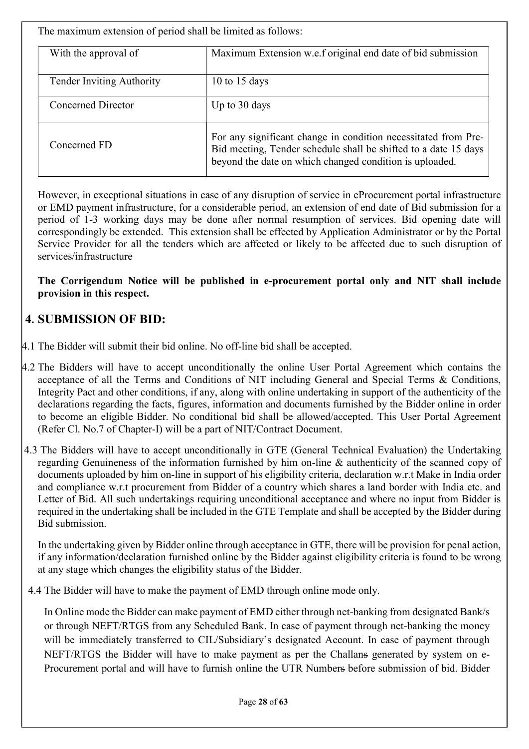The maximum extension of period shall be limited as follows:

| With the approval of | Maximum Extension w.e.f original end date of bid submission |
|---|---|
| Tender Inviting Authority | 10 to 15 days |
| Concerned Director | Up to 30 days |
| Concerned FD | For any significant change in condition necessitated from Pre-Bid meeting, Tender schedule shall be shifted to a date 15 days beyond the date on which changed condition is uploaded. |

However, in exceptional situations in case of any disruption of service in eProcurement portal infrastructure or EMD payment infrastructure, for a considerable period, an extension of end date of Bid submission for a period of 1-3 working days may be done after normal resumption of services. Bid opening date will correspondingly be extended. This extension shall be effected by Application Administrator or by the Portal Service Provider for all the tenders which are affected or likely to be affected due to such disruption of services/infrastructure

**The Corrigendum Notice will be published in e-procurement portal only and NIT shall include provision in this respect.**

## 4. SUBMISSION OF BID:

4.1 The Bidder will submit their bid online. No off-line bid shall be accepted.

4.2 The Bidders will have to accept unconditionally the online User Portal Agreement which contains the acceptance of all the Terms and Conditions of NIT including General and Special Terms & Conditions, Integrity Pact and other conditions, if any, along with online undertaking in support of the authenticity of the declarations regarding the facts, figures, information and documents furnished by the Bidder online in order to become an eligible Bidder. No conditional bid shall be allowed/accepted. This User Portal Agreement (Refer Cl. No.7 of Chapter-I) will be a part of NIT/Contract Document.

4.3 The Bidders will have to accept unconditionally in GTE (General Technical Evaluation) the Undertaking regarding Genuineness of the information furnished by him on-line & authenticity of the scanned copy of documents uploaded by him on-line in support of his eligibility criteria, declaration w.r.t Make in India order and compliance w.r.t procurement from Bidder of a country which shares a land border with India etc. and Letter of Bid. All such undertakings requiring unconditional acceptance and where no input from Bidder is required in the undertaking shall be included in the GTE Template and shall be accepted by the Bidder during Bid submission.

In the undertaking given by Bidder online through acceptance in GTE, there will be provision for penal action, if any information/declaration furnished online by the Bidder against eligibility criteria is found to be wrong at any stage which changes the eligibility status of the Bidder.

4.4 The Bidder will have to make the payment of EMD through online mode only.

In Online mode the Bidder can make payment of EMD either through net-banking from designated Bank/s or through NEFT/RTGS from any Scheduled Bank. In case of payment through net-banking the money will be immediately transferred to CIL/Subsidiary's designated Account. In case of payment through NEFT/RTGS the Bidder will have to make payment as per the Challans generated by system on e-Procurement portal and will have to furnish online the UTR Numbers before submission of bid. Bidder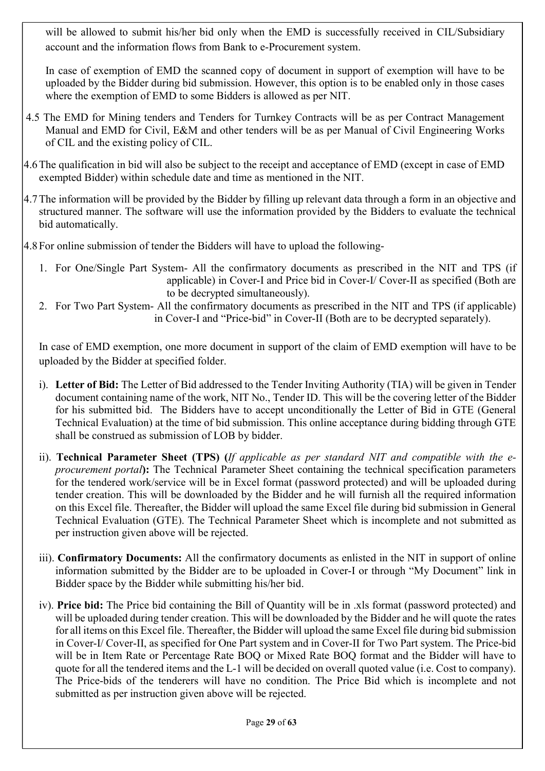will be allowed to submit his/her bid only when the EMD is successfully received in CIL/Subsidiary account and the information flows from Bank to e-Procurement system.

In case of exemption of EMD the scanned copy of document in support of exemption will have to be uploaded by the Bidder during bid submission. However, this option is to be enabled only in those cases where the exemption of EMD to some Bidders is allowed as per NIT.

4.5 The EMD for Mining tenders and Tenders for Turnkey Contracts will be as per Contract Management Manual and EMD for Civil, E&M and other tenders will be as per Manual of Civil Engineering Works of CIL and the existing policy of CIL.

4.6 The qualification in bid will also be subject to the receipt and acceptance of EMD (except in case of EMD exempted Bidder) within schedule date and time as mentioned in the NIT.

4.7 The information will be provided by the Bidder by filling up relevant data through a form in an objective and structured manner. The software will use the information provided by the Bidders to evaluate the technical bid automatically.

4.8 For online submission of tender the Bidders will have to upload the following-

1. For One/Single Part System- All the confirmatory documents as prescribed in the NIT and TPS (if applicable) in Cover-I and Price bid in Cover-I/ Cover-II as specified (Both are to be decrypted simultaneously).
2. For Two Part System- All the confirmatory documents as prescribed in the NIT and TPS (if applicable) in Cover-I and "Price-bid" in Cover-II (Both are to be decrypted separately).

In case of EMD exemption, one more document in support of the claim of EMD exemption will have to be uploaded by the Bidder at specified folder.

i). **Letter of Bid:** The Letter of Bid addressed to the Tender Inviting Authority (TIA) will be given in Tender document containing name of the work, NIT No., Tender ID. This will be the covering letter of the Bidder for his submitted bid. The Bidders have to accept unconditionally the Letter of Bid in GTE (General Technical Evaluation) at the time of bid submission. This online acceptance during bidding through GTE shall be construed as submission of LOB by bidder.

ii). **Technical Parameter Sheet (TPS) (***If applicable as per standard NIT and compatible with the e-procurement portal***):** The Technical Parameter Sheet containing the technical specification parameters for the tendered work/service will be in Excel format (password protected) and will be uploaded during tender creation. This will be downloaded by the Bidder and he will furnish all the required information on this Excel file. Thereafter, the Bidder will upload the same Excel file during bid submission in General Technical Evaluation (GTE). The Technical Parameter Sheet which is incomplete and not submitted as per instruction given above will be rejected.

iii). **Confirmatory Documents:** All the confirmatory documents as enlisted in the NIT in support of online information submitted by the Bidder are to be uploaded in Cover-I or through "My Document" link in Bidder space by the Bidder while submitting his/her bid.

iv). **Price bid:** The Price bid containing the Bill of Quantity will be in .xls format (password protected) and will be uploaded during tender creation. This will be downloaded by the Bidder and he will quote the rates for all items on this Excel file. Thereafter, the Bidder will upload the same Excel file during bid submission in Cover-I/ Cover-II, as specified for One Part system and in Cover-II for Two Part system. The Price-bid will be in Item Rate or Percentage Rate BOQ or Mixed Rate BOQ format and the Bidder will have to quote for all the tendered items and the L-1 will be decided on overall quoted value (i.e. Cost to company). The Price-bids of the tenderers will have no condition. The Price Bid which is incomplete and not submitted as per instruction given above will be rejected.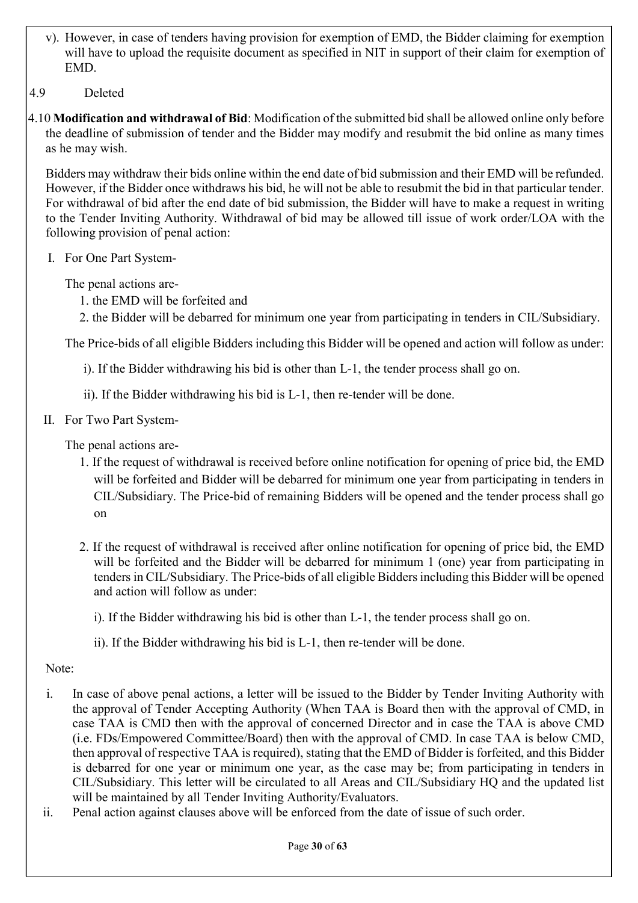v). However, in case of tenders having provision for exemption of EMD, the Bidder claiming for exemption will have to upload the requisite document as specified in NIT in support of their claim for exemption of EMD.

4.9 Deleted

4.10 **Modification and withdrawal of Bid**: Modification of the submitted bid shall be allowed online only before the deadline of submission of tender and the Bidder may modify and resubmit the bid online as many times as he may wish.

Bidders may withdraw their bids online within the end date of bid submission and their EMD will be refunded. However, if the Bidder once withdraws his bid, he will not be able to resubmit the bid in that particular tender. For withdrawal of bid after the end date of bid submission, the Bidder will have to make a request in writing to the Tender Inviting Authority. Withdrawal of bid may be allowed till issue of work order/LOA with the following provision of penal action:

I. For One Part System-

The penal actions are-

1. the EMD will be forfeited and
2. the Bidder will be debarred for minimum one year from participating in tenders in CIL/Subsidiary.

The Price-bids of all eligible Bidders including this Bidder will be opened and action will follow as under:

i). If the Bidder withdrawing his bid is other than L-1, the tender process shall go on.

ii). If the Bidder withdrawing his bid is L-1, then re-tender will be done.

II. For Two Part System-

The penal actions are-

1. If the request of withdrawal is received before online notification for opening of price bid, the EMD will be forfeited and Bidder will be debarred for minimum one year from participating in tenders in CIL/Subsidiary. The Price-bid of remaining Bidders will be opened and the tender process shall go on

2. If the request of withdrawal is received after online notification for opening of price bid, the EMD will be forfeited and the Bidder will be debarred for minimum 1 (one) year from participating in tenders in CIL/Subsidiary. The Price-bids of all eligible Bidders including this Bidder will be opened and action will follow as under:

   i). If the Bidder withdrawing his bid is other than L-1, the tender process shall go on.

   ii). If the Bidder withdrawing his bid is L-1, then re-tender will be done.

Note:

i. In case of above penal actions, a letter will be issued to the Bidder by Tender Inviting Authority with the approval of Tender Accepting Authority (When TAA is Board then with the approval of CMD, in case TAA is CMD then with the approval of concerned Director and in case the TAA is above CMD (i.e. FDs/Empowered Committee/Board) then with the approval of CMD. In case TAA is below CMD, then approval of respective TAA is required), stating that the EMD of Bidder is forfeited, and this Bidder is debarred for one year or minimum one year, as the case may be; from participating in tenders in CIL/Subsidiary. This letter will be circulated to all Areas and CIL/Subsidiary HQ and the updated list will be maintained by all Tender Inviting Authority/Evaluators.
ii. Penal action against clauses above will be enforced from the date of issue of such order.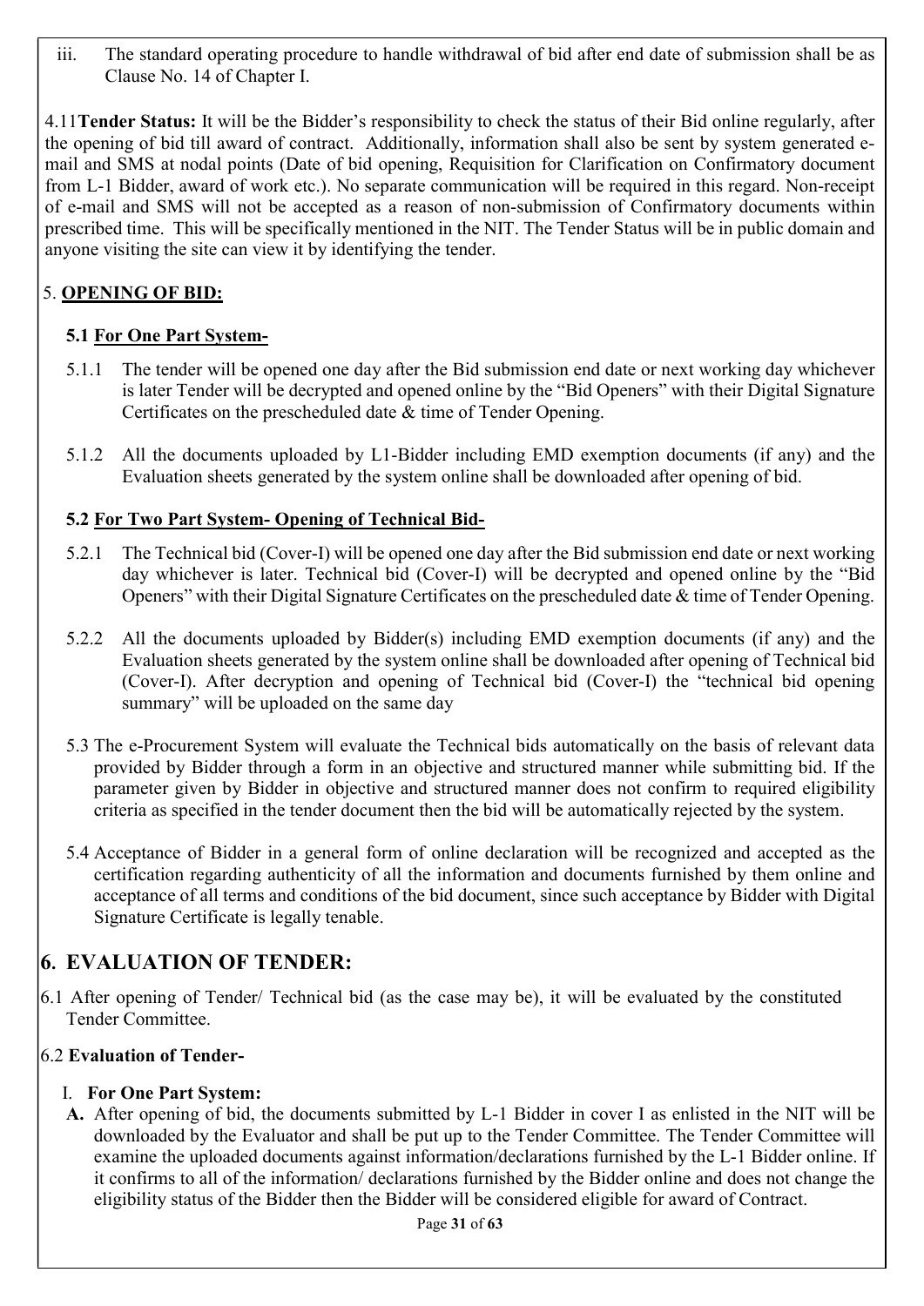iii. The standard operating procedure to handle withdrawal of bid after end date of submission shall be as Clause No. 14 of Chapter I.

4.11 **Tender Status:** It will be the Bidder's responsibility to check the status of their Bid online regularly, after the opening of bid till award of contract. Additionally, information shall also be sent by system generated e-mail and SMS at nodal points (Date of bid opening, Requisition for Clarification on Confirmatory document from L-1 Bidder, award of work etc.). No separate communication will be required in this regard. Non-receipt of e-mail and SMS will not be accepted as a reason of non-submission of Confirmatory documents within prescribed time. This will be specifically mentioned in the NIT. The Tender Status will be in public domain and anyone visiting the site can view it by identifying the tender.

## 5. **OPENING OF BID:**

### 5.1 For One Part System-

5.1.1 The tender will be opened one day after the Bid submission end date or next working day whichever is later Tender will be decrypted and opened online by the "Bid Openers" with their Digital Signature Certificates on the prescheduled date & time of Tender Opening.

5.1.2 All the documents uploaded by L1-Bidder including EMD exemption documents (if any) and the Evaluation sheets generated by the system online shall be downloaded after opening of bid.

### 5.2 For Two Part System- Opening of Technical Bid-

5.2.1 The Technical bid (Cover-I) will be opened one day after the Bid submission end date or next working day whichever is later. Technical bid (Cover-I) will be decrypted and opened online by the "Bid Openers" with their Digital Signature Certificates on the prescheduled date & time of Tender Opening.

5.2.2 All the documents uploaded by Bidder(s) including EMD exemption documents (if any) and the Evaluation sheets generated by the system online shall be downloaded after opening of Technical bid (Cover-I). After decryption and opening of Technical bid (Cover-I) the "technical bid opening summary" will be uploaded on the same day

5.3 The e-Procurement System will evaluate the Technical bids automatically on the basis of relevant data provided by Bidder through a form in an objective and structured manner while submitting bid. If the parameter given by Bidder in objective and structured manner does not confirm to required eligibility criteria as specified in the tender document then the bid will be automatically rejected by the system.

5.4 Acceptance of Bidder in a general form of online declaration will be recognized and accepted as the certification regarding authenticity of all the information and documents furnished by them online and acceptance of all terms and conditions of the bid document, since such acceptance by Bidder with Digital Signature Certificate is legally tenable.

## 6. EVALUATION OF TENDER:

6.1 After opening of Tender/ Technical bid (as the case may be), it will be evaluated by the constituted Tender Committee.

6.2 **Evaluation of Tender-**

I. **For One Part System:**

**A.** After opening of bid, the documents submitted by L-1 Bidder in cover I as enlisted in the NIT will be downloaded by the Evaluator and shall be put up to the Tender Committee. The Tender Committee will examine the uploaded documents against information/declarations furnished by the L-1 Bidder online. If it confirms to all of the information/ declarations furnished by the Bidder online and does not change the eligibility status of the Bidder then the Bidder will be considered eligible for award of Contract.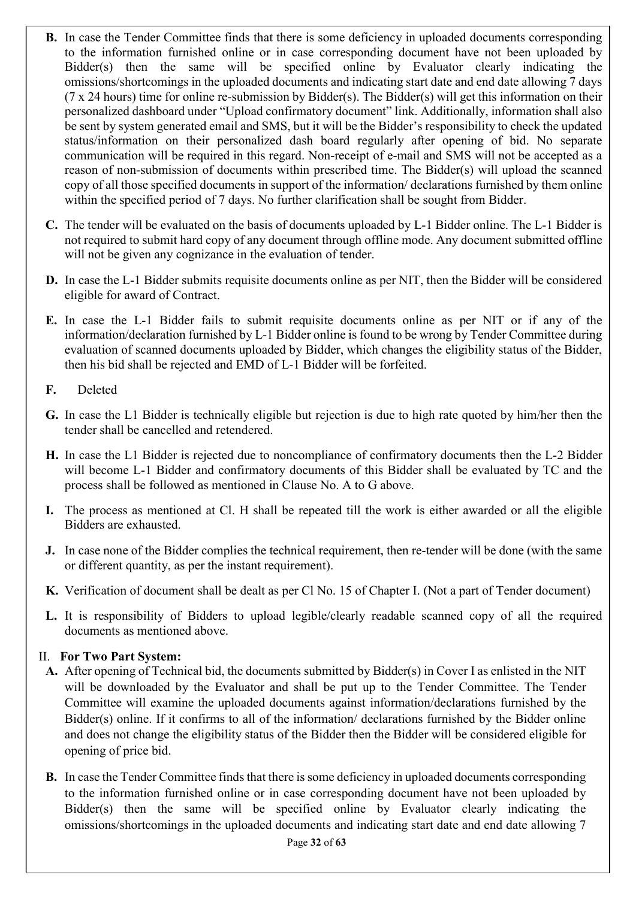**B.** In case the Tender Committee finds that there is some deficiency in uploaded documents corresponding to the information furnished online or in case corresponding document have not been uploaded by Bidder(s) then the same will be specified online by Evaluator clearly indicating the omissions/shortcomings in the uploaded documents and indicating start date and end date allowing 7 days (7 x 24 hours) time for online re-submission by Bidder(s). The Bidder(s) will get this information on their personalized dashboard under "Upload confirmatory document" link. Additionally, information shall also be sent by system generated email and SMS, but it will be the Bidder's responsibility to check the updated status/information on their personalized dash board regularly after opening of bid. No separate communication will be required in this regard. Non-receipt of e-mail and SMS will not be accepted as a reason of non-submission of documents within prescribed time. The Bidder(s) will upload the scanned copy of all those specified documents in support of the information/ declarations furnished by them online within the specified period of 7 days. No further clarification shall be sought from Bidder.

**C.** The tender will be evaluated on the basis of documents uploaded by L-1 Bidder online. The L-1 Bidder is not required to submit hard copy of any document through offline mode. Any document submitted offline will not be given any cognizance in the evaluation of tender.

**D.** In case the L-1 Bidder submits requisite documents online as per NIT, then the Bidder will be considered eligible for award of Contract.

**E.** In case the L-1 Bidder fails to submit requisite documents online as per NIT or if any of the information/declaration furnished by L-1 Bidder online is found to be wrong by Tender Committee during evaluation of scanned documents uploaded by Bidder, which changes the eligibility status of the Bidder, then his bid shall be rejected and EMD of L-1 Bidder will be forfeited.

**F.** Deleted

**G.** In case the L1 Bidder is technically eligible but rejection is due to high rate quoted by him/her then the tender shall be cancelled and retendered.

**H.** In case the L1 Bidder is rejected due to noncompliance of confirmatory documents then the L-2 Bidder will become L-1 Bidder and confirmatory documents of this Bidder shall be evaluated by TC and the process shall be followed as mentioned in Clause No. A to G above.

**I.** The process as mentioned at Cl. H shall be repeated till the work is either awarded or all the eligible Bidders are exhausted.

**J.** In case none of the Bidder complies the technical requirement, then re-tender will be done (with the same or different quantity, as per the instant requirement).

**K.** Verification of document shall be dealt as per Cl No. 15 of Chapter I. (Not a part of Tender document)

**L.** It is responsibility of Bidders to upload legible/clearly readable scanned copy of all the required documents as mentioned above.

II. **For Two Part System:**

**A.** After opening of Technical bid, the documents submitted by Bidder(s) in Cover I as enlisted in the NIT will be downloaded by the Evaluator and shall be put up to the Tender Committee. The Tender Committee will examine the uploaded documents against information/declarations furnished by the Bidder(s) online. If it confirms to all of the information/ declarations furnished by the Bidder online and does not change the eligibility status of the Bidder then the Bidder will be considered eligible for opening of price bid.

**B.** In case the Tender Committee finds that there is some deficiency in uploaded documents corresponding to the information furnished online or in case corresponding document have not been uploaded by Bidder(s) then the same will be specified online by Evaluator clearly indicating the omissions/shortcomings in the uploaded documents and indicating start date and end date allowing 7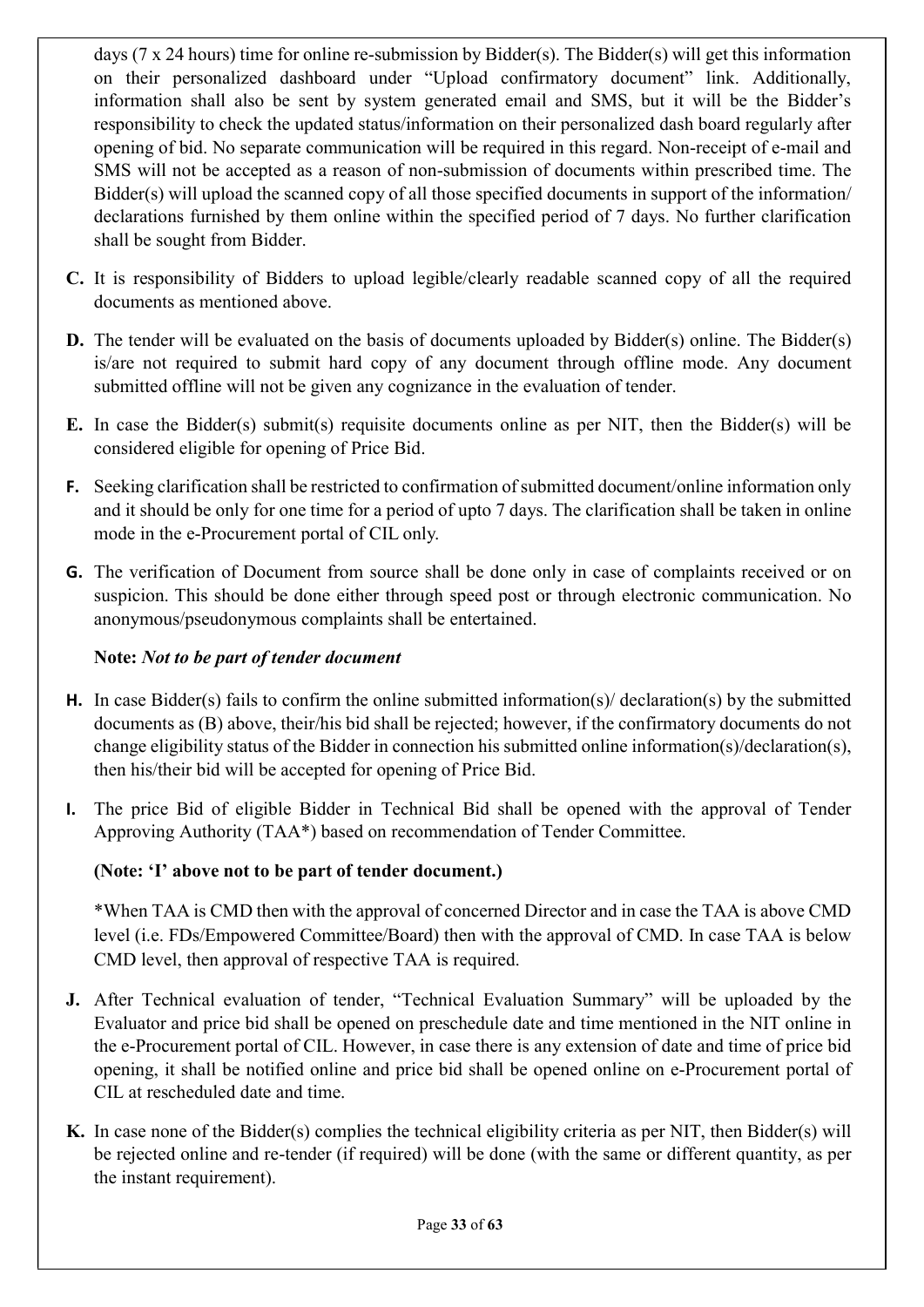days (7 x 24 hours) time for online re-submission by Bidder(s). The Bidder(s) will get this information on their personalized dashboard under "Upload confirmatory document" link. Additionally, information shall also be sent by system generated email and SMS, but it will be the Bidder's responsibility to check the updated status/information on their personalized dash board regularly after opening of bid. No separate communication will be required in this regard. Non-receipt of e-mail and SMS will not be accepted as a reason of non-submission of documents within prescribed time. The Bidder(s) will upload the scanned copy of all those specified documents in support of the information/ declarations furnished by them online within the specified period of 7 days. No further clarification shall be sought from Bidder.

**C.** It is responsibility of Bidders to upload legible/clearly readable scanned copy of all the required documents as mentioned above.

**D.** The tender will be evaluated on the basis of documents uploaded by Bidder(s) online. The Bidder(s) is/are not required to submit hard copy of any document through offline mode. Any document submitted offline will not be given any cognizance in the evaluation of tender.

**E.** In case the Bidder(s) submit(s) requisite documents online as per NIT, then the Bidder(s) will be considered eligible for opening of Price Bid.

**F.** Seeking clarification shall be restricted to confirmation of submitted document/online information only and it should be only for one time for a period of upto 7 days. The clarification shall be taken in online mode in the e-Procurement portal of CIL only.

**G.** The verification of Document from source shall be done only in case of complaints received or on suspicion. This should be done either through speed post or through electronic communication. No anonymous/pseudonymous complaints shall be entertained.

**Note:** ***Not to be part of tender document***

**H.** In case Bidder(s) fails to confirm the online submitted information(s)/ declaration(s) by the submitted documents as (B) above, their/his bid shall be rejected; however, if the confirmatory documents do not change eligibility status of the Bidder in connection his submitted online information(s)/declaration(s), then his/their bid will be accepted for opening of Price Bid.

**I.** The price Bid of eligible Bidder in Technical Bid shall be opened with the approval of Tender Approving Authority (TAA*) based on recommendation of Tender Committee.

**(Note: 'I' above not to be part of tender document.)**

*When TAA is CMD then with the approval of concerned Director and in case the TAA is above CMD level (i.e. FDs/Empowered Committee/Board) then with the approval of CMD. In case TAA is below CMD level, then approval of respective TAA is required.

**J.** After Technical evaluation of tender, "Technical Evaluation Summary" will be uploaded by the Evaluator and price bid shall be opened on preschedule date and time mentioned in the NIT online in the e-Procurement portal of CIL. However, in case there is any extension of date and time of price bid opening, it shall be notified online and price bid shall be opened online on e-Procurement portal of CIL at rescheduled date and time.

**K.** In case none of the Bidder(s) complies the technical eligibility criteria as per NIT, then Bidder(s) will be rejected online and re-tender (if required) will be done (with the same or different quantity, as per the instant requirement).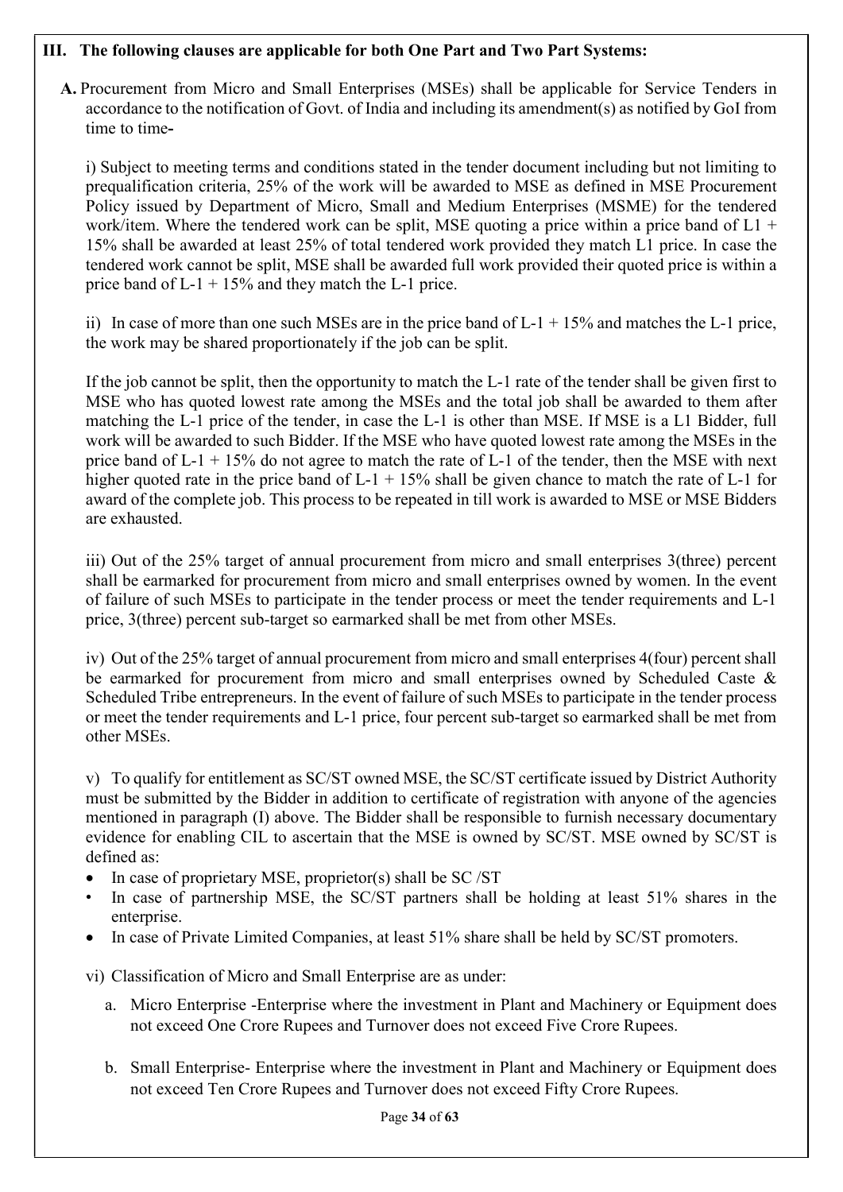### III. The following clauses are applicable for both One Part and Two Part Systems:

**A.** Procurement from Micro and Small Enterprises (MSEs) shall be applicable for Service Tenders in accordance to the notification of Govt. of India and including its amendment(s) as notified by GoI from time to time**-**

i) Subject to meeting terms and conditions stated in the tender document including but not limiting to prequalification criteria, 25% of the work will be awarded to MSE as defined in MSE Procurement Policy issued by Department of Micro, Small and Medium Enterprises (MSME) for the tendered work/item. Where the tendered work can be split, MSE quoting a price within a price band of L1 + 15% shall be awarded at least 25% of total tendered work provided they match L1 price. In case the tendered work cannot be split, MSE shall be awarded full work provided their quoted price is within a price band of L-1 + 15% and they match the L-1 price.

ii) In case of more than one such MSEs are in the price band of L-1 + 15% and matches the L-1 price, the work may be shared proportionately if the job can be split.

If the job cannot be split, then the opportunity to match the L-1 rate of the tender shall be given first to MSE who has quoted lowest rate among the MSEs and the total job shall be awarded to them after matching the L-1 price of the tender, in case the L-1 is other than MSE. If MSE is a L1 Bidder, full work will be awarded to such Bidder. If the MSE who have quoted lowest rate among the MSEs in the price band of L-1 + 15% do not agree to match the rate of L-1 of the tender, then the MSE with next higher quoted rate in the price band of L-1 + 15% shall be given chance to match the rate of L-1 for award of the complete job. This process to be repeated in till work is awarded to MSE or MSE Bidders are exhausted.

iii) Out of the 25% target of annual procurement from micro and small enterprises 3(three) percent shall be earmarked for procurement from micro and small enterprises owned by women. In the event of failure of such MSEs to participate in the tender process or meet the tender requirements and L-1 price, 3(three) percent sub-target so earmarked shall be met from other MSEs.

iv) Out of the 25% target of annual procurement from micro and small enterprises 4(four) percent shall be earmarked for procurement from micro and small enterprises owned by Scheduled Caste & Scheduled Tribe entrepreneurs. In the event of failure of such MSEs to participate in the tender process or meet the tender requirements and L-1 price, four percent sub-target so earmarked shall be met from other MSEs.

v) To qualify for entitlement as SC/ST owned MSE, the SC/ST certificate issued by District Authority must be submitted by the Bidder in addition to certificate of registration with anyone of the agencies mentioned in paragraph (I) above. The Bidder shall be responsible to furnish necessary documentary evidence for enabling CIL to ascertain that the MSE is owned by SC/ST. MSE owned by SC/ST is defined as:

- In case of proprietary MSE, proprietor(s) shall be SC /ST
- In case of partnership MSE, the SC/ST partners shall be holding at least 51% shares in the enterprise.
- In case of Private Limited Companies, at least 51% share shall be held by SC/ST promoters.

vi) Classification of Micro and Small Enterprise are as under:

a. Micro Enterprise -Enterprise where the investment in Plant and Machinery or Equipment does not exceed One Crore Rupees and Turnover does not exceed Five Crore Rupees.

b. Small Enterprise- Enterprise where the investment in Plant and Machinery or Equipment does not exceed Ten Crore Rupees and Turnover does not exceed Fifty Crore Rupees.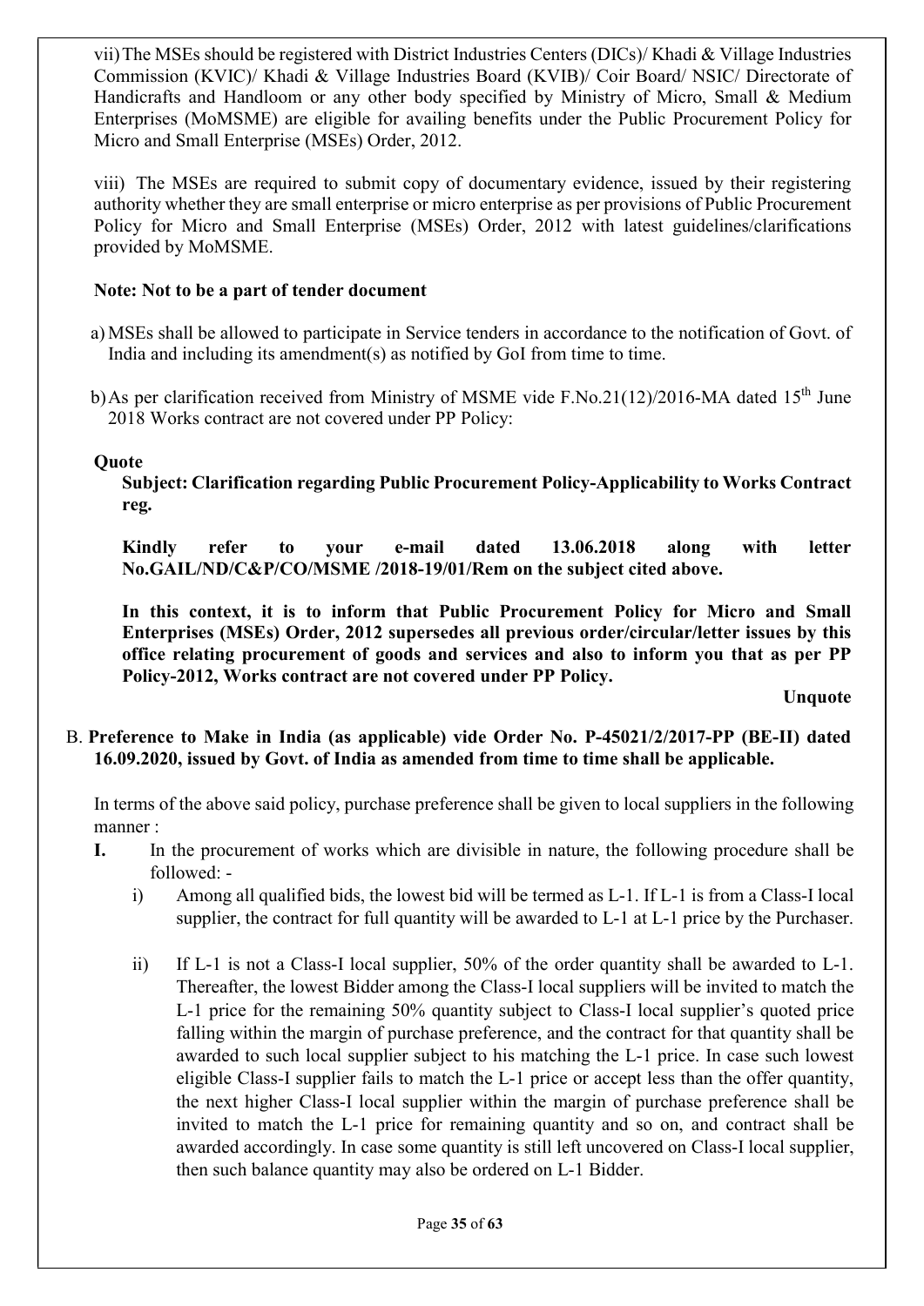vii) The MSEs should be registered with District Industries Centers (DICs)/ Khadi & Village Industries Commission (KVIC)/ Khadi & Village Industries Board (KVIB)/ Coir Board/ NSIC/ Directorate of Handicrafts and Handloom or any other body specified by Ministry of Micro, Small & Medium Enterprises (MoMSME) are eligible for availing benefits under the Public Procurement Policy for Micro and Small Enterprise (MSEs) Order, 2012.

viii) The MSEs are required to submit copy of documentary evidence, issued by their registering authority whether they are small enterprise or micro enterprise as per provisions of Public Procurement Policy for Micro and Small Enterprise (MSEs) Order, 2012 with latest guidelines/clarifications provided by MoMSME.

**Note: Not to be a part of tender document**

a) MSEs shall be allowed to participate in Service tenders in accordance to the notification of Govt. of India and including its amendment(s) as notified by GoI from time to time.

b) As per clarification received from Ministry of MSME vide F.No.21(12)/2016-MA dated 15th June 2018 Works contract are not covered under PP Policy:

**Quote**

**Subject: Clarification regarding Public Procurement Policy-Applicability to Works Contract reg.**

**Kindly refer to your e-mail dated 13.06.2018 along with letter No.GAIL/ND/C&P/CO/MSME /2018-19/01/Rem on the subject cited above.**

**In this context, it is to inform that Public Procurement Policy for Micro and Small Enterprises (MSEs) Order, 2012 supersedes all previous order/circular/letter issues by this office relating procurement of goods and services and also to inform you that as per PP Policy-2012, Works contract are not covered under PP Policy.**

**Unquote**

B. **Preference to Make in India (as applicable) vide Order No. P-45021/2/2017-PP (BE-II) dated 16.09.2020, issued by Govt. of India as amended from time to time shall be applicable.**

In terms of the above said policy, purchase preference shall be given to local suppliers in the following manner :

**I.** In the procurement of works which are divisible in nature, the following procedure shall be followed: -

i) Among all qualified bids, the lowest bid will be termed as L-1. If L-1 is from a Class-I local supplier, the contract for full quantity will be awarded to L-1 at L-1 price by the Purchaser.

ii) If L-1 is not a Class-I local supplier, 50% of the order quantity shall be awarded to L-1. Thereafter, the lowest Bidder among the Class-I local suppliers will be invited to match the L-1 price for the remaining 50% quantity subject to Class-I local supplier's quoted price falling within the margin of purchase preference, and the contract for that quantity shall be awarded to such local supplier subject to his matching the L-1 price. In case such lowest eligible Class-I supplier fails to match the L-1 price or accept less than the offer quantity, the next higher Class-I local supplier within the margin of purchase preference shall be invited to match the L-1 price for remaining quantity and so on, and contract shall be awarded accordingly. In case some quantity is still left uncovered on Class-I local supplier, then such balance quantity may also be ordered on L-1 Bidder.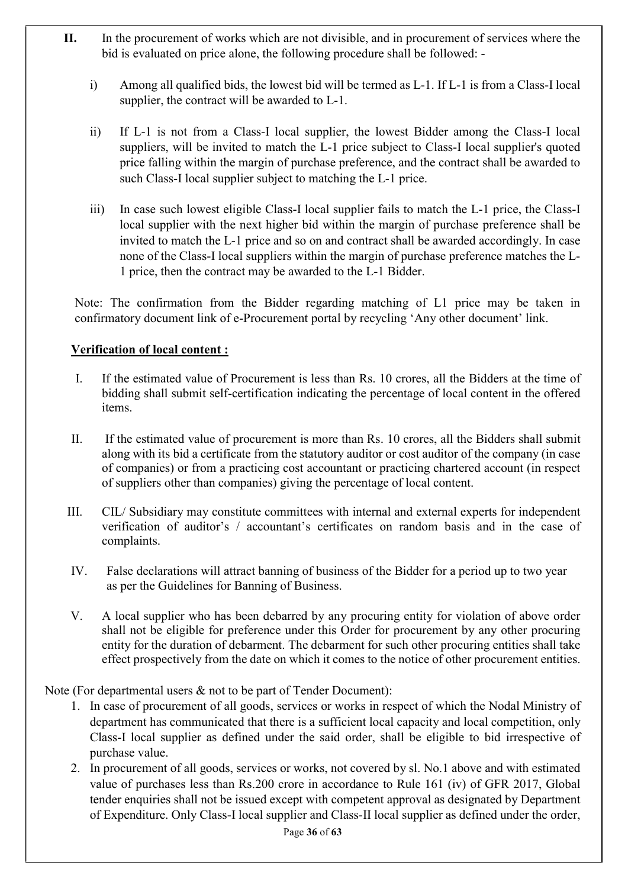**II.** In the procurement of works which are not divisible, and in procurement of services where the bid is evaluated on price alone, the following procedure shall be followed: -

i) Among all qualified bids, the lowest bid will be termed as L-1. If L-1 is from a Class-I local supplier, the contract will be awarded to L-1.

ii) If L-1 is not from a Class-I local supplier, the lowest Bidder among the Class-I local suppliers, will be invited to match the L-1 price subject to Class-I local supplier's quoted price falling within the margin of purchase preference, and the contract shall be awarded to such Class-I local supplier subject to matching the L-1 price.

iii) In case such lowest eligible Class-I local supplier fails to match the L-1 price, the Class-I local supplier with the next higher bid within the margin of purchase preference shall be invited to match the L-1 price and so on and contract shall be awarded accordingly. In case none of the Class-I local suppliers within the margin of purchase preference matches the L-1 price, then the contract may be awarded to the L-1 Bidder.

Note: The confirmation from the Bidder regarding matching of L1 price may be taken in confirmatory document link of e-Procurement portal by recycling 'Any other document' link.

**Verification of local content :**

I. If the estimated value of Procurement is less than Rs. 10 crores, all the Bidders at the time of bidding shall submit self-certification indicating the percentage of local content in the offered items.

II. If the estimated value of procurement is more than Rs. 10 crores, all the Bidders shall submit along with its bid a certificate from the statutory auditor or cost auditor of the company (in case of companies) or from a practicing cost accountant or practicing chartered account (in respect of suppliers other than companies) giving the percentage of local content.

III. CIL/ Subsidiary may constitute committees with internal and external experts for independent verification of auditor's / accountant's certificates on random basis and in the case of complaints.

IV. False declarations will attract banning of business of the Bidder for a period up to two year as per the Guidelines for Banning of Business.

V. A local supplier who has been debarred by any procuring entity for violation of above order shall not be eligible for preference under this Order for procurement by any other procuring entity for the duration of debarment. The debarment for such other procuring entities shall take effect prospectively from the date on which it comes to the notice of other procurement entities.

Note (For departmental users & not to be part of Tender Document):

1. In case of procurement of all goods, services or works in respect of which the Nodal Ministry of department has communicated that there is a sufficient local capacity and local competition, only Class-I local supplier as defined under the said order, shall be eligible to bid irrespective of purchase value.
2. In procurement of all goods, services or works, not covered by sl. No.1 above and with estimated value of purchases less than Rs.200 crore in accordance to Rule 161 (iv) of GFR 2017, Global tender enquiries shall not be issued except with competent approval as designated by Department of Expenditure. Only Class-I local supplier and Class-II local supplier as defined under the order,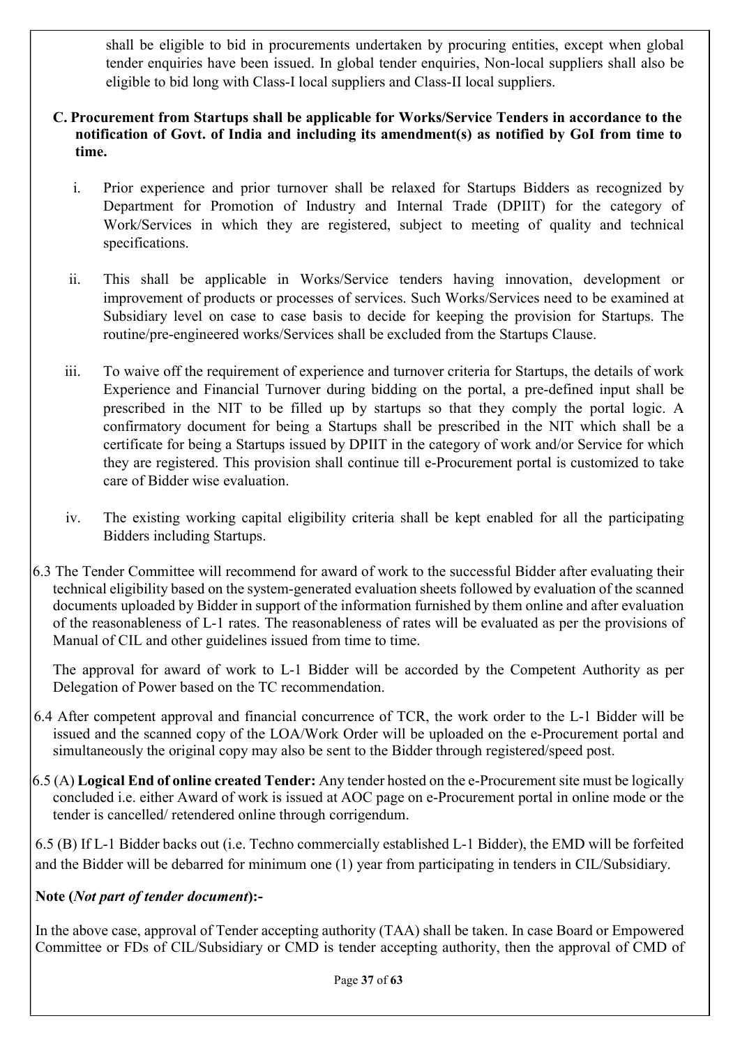shall be eligible to bid in procurements undertaken by procuring entities, except when global tender enquiries have been issued. In global tender enquiries, Non-local suppliers shall also be eligible to bid long with Class-I local suppliers and Class-II local suppliers.

**C. Procurement from Startups shall be applicable for Works/Service Tenders in accordance to the notification of Govt. of India and including its amendment(s) as notified by GoI from time to time.**

i. Prior experience and prior turnover shall be relaxed for Startups Bidders as recognized by Department for Promotion of Industry and Internal Trade (DPIIT) for the category of Work/Services in which they are registered, subject to meeting of quality and technical specifications.

ii. This shall be applicable in Works/Service tenders having innovation, development or improvement of products or processes of services. Such Works/Services need to be examined at Subsidiary level on case to case basis to decide for keeping the provision for Startups. The routine/pre-engineered works/Services shall be excluded from the Startups Clause.

iii. To waive off the requirement of experience and turnover criteria for Startups, the details of work Experience and Financial Turnover during bidding on the portal, a pre-defined input shall be prescribed in the NIT to be filled up by startups so that they comply the portal logic. A confirmatory document for being a Startups shall be prescribed in the NIT which shall be a certificate for being a Startups issued by DPIIT in the category of work and/or Service for which they are registered. This provision shall continue till e-Procurement portal is customized to take care of Bidder wise evaluation.

iv. The existing working capital eligibility criteria shall be kept enabled for all the participating Bidders including Startups.

6.3 The Tender Committee will recommend for award of work to the successful Bidder after evaluating their technical eligibility based on the system-generated evaluation sheets followed by evaluation of the scanned documents uploaded by Bidder in support of the information furnished by them online and after evaluation of the reasonableness of L-1 rates. The reasonableness of rates will be evaluated as per the provisions of Manual of CIL and other guidelines issued from time to time.

The approval for award of work to L-1 Bidder will be accorded by the Competent Authority as per Delegation of Power based on the TC recommendation.

6.4 After competent approval and financial concurrence of TCR, the work order to the L-1 Bidder will be issued and the scanned copy of the LOA/Work Order will be uploaded on the e-Procurement portal and simultaneously the original copy may also be sent to the Bidder through registered/speed post.

6.5 (A) **Logical End of online created Tender:** Any tender hosted on the e-Procurement site must be logically concluded i.e. either Award of work is issued at AOC page on e-Procurement portal in online mode or the tender is cancelled/ retendered online through corrigendum.

6.5 (B) If L-1 Bidder backs out (i.e. Techno commercially established L-1 Bidder), the EMD will be forfeited and the Bidder will be debarred for minimum one (1) year from participating in tenders in CIL/Subsidiary.

**Note (*Not part of tender document*):-**

In the above case, approval of Tender accepting authority (TAA) shall be taken. In case Board or Empowered Committee or FDs of CIL/Subsidiary or CMD is tender accepting authority, then the approval of CMD of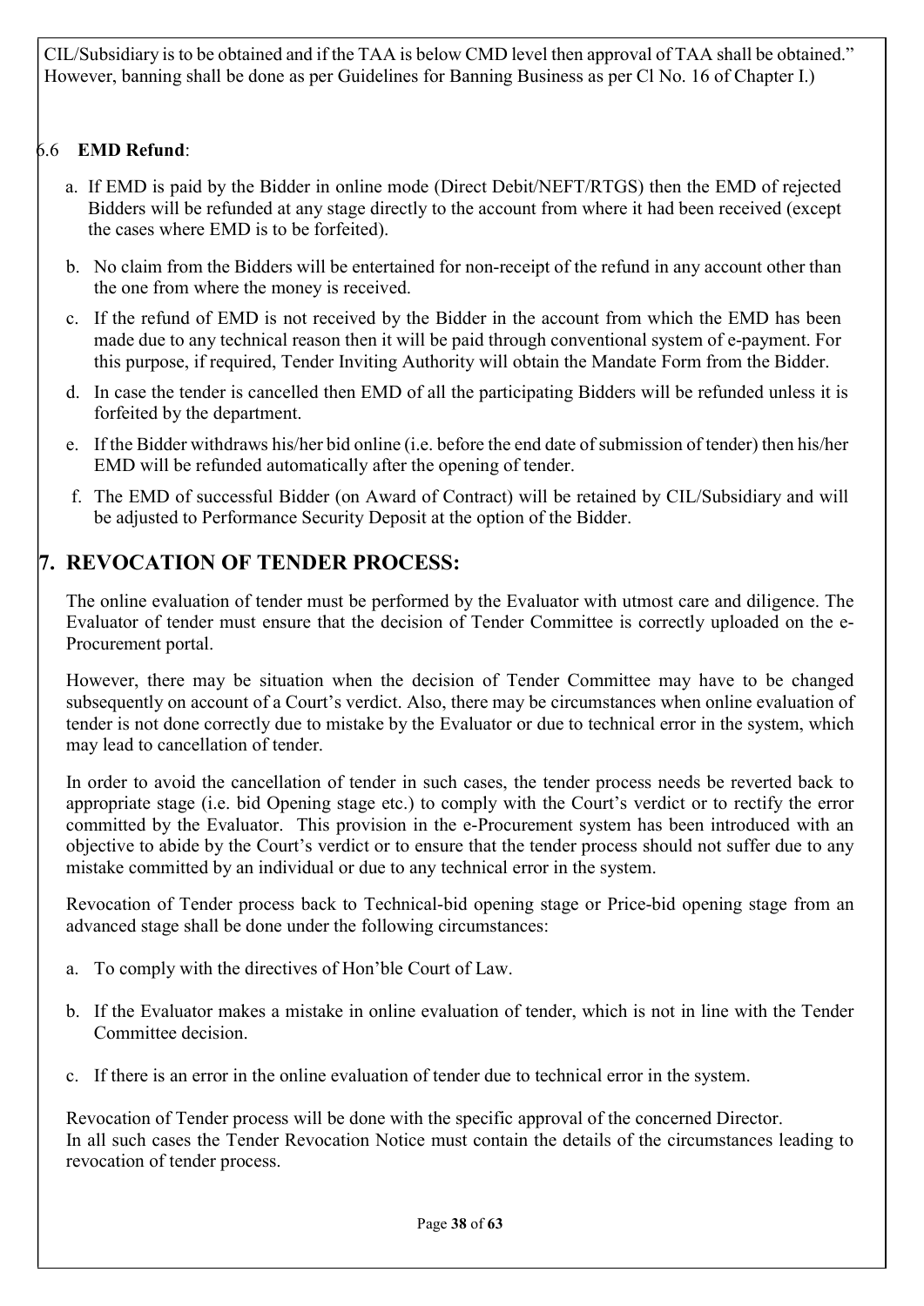CIL/Subsidiary is to be obtained and if the TAA is below CMD level then approval of TAA shall be obtained." However, banning shall be done as per Guidelines for Banning Business as per Cl No. 16 of Chapter I.)

6.6 **EMD Refund**:

a. If EMD is paid by the Bidder in online mode (Direct Debit/NEFT/RTGS) then the EMD of rejected Bidders will be refunded at any stage directly to the account from where it had been received (except the cases where EMD is to be forfeited).

b. No claim from the Bidders will be entertained for non-receipt of the refund in any account other than the one from where the money is received.

c. If the refund of EMD is not received by the Bidder in the account from which the EMD has been made due to any technical reason then it will be paid through conventional system of e-payment. For this purpose, if required, Tender Inviting Authority will obtain the Mandate Form from the Bidder.

d. In case the tender is cancelled then EMD of all the participating Bidders will be refunded unless it is forfeited by the department.

e. If the Bidder withdraws his/her bid online (i.e. before the end date of submission of tender) then his/her EMD will be refunded automatically after the opening of tender.

f. The EMD of successful Bidder (on Award of Contract) will be retained by CIL/Subsidiary and will be adjusted to Performance Security Deposit at the option of the Bidder.

## 7. REVOCATION OF TENDER PROCESS:

The online evaluation of tender must be performed by the Evaluator with utmost care and diligence. The Evaluator of tender must ensure that the decision of Tender Committee is correctly uploaded on the e-Procurement portal.

However, there may be situation when the decision of Tender Committee may have to be changed subsequently on account of a Court's verdict. Also, there may be circumstances when online evaluation of tender is not done correctly due to mistake by the Evaluator or due to technical error in the system, which may lead to cancellation of tender.

In order to avoid the cancellation of tender in such cases, the tender process needs be reverted back to appropriate stage (i.e. bid Opening stage etc.) to comply with the Court's verdict or to rectify the error committed by the Evaluator. This provision in the e-Procurement system has been introduced with an objective to abide by the Court's verdict or to ensure that the tender process should not suffer due to any mistake committed by an individual or due to any technical error in the system.

Revocation of Tender process back to Technical-bid opening stage or Price-bid opening stage from an advanced stage shall be done under the following circumstances:

a. To comply with the directives of Hon'ble Court of Law.

b. If the Evaluator makes a mistake in online evaluation of tender, which is not in line with the Tender Committee decision.

c. If there is an error in the online evaluation of tender due to technical error in the system.

Revocation of Tender process will be done with the specific approval of the concerned Director.
In all such cases the Tender Revocation Notice must contain the details of the circumstances leading to revocation of tender process.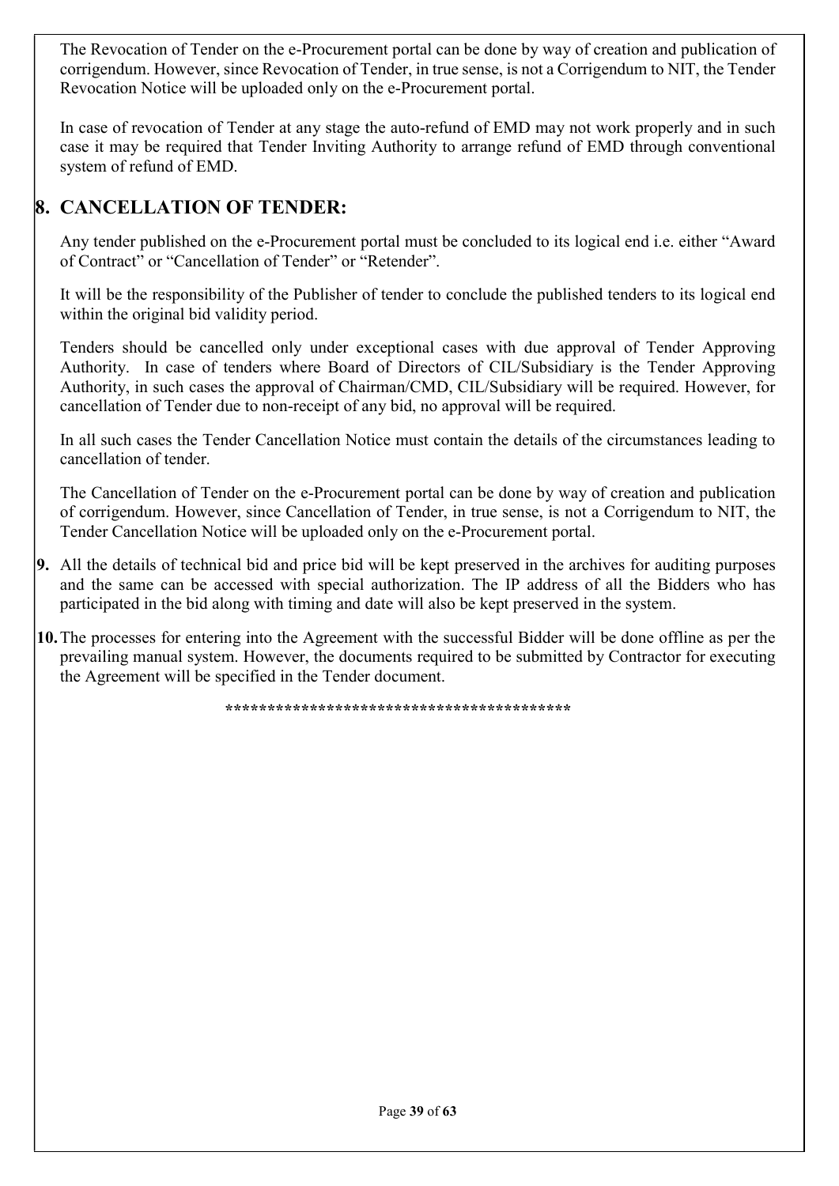The Revocation of Tender on the e-Procurement portal can be done by way of creation and publication of corrigendum. However, since Revocation of Tender, in true sense, is not a Corrigendum to NIT, the Tender Revocation Notice will be uploaded only on the e-Procurement portal.

In case of revocation of Tender at any stage the auto-refund of EMD may not work properly and in such case it may be required that Tender Inviting Authority to arrange refund of EMD through conventional system of refund of EMD.

## 8. CANCELLATION OF TENDER:

Any tender published on the e-Procurement portal must be concluded to its logical end i.e. either "Award of Contract" or "Cancellation of Tender" or "Retender".

It will be the responsibility of the Publisher of tender to conclude the published tenders to its logical end within the original bid validity period.

Tenders should be cancelled only under exceptional cases with due approval of Tender Approving Authority. In case of tenders where Board of Directors of CIL/Subsidiary is the Tender Approving Authority, in such cases the approval of Chairman/CMD, CIL/Subsidiary will be required. However, for cancellation of Tender due to non-receipt of any bid, no approval will be required.

In all such cases the Tender Cancellation Notice must contain the details of the circumstances leading to cancellation of tender.

The Cancellation of Tender on the e-Procurement portal can be done by way of creation and publication of corrigendum. However, since Cancellation of Tender, in true sense, is not a Corrigendum to NIT, the Tender Cancellation Notice will be uploaded only on the e-Procurement portal.

**9.** All the details of technical bid and price bid will be kept preserved in the archives for auditing purposes and the same can be accessed with special authorization. The IP address of all the Bidders who has participated in the bid along with timing and date will also be kept preserved in the system.

**10.** The processes for entering into the Agreement with the successful Bidder will be done offline as per the prevailing manual system. However, the documents required to be submitted by Contractor for executing the Agreement will be specified in the Tender document.

*****************************************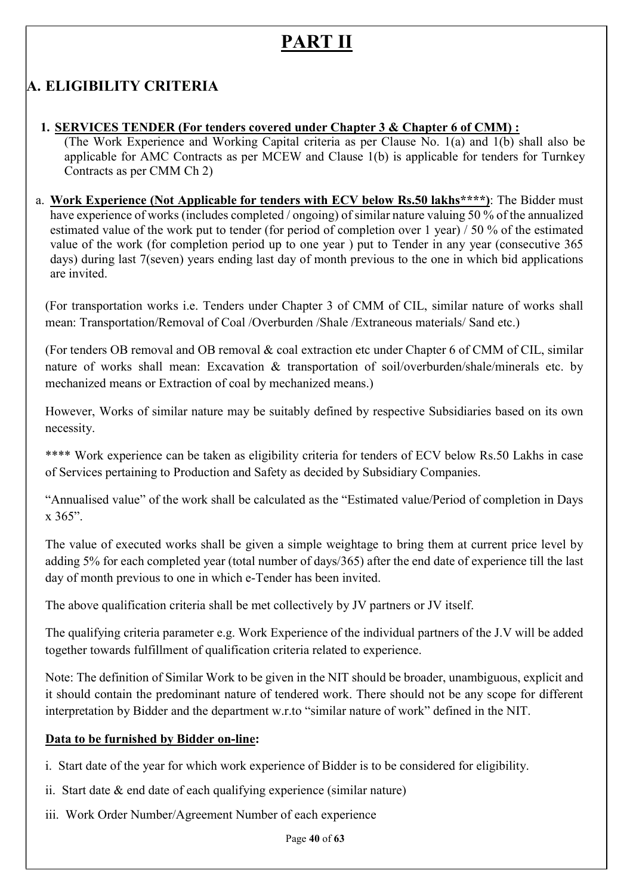# PART II

## A. ELIGIBILITY CRITERIA

### 1. SERVICES TENDER (For tenders covered under Chapter 3 & Chapter 6 of CMM) :

(The Work Experience and Working Capital criteria as per Clause No. 1(a) and 1(b) shall also be applicable for AMC Contracts as per MCEW and Clause 1(b) is applicable for tenders for Turnkey Contracts as per CMM Ch 2)

a. **Work Experience (Not Applicable for tenders with ECV below Rs.50 lakhs****)**: The Bidder must have experience of works (includes completed / ongoing) of similar nature valuing 50 % of the annualized estimated value of the work put to tender (for period of completion over 1 year) / 50 % of the estimated value of the work (for completion period up to one year ) put to Tender in any year (consecutive 365 days) during last 7(seven) years ending last day of month previous to the one in which bid applications are invited.

(For transportation works i.e. Tenders under Chapter 3 of CMM of CIL, similar nature of works shall mean: Transportation/Removal of Coal /Overburden /Shale /Extraneous materials/ Sand etc.)

(For tenders OB removal and OB removal & coal extraction etc under Chapter 6 of CMM of CIL, similar nature of works shall mean: Excavation & transportation of soil/overburden/shale/minerals etc. by mechanized means or Extraction of coal by mechanized means.)

However, Works of similar nature may be suitably defined by respective Subsidiaries based on its own necessity.

**** Work experience can be taken as eligibility criteria for tenders of ECV below Rs.50 Lakhs in case of Services pertaining to Production and Safety as decided by Subsidiary Companies.

"Annualised value" of the work shall be calculated as the "Estimated value/Period of completion in Days x 365".

The value of executed works shall be given a simple weightage to bring them at current price level by adding 5% for each completed year (total number of days/365) after the end date of experience till the last day of month previous to one in which e-Tender has been invited.

The above qualification criteria shall be met collectively by JV partners or JV itself.

The qualifying criteria parameter e.g. Work Experience of the individual partners of the J.V will be added together towards fulfillment of qualification criteria related to experience.

Note: The definition of Similar Work to be given in the NIT should be broader, unambiguous, explicit and it should contain the predominant nature of tendered work. There should not be any scope for different interpretation by Bidder and the department w.r.to "similar nature of work" defined in the NIT.

**Data to be furnished by Bidder on-line:**

i. Start date of the year for which work experience of Bidder is to be considered for eligibility.

ii. Start date & end date of each qualifying experience (similar nature)

iii. Work Order Number/Agreement Number of each experience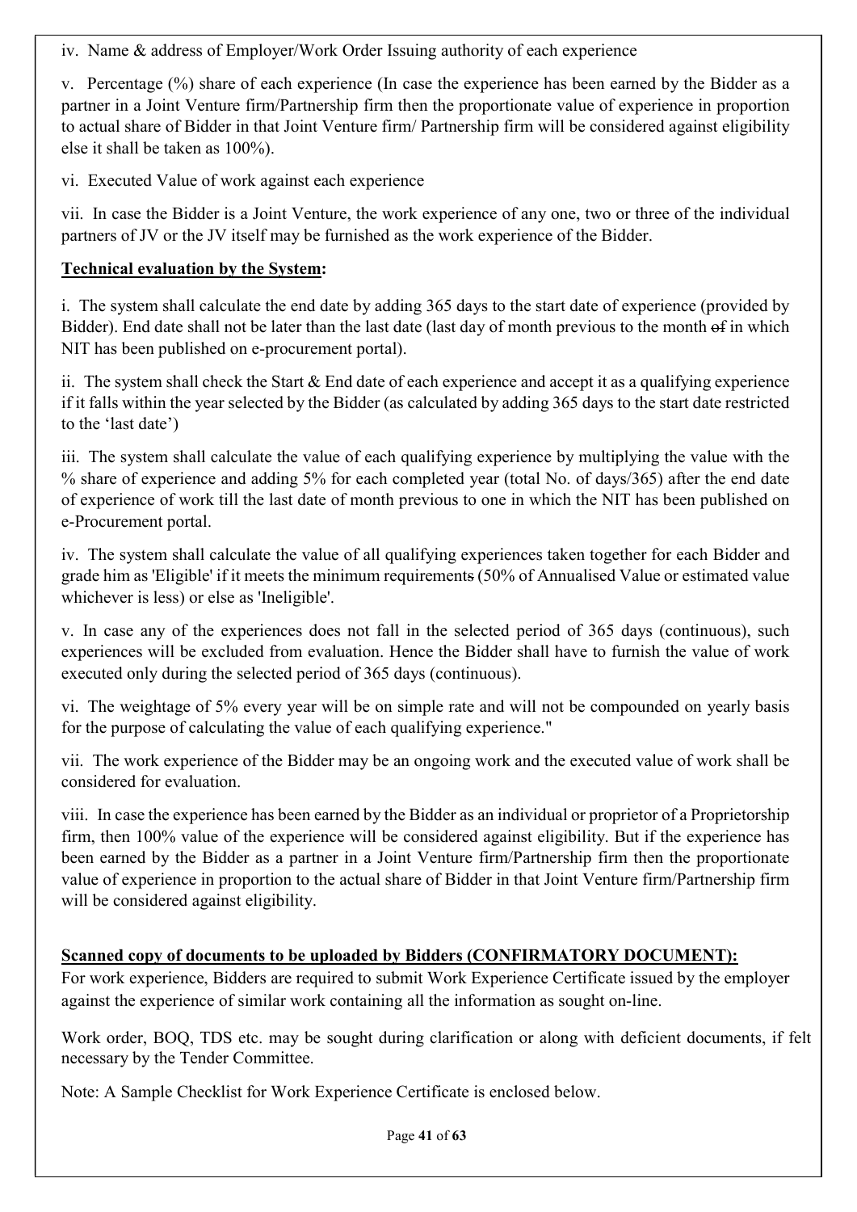iv. Name & address of Employer/Work Order Issuing authority of each experience

v. Percentage (%) share of each experience (In case the experience has been earned by the Bidder as a partner in a Joint Venture firm/Partnership firm then the proportionate value of experience in proportion to actual share of Bidder in that Joint Venture firm/ Partnership firm will be considered against eligibility else it shall be taken as 100%).

vi. Executed Value of work against each experience

vii. In case the Bidder is a Joint Venture, the work experience of any one, two or three of the individual partners of JV or the JV itself may be furnished as the work experience of the Bidder.

**Technical evaluation by the System:**

i. The system shall calculate the end date by adding 365 days to the start date of experience (provided by Bidder). End date shall not be later than the last date (last day of month previous to the month ~~of~~ in which NIT has been published on e-procurement portal).

ii. The system shall check the Start & End date of each experience and accept it as a qualifying experience if it falls within the year selected by the Bidder (as calculated by adding 365 days to the start date restricted to the 'last date')

iii. The system shall calculate the value of each qualifying experience by multiplying the value with the % share of experience and adding 5% for each completed year (total No. of days/365) after the end date of experience of work till the last date of month previous to one in which the NIT has been published on e-Procurement portal.

iv. The system shall calculate the value of all qualifying experiences taken together for each Bidder and grade him as 'Eligible' if it meets the minimum requirement~~s~~ (50% of Annualised Value or estimated value whichever is less) or else as 'Ineligible'.

v. In case any of the experiences does not fall in the selected period of 365 days (continuous), such experiences will be excluded from evaluation. Hence the Bidder shall have to furnish the value of work executed only during the selected period of 365 days (continuous).

vi. The weightage of 5% every year will be on simple rate and will not be compounded on yearly basis for the purpose of calculating the value of each qualifying experience."

vii. The work experience of the Bidder may be an ongoing work and the executed value of work shall be considered for evaluation.

viii. In case the experience has been earned by the Bidder as an individual or proprietor of a Proprietorship firm, then 100% value of the experience will be considered against eligibility. But if the experience has been earned by the Bidder as a partner in a Joint Venture firm/Partnership firm then the proportionate value of experience in proportion to the actual share of Bidder in that Joint Venture firm/Partnership firm will be considered against eligibility.

**Scanned copy of documents to be uploaded by Bidders (CONFIRMATORY DOCUMENT):**

For work experience, Bidders are required to submit Work Experience Certificate issued by the employer against the experience of similar work containing all the information as sought on-line.

Work order, BOQ, TDS etc. may be sought during clarification or along with deficient documents, if felt necessary by the Tender Committee.

Note: A Sample Checklist for Work Experience Certificate is enclosed below.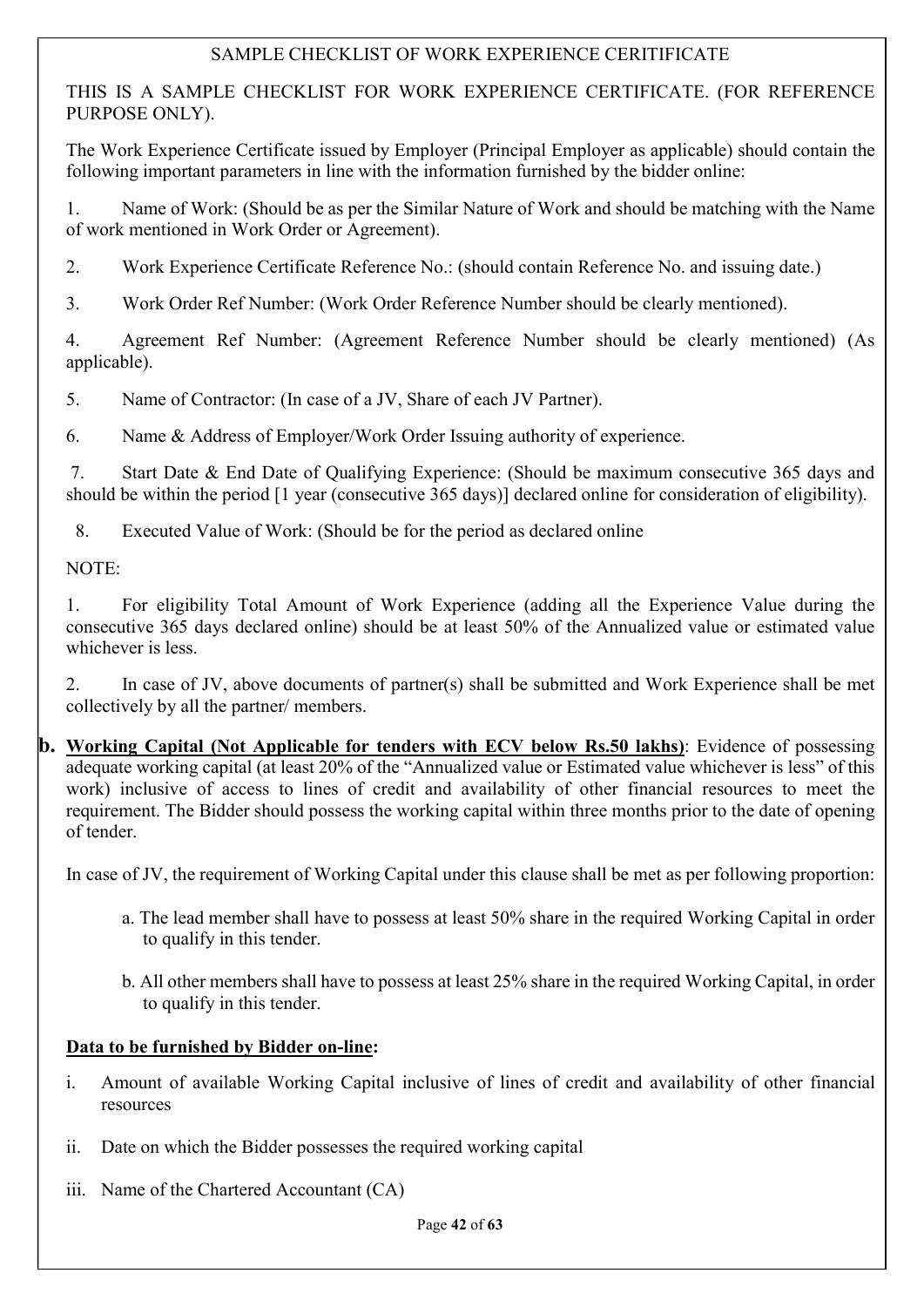SAMPLE CHECKLIST OF WORK EXPERIENCE CERITIFICATE

THIS IS A SAMPLE CHECKLIST FOR WORK EXPERIENCE CERTIFICATE. (FOR REFERENCE PURPOSE ONLY).

The Work Experience Certificate issued by Employer (Principal Employer as applicable) should contain the following important parameters in line with the information furnished by the bidder online:

1. Name of Work: (Should be as per the Similar Nature of Work and should be matching with the Name of work mentioned in Work Order or Agreement).

2. Work Experience Certificate Reference No.: (should contain Reference No. and issuing date.)

3. Work Order Ref Number: (Work Order Reference Number should be clearly mentioned).

4. Agreement Ref Number: (Agreement Reference Number should be clearly mentioned) (As applicable).

5. Name of Contractor: (In case of a JV, Share of each JV Partner).

6. Name & Address of Employer/Work Order Issuing authority of experience.

7. Start Date & End Date of Qualifying Experience: (Should be maximum consecutive 365 days and should be within the period [1 year (consecutive 365 days)] declared online for consideration of eligibility).

8. Executed Value of Work: (Should be for the period as declared online

NOTE:

1. For eligibility Total Amount of Work Experience (adding all the Experience Value during the consecutive 365 days declared online) should be at least 50% of the Annualized value or estimated value whichever is less.

2. In case of JV, above documents of partner(s) shall be submitted and Work Experience shall be met collectively by all the partner/ members.

**b.** **Working Capital (Not Applicable for tenders with ECV below Rs.50 lakhs)**: Evidence of possessing adequate working capital (at least 20% of the "Annualized value or Estimated value whichever is less" of this work) inclusive of access to lines of credit and availability of other financial resources to meet the requirement. The Bidder should possess the working capital within three months prior to the date of opening of tender.

In case of JV, the requirement of Working Capital under this clause shall be met as per following proportion:

a. The lead member shall have to possess at least 50% share in the required Working Capital in order to qualify in this tender.

b. All other members shall have to possess at least 25% share in the required Working Capital, in order to qualify in this tender.

**Data to be furnished by Bidder on-line:**

i. Amount of available Working Capital inclusive of lines of credit and availability of other financial resources

ii. Date on which the Bidder possesses the required working capital

iii. Name of the Chartered Accountant (CA)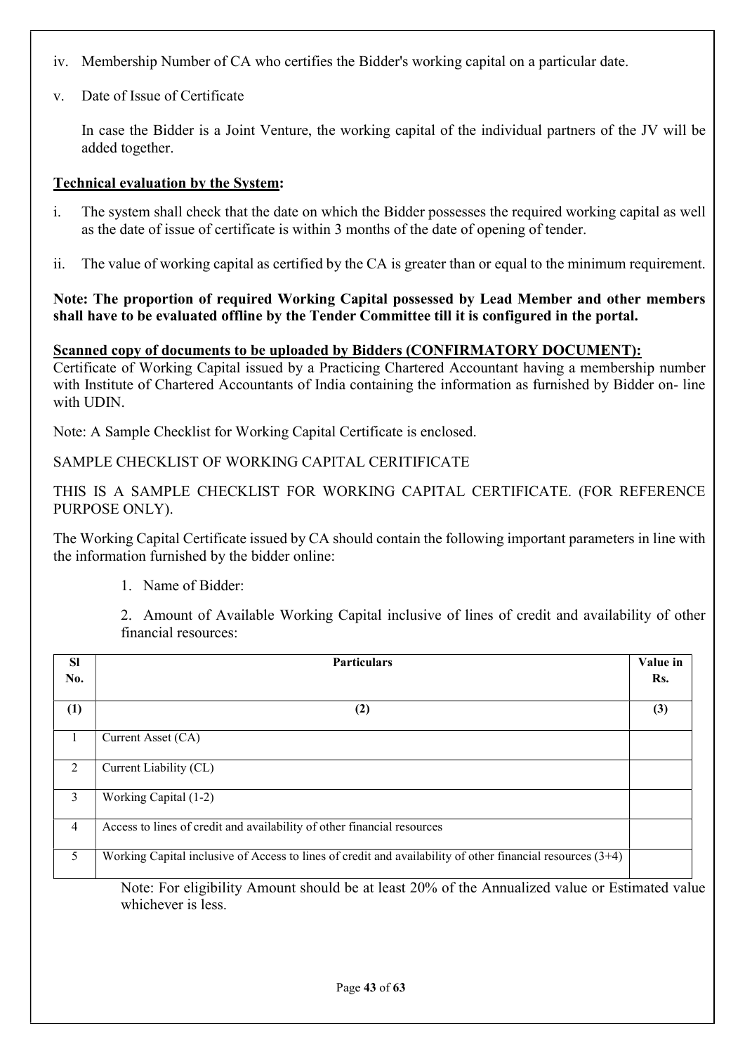iv. Membership Number of CA who certifies the Bidder's working capital on a particular date.

v. Date of Issue of Certificate

In case the Bidder is a Joint Venture, the working capital of the individual partners of the JV will be added together.

**Technical evaluation by the System:**

i. The system shall check that the date on which the Bidder possesses the required working capital as well as the date of issue of certificate is within 3 months of the date of opening of tender.

ii. The value of working capital as certified by the CA is greater than or equal to the minimum requirement.

**Note: The proportion of required Working Capital possessed by Lead Member and other members shall have to be evaluated offline by the Tender Committee till it is configured in the portal.**

**Scanned copy of documents to be uploaded by Bidders (CONFIRMATORY DOCUMENT):**
Certificate of Working Capital issued by a Practicing Chartered Accountant having a membership number with Institute of Chartered Accountants of India containing the information as furnished by Bidder on- line with UDIN.

Note: A Sample Checklist for Working Capital Certificate is enclosed.

SAMPLE CHECKLIST OF WORKING CAPITAL CERITIFICATE

THIS IS A SAMPLE CHECKLIST FOR WORKING CAPITAL CERTIFICATE. (FOR REFERENCE PURPOSE ONLY).

The Working Capital Certificate issued by CA should contain the following important parameters in line with the information furnished by the bidder online:

1. Name of Bidder:

2. Amount of Available Working Capital inclusive of lines of credit and availability of other financial resources:

| Sl No. | Particulars | Value in Rs. |
|---|---|---|
| (1) | (2) | (3) |
| 1 | Current Asset (CA) | |
| 2 | Current Liability (CL) | |
| 3 | Working Capital (1-2) | |
| 4 | Access to lines of credit and availability of other financial resources | |
| 5 | Working Capital inclusive of Access to lines of credit and availability of other financial resources (3+4) | |

Note: For eligibility Amount should be at least 20% of the Annualized value or Estimated value whichever is less.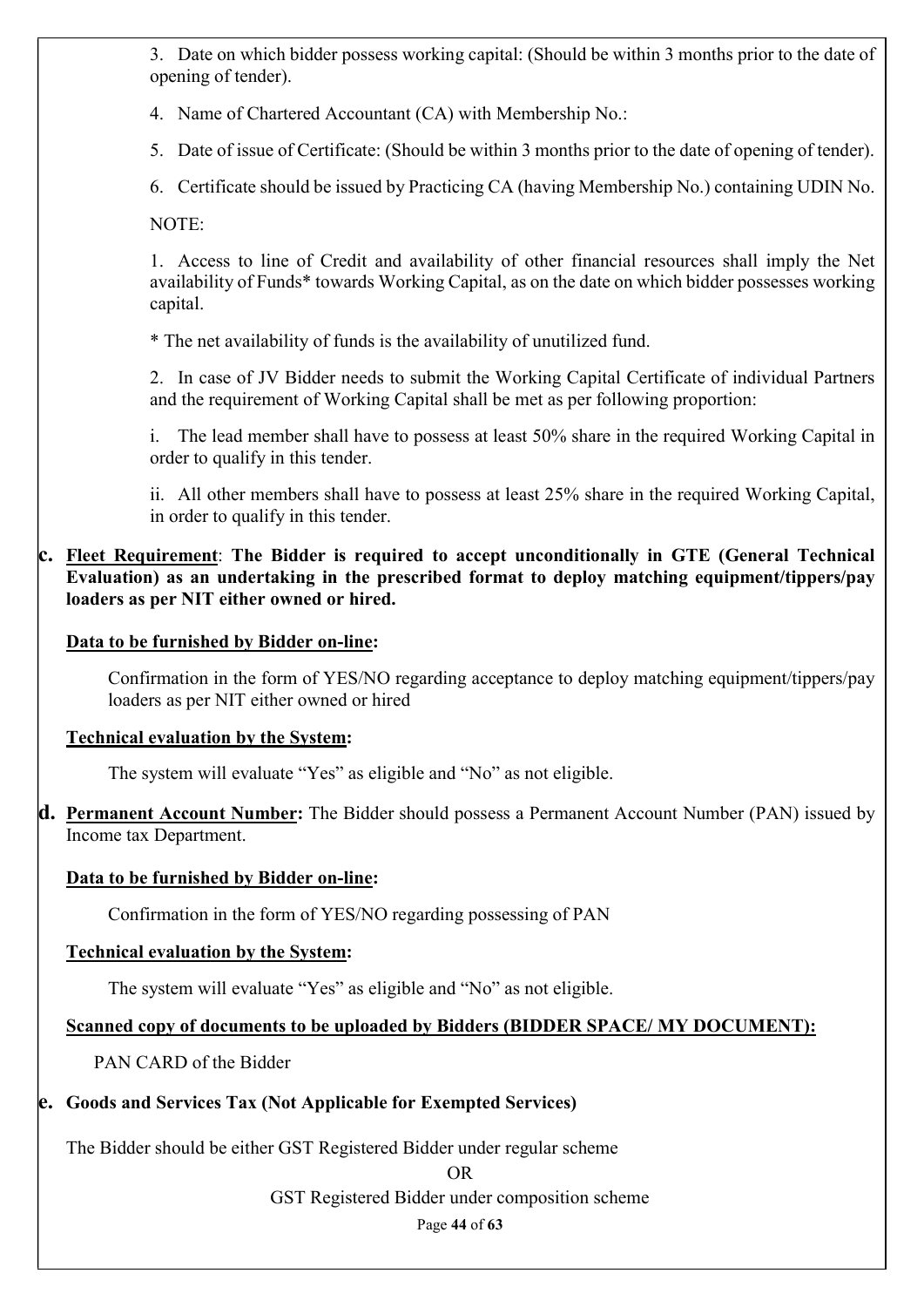3. Date on which bidder possess working capital: (Should be within 3 months prior to the date of opening of tender).

4. Name of Chartered Accountant (CA) with Membership No.:

5. Date of issue of Certificate: (Should be within 3 months prior to the date of opening of tender).

6. Certificate should be issued by Practicing CA (having Membership No.) containing UDIN No.

NOTE:

1. Access to line of Credit and availability of other financial resources shall imply the Net availability of Funds* towards Working Capital, as on the date on which bidder possesses working capital.

* The net availability of funds is the availability of unutilized fund.

2. In case of JV Bidder needs to submit the Working Capital Certificate of individual Partners and the requirement of Working Capital shall be met as per following proportion:

i. The lead member shall have to possess at least 50% share in the required Working Capital in order to qualify in this tender.

ii. All other members shall have to possess at least 25% share in the required Working Capital, in order to qualify in this tender.

**c. <u>Fleet Requirement</u>: The Bidder is required to accept unconditionally in GTE (General Technical Evaluation) as an undertaking in the prescribed format to deploy matching equipment/tippers/pay loaders as per NIT either owned or hired.**

**<u>Data to be furnished by Bidder on-line</u>:**

Confirmation in the form of YES/NO regarding acceptance to deploy matching equipment/tippers/pay loaders as per NIT either owned or hired

**<u>Technical evaluation by the System</u>:**

The system will evaluate "Yes" as eligible and "No" as not eligible.

**d. <u>Permanent Account Number</u>:** The Bidder should possess a Permanent Account Number (PAN) issued by Income tax Department.

**<u>Data to be furnished by Bidder on-line</u>:**

Confirmation in the form of YES/NO regarding possessing of PAN

**<u>Technical evaluation by the System</u>:**

The system will evaluate "Yes" as eligible and "No" as not eligible.

**<u>Scanned copy of documents to be uploaded by Bidders (BIDDER SPACE/ MY DOCUMENT):</u>**

PAN CARD of the Bidder

**e. Goods and Services Tax (Not Applicable for Exempted Services)**

The Bidder should be either GST Registered Bidder under regular scheme

OR

GST Registered Bidder under composition scheme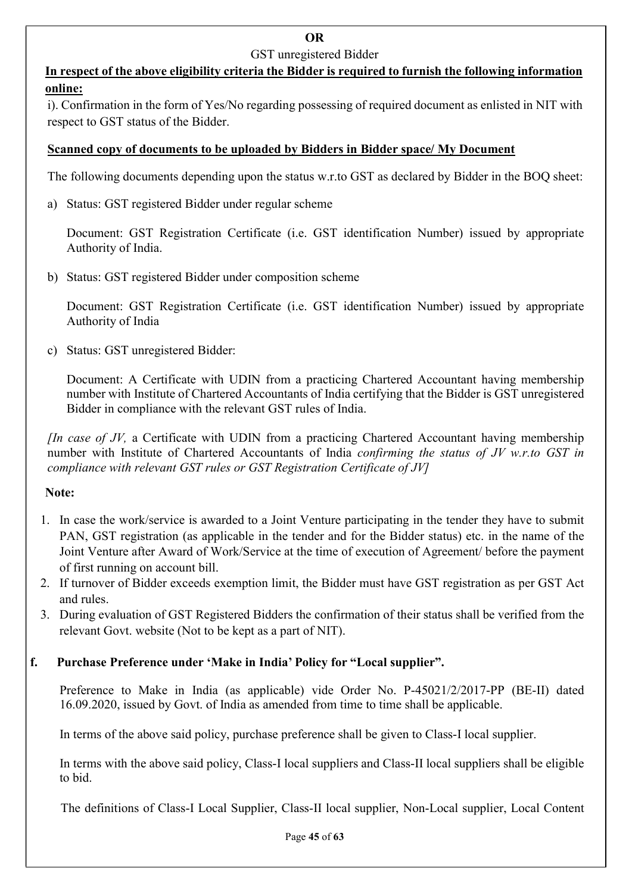**OR**

GST unregistered Bidder

**In respect of the above eligibility criteria the Bidder is required to furnish the following information online:**

i). Confirmation in the form of Yes/No regarding possessing of required document as enlisted in NIT with respect to GST status of the Bidder.

**Scanned copy of documents to be uploaded by Bidders in Bidder space/ My Document**

The following documents depending upon the status w.r.to GST as declared by Bidder in the BOQ sheet:

a) Status: GST registered Bidder under regular scheme

   Document: GST Registration Certificate (i.e. GST identification Number) issued by appropriate Authority of India.

b) Status: GST registered Bidder under composition scheme

   Document: GST Registration Certificate (i.e. GST identification Number) issued by appropriate Authority of India

c) Status: GST unregistered Bidder:

   Document: A Certificate with UDIN from a practicing Chartered Accountant having membership number with Institute of Chartered Accountants of India certifying that the Bidder is GST unregistered Bidder in compliance with the relevant GST rules of India.

*[In case of JV,* a Certificate with UDIN from a practicing Chartered Accountant having membership number with Institute of Chartered Accountants of India *confirming the status of JV w.r.to GST in compliance with relevant GST rules or GST Registration Certificate of JV]*

**Note:**

1. In case the work/service is awarded to a Joint Venture participating in the tender they have to submit PAN, GST registration (as applicable in the tender and for the Bidder status) etc. in the name of the Joint Venture after Award of Work/Service at the time of execution of Agreement/ before the payment of first running on account bill.
2. If turnover of Bidder exceeds exemption limit, the Bidder must have GST registration as per GST Act and rules.
3. During evaluation of GST Registered Bidders the confirmation of their status shall be verified from the relevant Govt. website (Not to be kept as a part of NIT).

**f. Purchase Preference under 'Make in India' Policy for "Local supplier".**

Preference to Make in India (as applicable) vide Order No. P-45021/2/2017-PP (BE-II) dated 16.09.2020, issued by Govt. of India as amended from time to time shall be applicable.

In terms of the above said policy, purchase preference shall be given to Class-I local supplier.

In terms with the above said policy, Class-I local suppliers and Class-II local suppliers shall be eligible to bid.

The definitions of Class-I Local Supplier, Class-II local supplier, Non-Local supplier, Local Content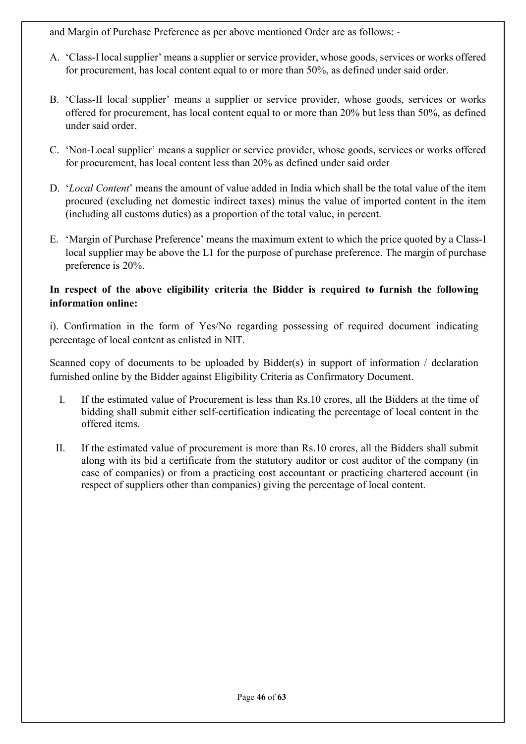and Margin of Purchase Preference as per above mentioned Order are as follows: -

A. 'Class-I local supplier' means a supplier or service provider, whose goods, services or works offered for procurement, has local content equal to or more than 50%, as defined under said order.

B. 'Class-II local supplier' means a supplier or service provider, whose goods, services or works offered for procurement, has local content equal to or more than 20% but less than 50%, as defined under said order.

C. 'Non-Local supplier' means a supplier or service provider, whose goods, services or works offered for procurement, has local content less than 20% as defined under said order

D. '*Local Content*' means the amount of value added in India which shall be the total value of the item procured (excluding net domestic indirect taxes) minus the value of imported content in the item (including all customs duties) as a proportion of the total value, in percent.

E. 'Margin of Purchase Preference' means the maximum extent to which the price quoted by a Class-I local supplier may be above the L1 for the purpose of purchase preference. The margin of purchase preference is 20%.

**In respect of the above eligibility criteria the Bidder is required to furnish the following information online:**

i). Confirmation in the form of Yes/No regarding possessing of required document indicating percentage of local content as enlisted in NIT.

Scanned copy of documents to be uploaded by Bidder(s) in support of information / declaration furnished online by the Bidder against Eligibility Criteria as Confirmatory Document.

I. If the estimated value of Procurement is less than Rs.10 crores, all the Bidders at the time of bidding shall submit either self-certification indicating the percentage of local content in the offered items.

II. If the estimated value of procurement is more than Rs.10 crores, all the Bidders shall submit along with its bid a certificate from the statutory auditor or cost auditor of the company (in case of companies) or from a practicing cost accountant or practicing chartered account (in respect of suppliers other than companies) giving the percentage of local content.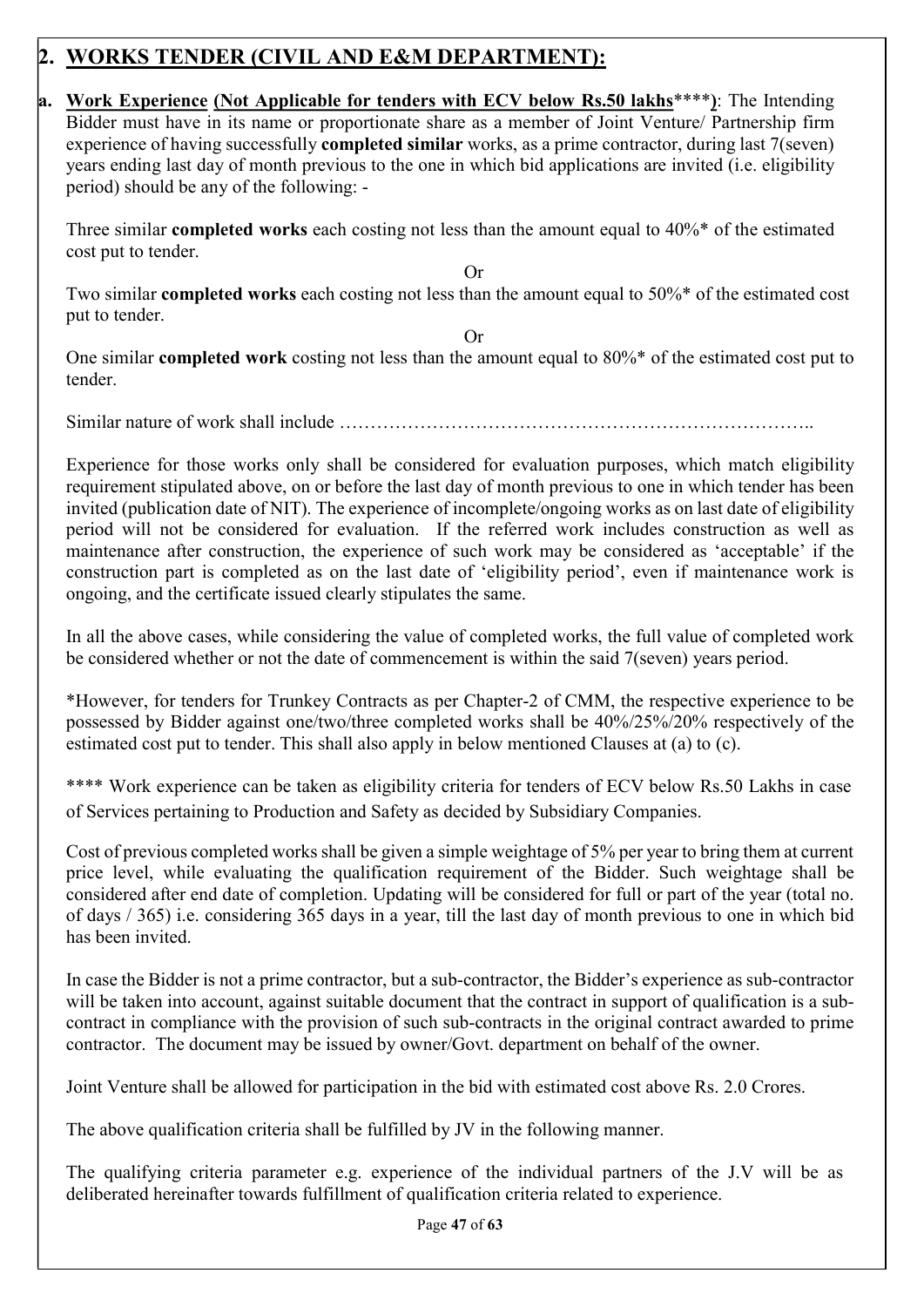## 2. WORKS TENDER (CIVIL AND E&M DEPARTMENT):

**a. Work Experience** **(Not Applicable for tenders with ECV below Rs.50 lakhs**\*\*\*\***)**: The Intending Bidder must have in its name or proportionate share as a member of Joint Venture/ Partnership firm experience of having successfully **completed similar** works, as a prime contractor, during last 7(seven) years ending last day of month previous to the one in which bid applications are invited (i.e. eligibility period) should be any of the following: -

Three similar **completed works** each costing not less than the amount equal to 40%* of the estimated cost put to tender.

Or

Two similar **completed works** each costing not less than the amount equal to 50%* of the estimated cost put to tender.

Or

One similar **completed work** costing not less than the amount equal to 80%* of the estimated cost put to tender.

Similar nature of work shall include …………………………………………………………………..

Experience for those works only shall be considered for evaluation purposes, which match eligibility requirement stipulated above, on or before the last day of month previous to one in which tender has been invited (publication date of NIT). The experience of incomplete/ongoing works as on last date of eligibility period will not be considered for evaluation. If the referred work includes construction as well as maintenance after construction, the experience of such work may be considered as 'acceptable' if the construction part is completed as on the last date of 'eligibility period', even if maintenance work is ongoing, and the certificate issued clearly stipulates the same.

In all the above cases, while considering the value of completed works, the full value of completed work be considered whether or not the date of commencement is within the said 7(seven) years period.

*However, for tenders for Trunkey Contracts as per Chapter-2 of CMM, the respective experience to be possessed by Bidder against one/two/three completed works shall be 40%/25%/20% respectively of the estimated cost put to tender. This shall also apply in below mentioned Clauses at (a) to (c).

**** Work experience can be taken as eligibility criteria for tenders of ECV below Rs.50 Lakhs in case of Services pertaining to Production and Safety as decided by Subsidiary Companies.

Cost of previous completed works shall be given a simple weightage of 5% per year to bring them at current price level, while evaluating the qualification requirement of the Bidder. Such weightage shall be considered after end date of completion. Updating will be considered for full or part of the year (total no. of days / 365) i.e. considering 365 days in a year, till the last day of month previous to one in which bid has been invited.

In case the Bidder is not a prime contractor, but a sub-contractor, the Bidder's experience as sub-contractor will be taken into account, against suitable document that the contract in support of qualification is a sub-contract in compliance with the provision of such sub-contracts in the original contract awarded to prime contractor. The document may be issued by owner/Govt. department on behalf of the owner.

Joint Venture shall be allowed for participation in the bid with estimated cost above Rs. 2.0 Crores.

The above qualification criteria shall be fulfilled by JV in the following manner.

The qualifying criteria parameter e.g. experience of the individual partners of the J.V will be as deliberated hereinafter towards fulfillment of qualification criteria related to experience.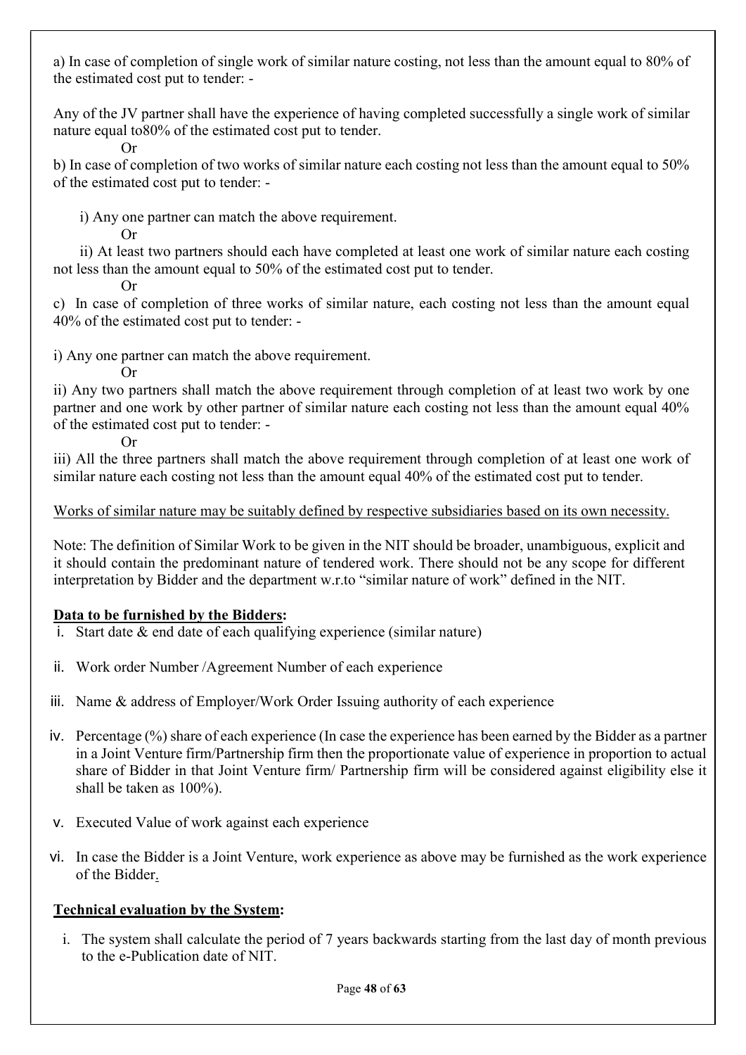a) In case of completion of single work of similar nature costing, not less than the amount equal to 80% of the estimated cost put to tender: -

Any of the JV partner shall have the experience of having completed successfully a single work of similar nature equal to80% of the estimated cost put to tender.

Or

b) In case of completion of two works of similar nature each costing not less than the amount equal to 50% of the estimated cost put to tender: -

i) Any one partner can match the above requirement.

Or

ii) At least two partners should each have completed at least one work of similar nature each costing not less than the amount equal to 50% of the estimated cost put to tender.

Or

c) In case of completion of three works of similar nature, each costing not less than the amount equal 40% of the estimated cost put to tender: -

i) Any one partner can match the above requirement.

Or

ii) Any two partners shall match the above requirement through completion of at least two work by one partner and one work by other partner of similar nature each costing not less than the amount equal 40% of the estimated cost put to tender: -

Or

iii) All the three partners shall match the above requirement through completion of at least one work of similar nature each costing not less than the amount equal 40% of the estimated cost put to tender.

<u>Works of similar nature may be suitably defined by respective subsidiaries based on its own necessity.</u>

Note: The definition of Similar Work to be given in the NIT should be broader, unambiguous, explicit and it should contain the predominant nature of tendered work. There should not be any scope for different interpretation by Bidder and the department w.r.to "similar nature of work" defined in the NIT.

**<u>Data to be furnished by the Bidders</u>:**

i. Start date & end date of each qualifying experience (similar nature)
ii. Work order Number /Agreement Number of each experience
iii. Name & address of Employer/Work Order Issuing authority of each experience
iv. Percentage (%) share of each experience (In case the experience has been earned by the Bidder as a partner in a Joint Venture firm/Partnership firm then the proportionate value of experience in proportion to actual share of Bidder in that Joint Venture firm/ Partnership firm will be considered against eligibility else it shall be taken as 100%).
v. Executed Value of work against each experience
vi. In case the Bidder is a Joint Venture, work experience as above may be furnished as the work experience of the Bidder.

**<u>Technical evaluation by the System</u>:**

i. The system shall calculate the period of 7 years backwards starting from the last day of month previous to the e-Publication date of NIT.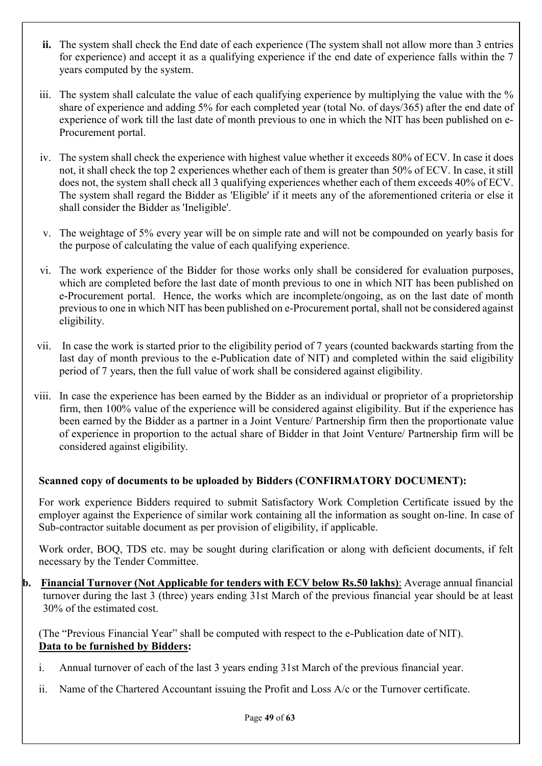ii. The system shall check the End date of each experience (The system shall not allow more than 3 entries for experience) and accept it as a qualifying experience if the end date of experience falls within the 7 years computed by the system.

iii. The system shall calculate the value of each qualifying experience by multiplying the value with the % share of experience and adding 5% for each completed year (total No. of days/365) after the end date of experience of work till the last date of month previous to one in which the NIT has been published on e-Procurement portal.

iv. The system shall check the experience with highest value whether it exceeds 80% of ECV. In case it does not, it shall check the top 2 experiences whether each of them is greater than 50% of ECV. In case, it still does not, the system shall check all 3 qualifying experiences whether each of them exceeds 40% of ECV. The system shall regard the Bidder as 'Eligible' if it meets any of the aforementioned criteria or else it shall consider the Bidder as 'Ineligible'.

v. The weightage of 5% every year will be on simple rate and will not be compounded on yearly basis for the purpose of calculating the value of each qualifying experience.

vi. The work experience of the Bidder for those works only shall be considered for evaluation purposes, which are completed before the last date of month previous to one in which NIT has been published on e-Procurement portal. Hence, the works which are incomplete/ongoing, as on the last date of month previous to one in which NIT has been published on e-Procurement portal, shall not be considered against eligibility.

vii. In case the work is started prior to the eligibility period of 7 years (counted backwards starting from the last day of month previous to the e-Publication date of NIT) and completed within the said eligibility period of 7 years, then the full value of work shall be considered against eligibility.

viii. In case the experience has been earned by the Bidder as an individual or proprietor of a proprietorship firm, then 100% value of the experience will be considered against eligibility. But if the experience has been earned by the Bidder as a partner in a Joint Venture/ Partnership firm then the proportionate value of experience in proportion to the actual share of Bidder in that Joint Venture/ Partnership firm will be considered against eligibility.

**Scanned copy of documents to be uploaded by Bidders (CONFIRMATORY DOCUMENT):**

For work experience Bidders required to submit Satisfactory Work Completion Certificate issued by the employer against the Experience of similar work containing all the information as sought on-line. In case of Sub-contractor suitable document as per provision of eligibility, if applicable.

Work order, BOQ, TDS etc. may be sought during clarification or along with deficient documents, if felt necessary by the Tender Committee.

**b. Financial Turnover (Not Applicable for tenders with ECV below Rs.50 lakhs)**: Average annual financial turnover during the last 3 (three) years ending 31st March of the previous financial year should be at least 30% of the estimated cost.

(The "Previous Financial Year" shall be computed with respect to the e-Publication date of NIT).

**Data to be furnished by Bidders:**

i. Annual turnover of each of the last 3 years ending 31st March of the previous financial year.

ii. Name of the Chartered Accountant issuing the Profit and Loss A/c or the Turnover certificate.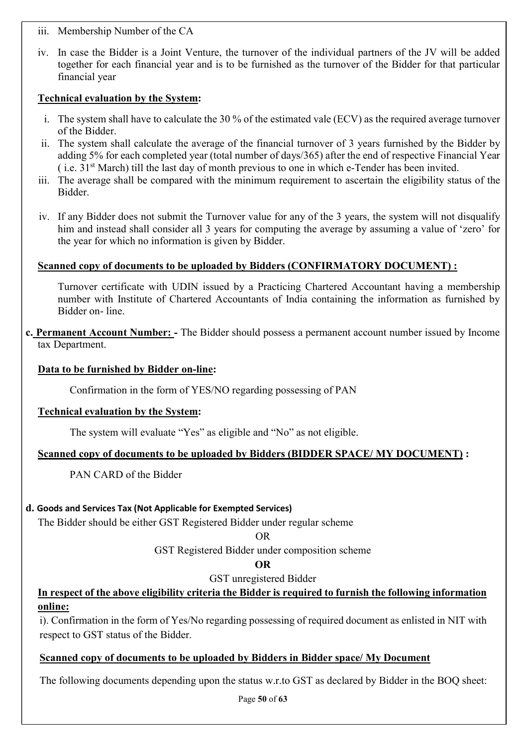iii. Membership Number of the CA

iv. In case the Bidder is a Joint Venture, the turnover of the individual partners of the JV will be added together for each financial year and is to be furnished as the turnover of the Bidder for that particular financial year

**Technical evaluation by the System:**

i. The system shall have to calculate the 30 % of the estimated vale (ECV) as the required average turnover of the Bidder.
ii. The system shall calculate the average of the financial turnover of 3 years furnished by the Bidder by adding 5% for each completed year (total number of days/365) after the end of respective Financial Year ( i.e. 31st March) till the last day of month previous to one in which e-Tender has been invited.
iii. The average shall be compared with the minimum requirement to ascertain the eligibility status of the Bidder.
iv. If any Bidder does not submit the Turnover value for any of the 3 years, the system will not disqualify him and instead shall consider all 3 years for computing the average by assuming a value of 'zero' for the year for which no information is given by Bidder.

**Scanned copy of documents to be uploaded by Bidders (CONFIRMATORY DOCUMENT) :**

Turnover certificate with UDIN issued by a Practicing Chartered Accountant having a membership number with Institute of Chartered Accountants of India containing the information as furnished by Bidder on- line.

**c. Permanent Account Number: -** The Bidder should possess a permanent account number issued by Income tax Department.

**Data to be furnished by Bidder on-line:**

Confirmation in the form of YES/NO regarding possessing of PAN

**Technical evaluation by the System:**

The system will evaluate "Yes" as eligible and "No" as not eligible.

**Scanned copy of documents to be uploaded by Bidders (BIDDER SPACE/ MY DOCUMENT) :**

PAN CARD of the Bidder

**d. Goods and Services Tax (Not Applicable for Exempted Services)**

The Bidder should be either GST Registered Bidder under regular scheme

OR

GST Registered Bidder under composition scheme

**OR**

GST unregistered Bidder

**In respect of the above eligibility criteria the Bidder is required to furnish the following information online:**

i). Confirmation in the form of Yes/No regarding possessing of required document as enlisted in NIT with respect to GST status of the Bidder.

**Scanned copy of documents to be uploaded by Bidders in Bidder space/ My Document**

The following documents depending upon the status w.r.to GST as declared by Bidder in the BOQ sheet: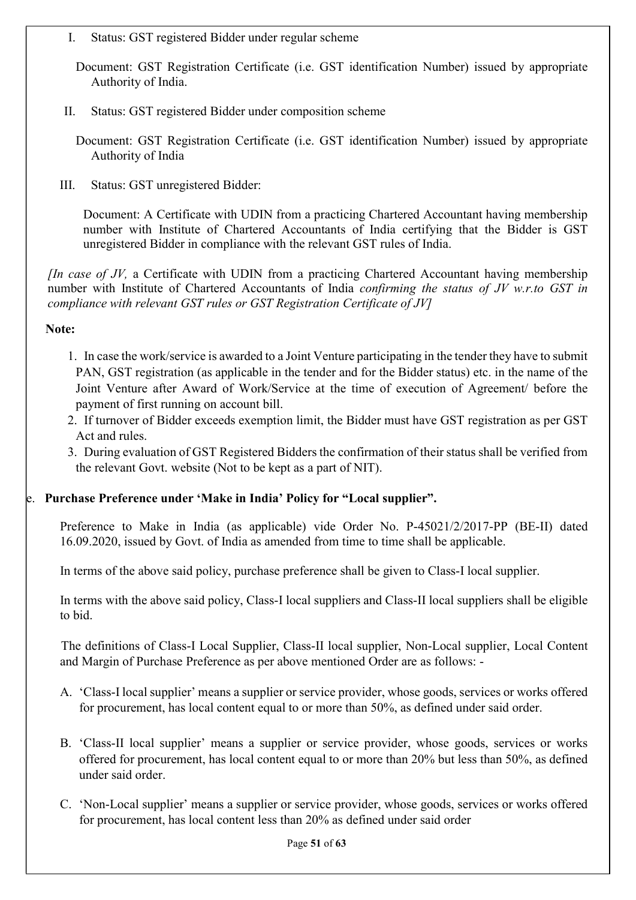I. Status: GST registered Bidder under regular scheme

Document: GST Registration Certificate (i.e. GST identification Number) issued by appropriate Authority of India.

II. Status: GST registered Bidder under composition scheme

Document: GST Registration Certificate (i.e. GST identification Number) issued by appropriate Authority of India

III. Status: GST unregistered Bidder:

Document: A Certificate with UDIN from a practicing Chartered Accountant having membership number with Institute of Chartered Accountants of India certifying that the Bidder is GST unregistered Bidder in compliance with the relevant GST rules of India.

*[In case of JV,* a Certificate with UDIN from a practicing Chartered Accountant having membership number with Institute of Chartered Accountants of India *confirming the status of JV w.r.to GST in compliance with relevant GST rules or GST Registration Certificate of JV]*

**Note:**

1. In case the work/service is awarded to a Joint Venture participating in the tender they have to submit PAN, GST registration (as applicable in the tender and for the Bidder status) etc. in the name of the Joint Venture after Award of Work/Service at the time of execution of Agreement/ before the payment of first running on account bill.
2. If turnover of Bidder exceeds exemption limit, the Bidder must have GST registration as per GST Act and rules.
3. During evaluation of GST Registered Bidders the confirmation of their status shall be verified from the relevant Govt. website (Not to be kept as a part of NIT).

e. **Purchase Preference under 'Make in India' Policy for "Local supplier".**

Preference to Make in India (as applicable) vide Order No. P-45021/2/2017-PP (BE-II) dated 16.09.2020, issued by Govt. of India as amended from time to time shall be applicable.

In terms of the above said policy, purchase preference shall be given to Class-I local supplier.

In terms with the above said policy, Class-I local suppliers and Class-II local suppliers shall be eligible to bid.

The definitions of Class-I Local Supplier, Class-II local supplier, Non-Local supplier, Local Content and Margin of Purchase Preference as per above mentioned Order are as follows: -

A. 'Class-I local supplier' means a supplier or service provider, whose goods, services or works offered for procurement, has local content equal to or more than 50%, as defined under said order.

B. 'Class-II local supplier' means a supplier or service provider, whose goods, services or works offered for procurement, has local content equal to or more than 20% but less than 50%, as defined under said order.

C. 'Non-Local supplier' means a supplier or service provider, whose goods, services or works offered for procurement, has local content less than 20% as defined under said order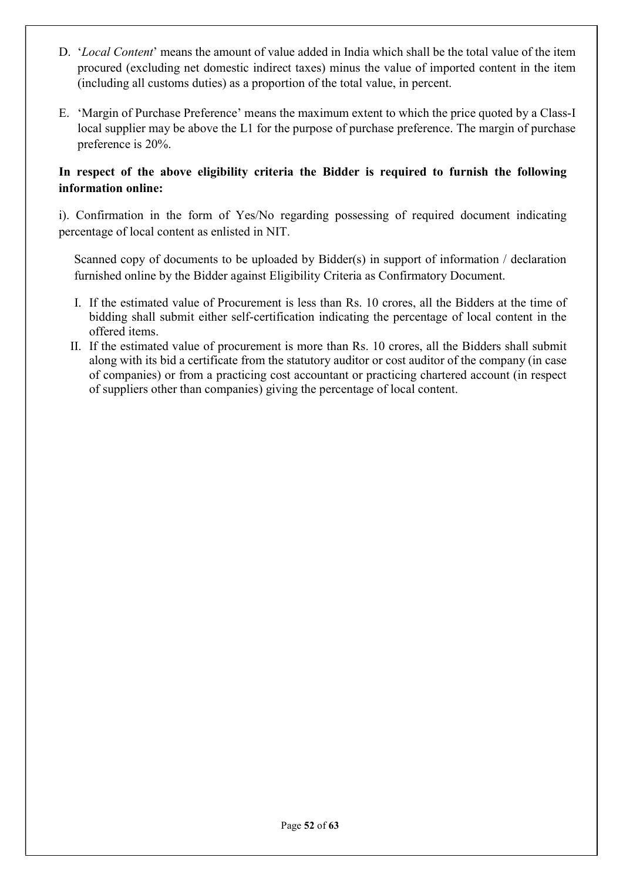D. '*Local Content*' means the amount of value added in India which shall be the total value of the item procured (excluding net domestic indirect taxes) minus the value of imported content in the item (including all customs duties) as a proportion of the total value, in percent.

E. 'Margin of Purchase Preference' means the maximum extent to which the price quoted by a Class-I local supplier may be above the L1 for the purpose of purchase preference. The margin of purchase preference is 20%.

**In respect of the above eligibility criteria the Bidder is required to furnish the following information online:**

i). Confirmation in the form of Yes/No regarding possessing of required document indicating percentage of local content as enlisted in NIT.

Scanned copy of documents to be uploaded by Bidder(s) in support of information / declaration furnished online by the Bidder against Eligibility Criteria as Confirmatory Document.

I. If the estimated value of Procurement is less than Rs. 10 crores, all the Bidders at the time of bidding shall submit either self-certification indicating the percentage of local content in the offered items.

II. If the estimated value of procurement is more than Rs. 10 crores, all the Bidders shall submit along with its bid a certificate from the statutory auditor or cost auditor of the company (in case of companies) or from a practicing cost accountant or practicing chartered account (in respect of suppliers other than companies) giving the percentage of local content.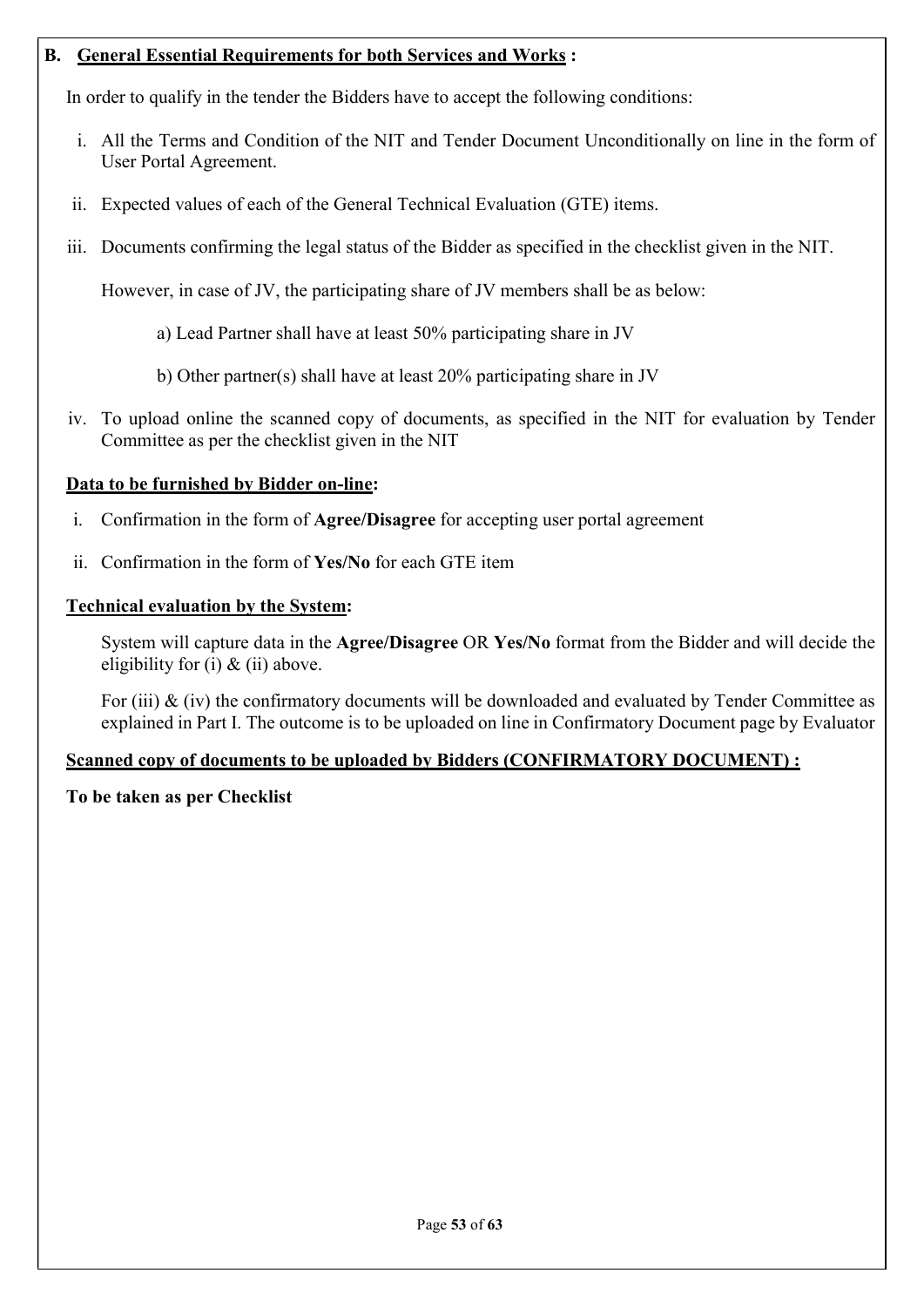## B. <u>General Essential Requirements for both Services and Works</u> :

In order to qualify in the tender the Bidders have to accept the following conditions:

i. All the Terms and Condition of the NIT and Tender Document Unconditionally on line in the form of User Portal Agreement.

ii. Expected values of each of the General Technical Evaluation (GTE) items.

iii. Documents confirming the legal status of the Bidder as specified in the checklist given in the NIT.

   However, in case of JV, the participating share of JV members shall be as below:

   a) Lead Partner shall have at least 50% participating share in JV

   b) Other partner(s) shall have at least 20% participating share in JV

iv. To upload online the scanned copy of documents, as specified in the NIT for evaluation by Tender Committee as per the checklist given in the NIT

**<u>Data to be furnished by Bidder on-line</u>:**

i. Confirmation in the form of **Agree/Disagree** for accepting user portal agreement

ii. Confirmation in the form of **Yes/No** for each GTE item

**<u>Technical evaluation by the System</u>:**

System will capture data in the **Agree/Disagree** OR **Yes/No** format from the Bidder and will decide the eligibility for (i) & (ii) above.

For (iii) & (iv) the confirmatory documents will be downloaded and evaluated by Tender Committee as explained in Part I. The outcome is to be uploaded on line in Confirmatory Document page by Evaluator

**<u>Scanned copy of documents to be uploaded by Bidders (CONFIRMATORY DOCUMENT) :</u>**

**To be taken as per Checklist**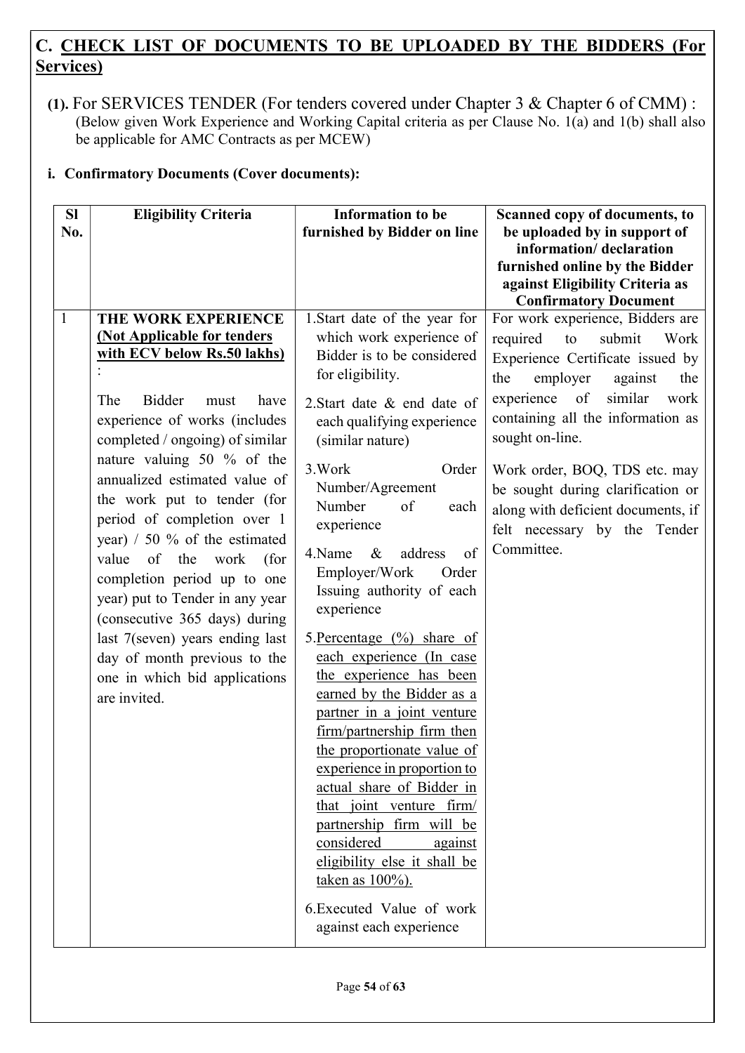## C. <u>CHECK LIST OF DOCUMENTS TO BE UPLOADED BY THE BIDDERS (For Services)</u>

**(1).** For SERVICES TENDER (For tenders covered under Chapter 3 & Chapter 6 of CMM) :
(Below given Work Experience and Working Capital criteria as per Clause No. 1(a) and 1(b) shall also be applicable for AMC Contracts as per MCEW)

**i. Confirmatory Documents (Cover documents):**

| Sl No. | Eligibility Criteria | Information to be furnished by Bidder on line | Scanned copy of documents, to be uploaded by in support of information/ declaration furnished online by the Bidder against Eligibility Criteria as Confirmatory Document |
|---|---|---|---|
| 1 | **THE WORK EXPERIENCE** **<u>(Not Applicable for tenders with ECV below Rs.50 lakhs)</u>** :<br><br>The Bidder must have experience of works (includes completed / ongoing) of similar nature valuing 50 % of the annualized estimated value of the work put to tender (for period of completion over 1 year) / 50 % of the estimated value of the work (for completion period up to one year) put to Tender in any year (consecutive 365 days) during last 7(seven) years ending last day of month previous to the one in which bid applications are invited. | 1.Start date of the year for which work experience of Bidder is to be considered for eligibility.<br><br>2.Start date & end date of each qualifying experience (similar nature)<br><br>3.Work Order Number/Agreement Number of each experience<br><br>4.Name & address of Employer/Work Order Issuing authority of each experience<br><br>5.<u>Percentage (%) share of each experience (In case the experience has been earned by the Bidder as a partner in a joint venture firm/partnership firm then the proportionate value of experience in proportion to actual share of Bidder in that joint venture firm/ partnership firm will be considered against eligibility else it shall be taken as 100%).</u><br><br>6.Executed Value of work against each experience | For work experience, Bidders are required to submit Work Experience Certificate issued by the employer against the experience of similar work containing all the information as sought on-line.<br><br>Work order, BOQ, TDS etc. may be sought during clarification or along with deficient documents, if felt necessary by the Tender Committee. |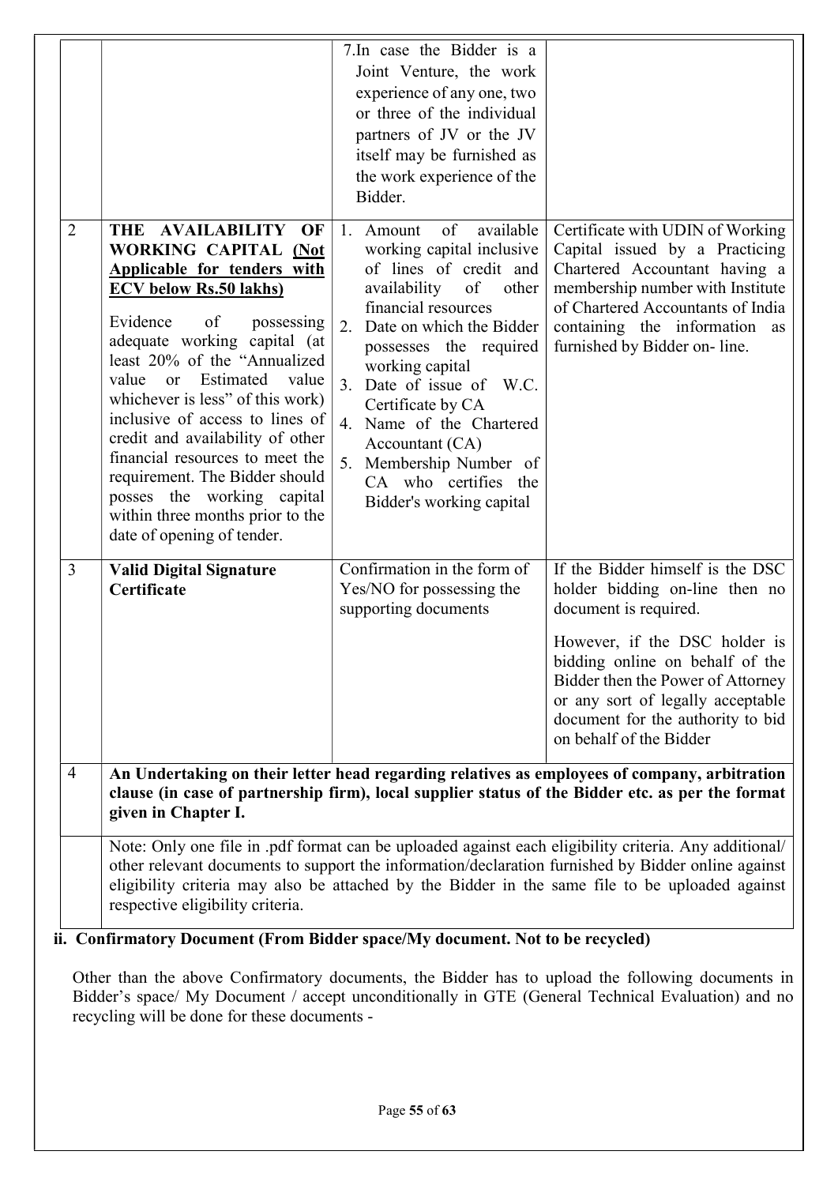| | | | |
|---|---|---|---|
| | | 7.In case the Bidder is a Joint Venture, the work experience of any one, two or three of the individual partners of JV or the JV itself may be furnished as the work experience of the Bidder. | |
| 2 | **THE AVAILABILITY OF WORKING CAPITAL <u>(Not Applicable for tenders with ECV below Rs.50 lakhs)</u>**<br><br>Evidence of possessing adequate working capital (at least 20% of the "Annualized value or Estimated value whichever is less" of this work) inclusive of access to lines of credit and availability of other financial resources to meet the requirement. The Bidder should posses the working capital within three months prior to the date of opening of tender. | 1. Amount of available working capital inclusive of lines of credit and availability of other financial resources<br>2. Date on which the Bidder possesses the required working capital<br>3. Date of issue of W.C. Certificate by CA<br>4. Name of the Chartered Accountant (CA)<br>5. Membership Number of CA who certifies the Bidder's working capital | Certificate with UDIN of Working Capital issued by a Practicing Chartered Accountant having a membership number with Institute of Chartered Accountants of India containing the information as furnished by Bidder on- line. |
| 3 | **Valid Digital Signature Certificate** | Confirmation in the form of Yes/NO for possessing the supporting documents | If the Bidder himself is the DSC holder bidding on-line then no document is required.<br><br>However, if the DSC holder is bidding online on behalf of the Bidder then the Power of Attorney or any sort of legally acceptable document for the authority to bid on behalf of the Bidder |
| 4 | **An Undertaking on their letter head regarding relatives as employees of company, arbitration clause (in case of partnership firm), local supplier status of the Bidder etc. as per the format given in Chapter I.** | | |
| | Note: Only one file in .pdf format can be uploaded against each eligibility criteria. Any additional/ other relevant documents to support the information/declaration furnished by Bidder online against eligibility criteria may also be attached by the Bidder in the same file to be uploaded against respective eligibility criteria. | | |

**ii. Confirmatory Document (From Bidder space/My document. Not to be recycled)**

Other than the above Confirmatory documents, the Bidder has to upload the following documents in Bidder's space/ My Document / accept unconditionally in GTE (General Technical Evaluation) and no recycling will be done for these documents -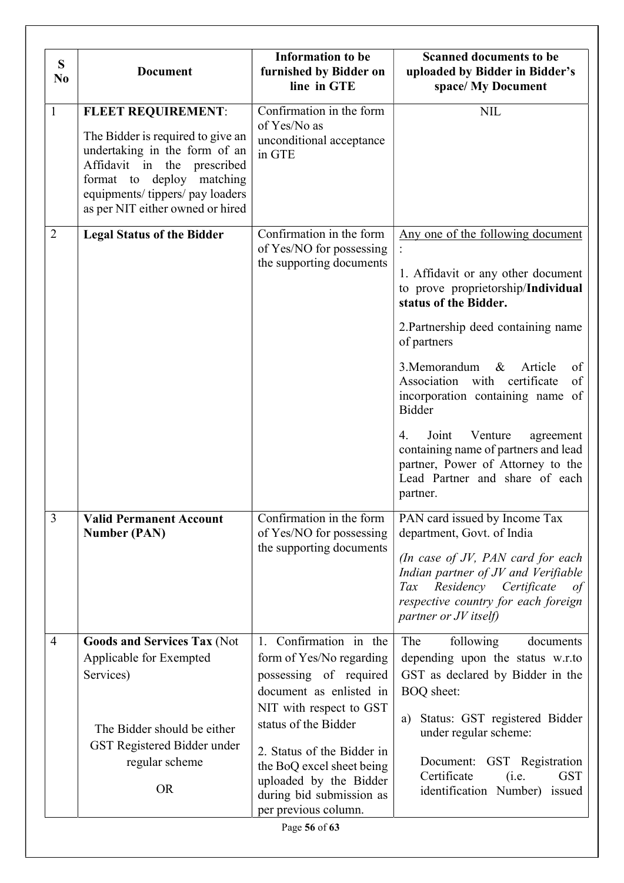| S No | Document | Information to be furnished by Bidder on line in GTE | Scanned documents to be uploaded by Bidder in Bidder's space/ My Document |
|---|---|---|---|
| 1 | **FLEET REQUIREMENT**: The Bidder is required to give an undertaking in the form of an Affidavit in the prescribed format to deploy matching equipments/ tippers/ pay loaders as per NIT either owned or hired | Confirmation in the form of Yes/No as unconditional acceptance in GTE | NIL |
| 2 | **Legal Status of the Bidder** | Confirmation in the form of Yes/NO for possessing the supporting documents | Any one of the following document : 1. Affidavit or any other document to prove proprietorship/**Individual status of the Bidder.** 2.Partnership deed containing name of partners 3.Memorandum & Article of Association with certificate of incorporation containing name of Bidder 4. Joint Venture agreement containing name of partners and lead partner, Power of Attorney to the Lead Partner and share of each partner. |
| 3 | **Valid Permanent Account Number (PAN)** | Confirmation in the form of Yes/NO for possessing the supporting documents | PAN card issued by Income Tax department, Govt. of India *(In case of JV, PAN card for each Indian partner of JV and Verifiable Tax Residency Certificate of respective country for each foreign partner or JV itself)* |
| 4 | **Goods and Services Tax** (Not Applicable for Exempted Services) The Bidder should be either GST Registered Bidder under regular scheme OR | 1. Confirmation in the form of Yes/No regarding possessing of required document as enlisted in NIT with respect to GST status of the Bidder 2. Status of the Bidder in the BoQ excel sheet being uploaded by the Bidder during bid submission as per previous column. | The following documents depending upon the status w.r.to GST as declared by Bidder in the BOQ sheet: a) Status: GST registered Bidder under regular scheme: Document: GST Registration Certificate (i.e. GST identification Number) issued |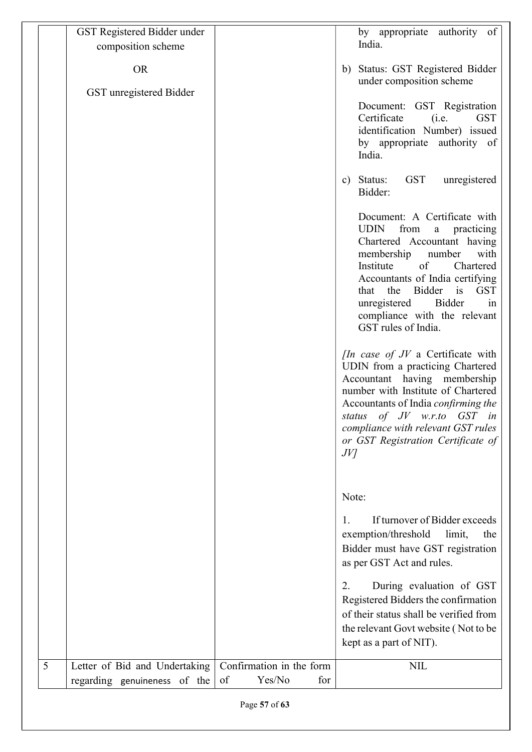| | | | |
|---|---|---|---|
| | GST Registered Bidder under composition scheme<br><br>OR<br><br>GST unregistered Bidder | | by appropriate authority of India.<br><br>b) Status: GST Registered Bidder under composition scheme<br><br>Document: GST Registration Certificate (i.e. GST identification Number) issued by appropriate authority of India.<br><br>c) Status: GST unregistered Bidder:<br><br>Document: A Certificate with UDIN from a practicing Chartered Accountant having membership number with Institute of Chartered Accountants of India certifying that the Bidder is GST unregistered Bidder in compliance with the relevant GST rules of India.<br><br>*[In case of JV* a Certificate with UDIN from a practicing Chartered Accountant having membership number with Institute of Chartered Accountants of India *confirming the status of JV w.r.to GST in compliance with relevant GST rules or GST Registration Certificate of JV]*<br><br>Note:<br><br>1. If turnover of Bidder exceeds exemption/threshold limit, the Bidder must have GST registration as per GST Act and rules.<br><br>2. During evaluation of GST Registered Bidders the confirmation of their status shall be verified from the relevant Govt website ( Not to be kept as a part of NIT). |
| 5 | Letter of Bid and Undertaking regarding genuineness of the | Confirmation in the form of Yes/No for | NIL |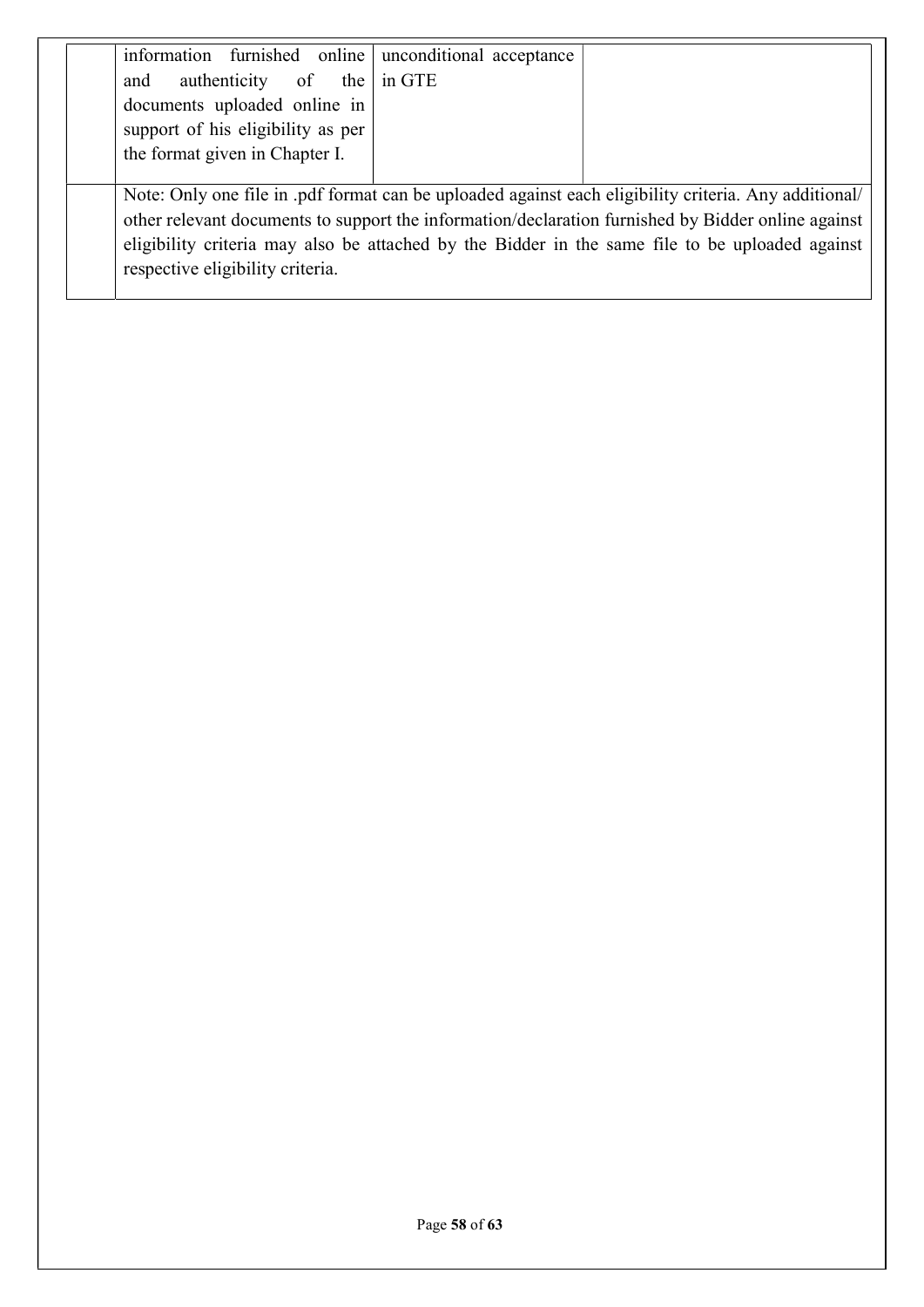| | | | |
|---|---|---|---|
| | information furnished online and authenticity of the documents uploaded online in support of his eligibility as per the format given in Chapter I. | unconditional acceptance in GTE | |
| | Note: Only one file in .pdf format can be uploaded against each eligibility criteria. Any additional/ other relevant documents to support the information/declaration furnished by Bidder online against eligibility criteria may also be attached by the Bidder in the same file to be uploaded against respective eligibility criteria. | | |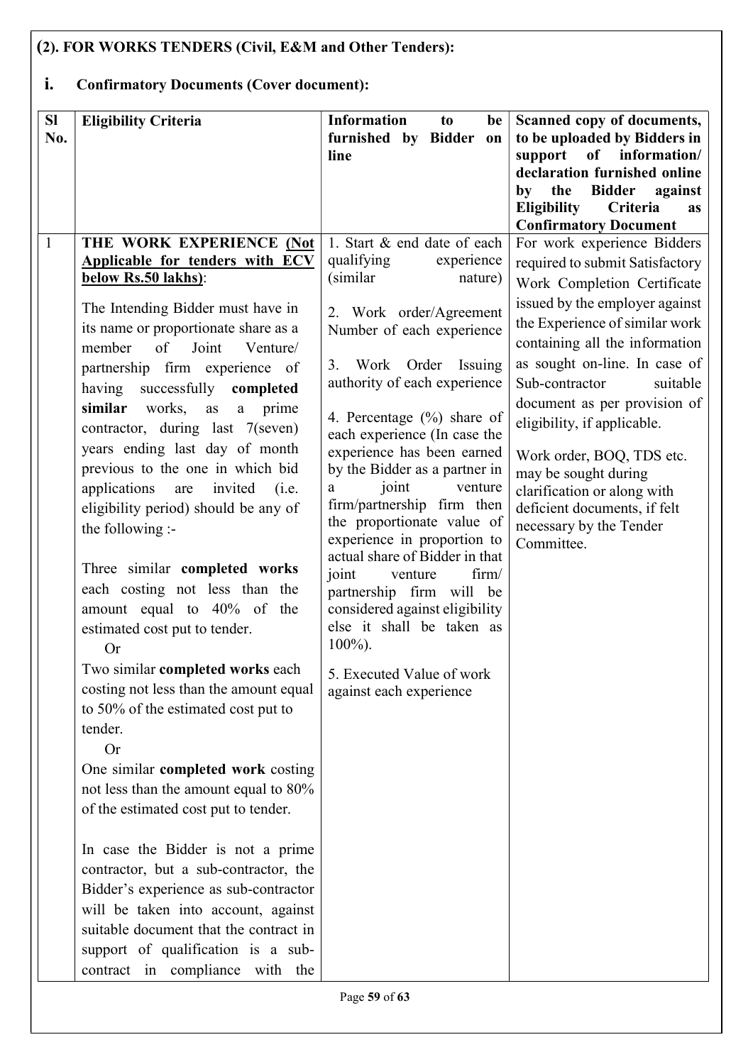## (2). FOR WORKS TENDERS (Civil, E&M and Other Tenders):

### i. Confirmatory Documents (Cover document):

| Sl No. | Eligibility Criteria | Information to be furnished by Bidder on line | Scanned copy of documents, to be uploaded by Bidders in support of information/ declaration furnished online by the Bidder against Eligibility Criteria as Confirmatory Document |
|---|---|---|---|
| 1 | **THE WORK EXPERIENCE (Not Applicable for tenders with ECV below Rs.50 lakhs)**:<br><br>The Intending Bidder must have in its name or proportionate share as a member of Joint Venture/ partnership firm experience of having successfully **completed similar** works, as a prime contractor, during last 7(seven) years ending last day of month previous to the one in which bid applications are invited (i.e. eligibility period) should be any of the following :-<br><br>Three similar **completed works** each costing not less than the amount equal to 40% of the estimated cost put to tender.<br>Or<br>Two similar **completed works** each costing not less than the amount equal to 50% of the estimated cost put to tender.<br>Or<br>One similar **completed work** costing not less than the amount equal to 80% of the estimated cost put to tender.<br><br>In case the Bidder is not a prime contractor, but a sub-contractor, the Bidder's experience as sub-contractor will be taken into account, against suitable document that the contract in support of qualification is a sub-contract in compliance with the | 1. Start & end date of each qualifying experience (similar nature)<br><br>2. Work order/Agreement Number of each experience<br><br>3. Work Order Issuing authority of each experience<br><br>4. Percentage (%) share of each experience (In case the experience has been earned by the Bidder as a partner in a joint venture firm/partnership firm then the proportionate value of experience in proportion to actual share of Bidder in that joint venture firm/ partnership firm will be considered against eligibility else it shall be taken as 100%).<br><br>5. Executed Value of work against each experience | For work experience Bidders required to submit Satisfactory Work Completion Certificate issued by the employer against the Experience of similar work containing all the information as sought on-line. In case of Sub-contractor suitable document as per provision of eligibility, if applicable.<br><br>Work order, BOQ, TDS etc. may be sought during clarification or along with deficient documents, if felt necessary by the Tender Committee. |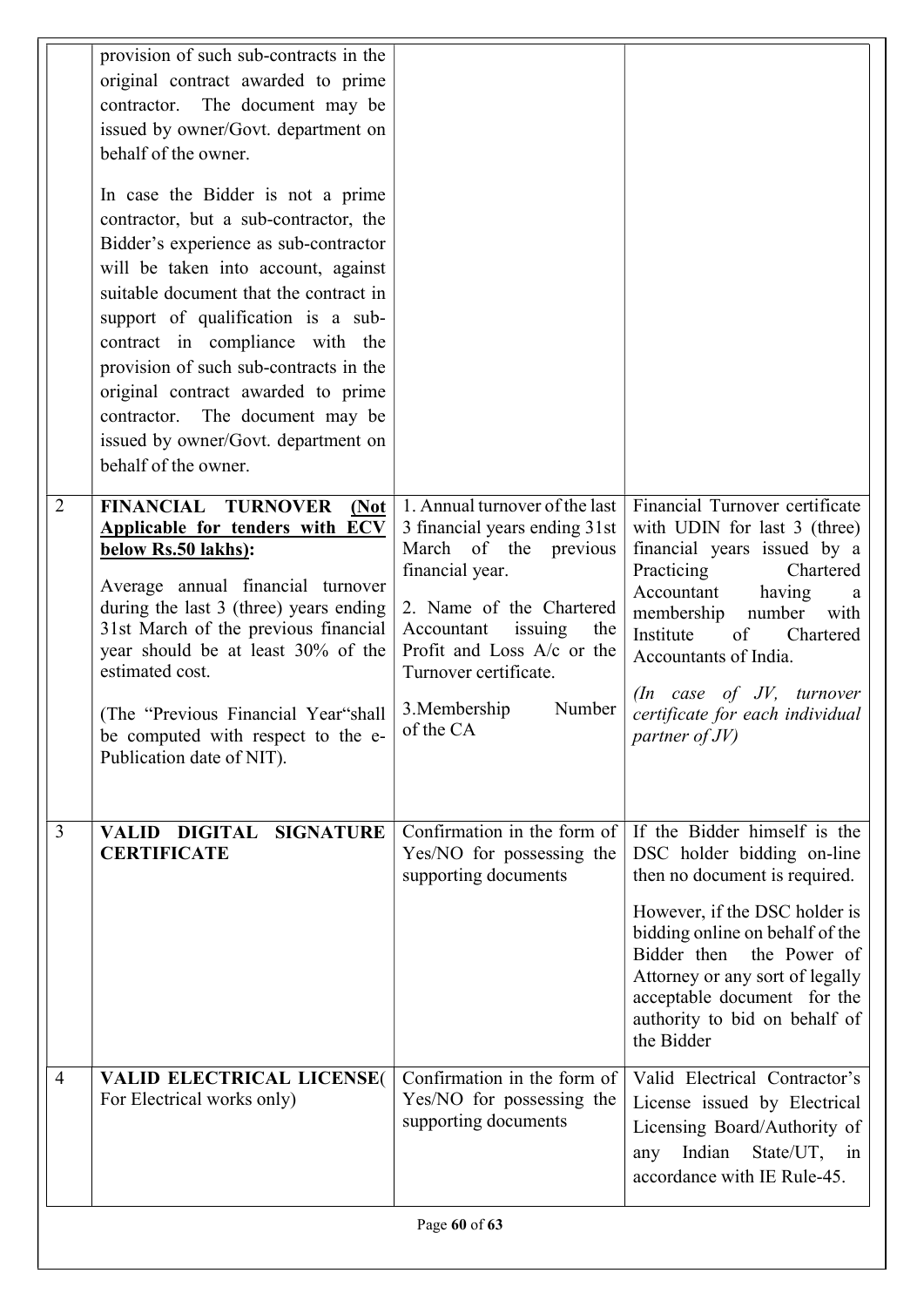|   |   |   |   |
|---|---|---|---|
|   | provision of such sub-contracts in the original contract awarded to prime contractor. The document may be issued by owner/Govt. department on behalf of the owner.<br><br>In case the Bidder is not a prime contractor, but a sub-contractor, the Bidder's experience as sub-contractor will be taken into account, against suitable document that the contract in support of qualification is a sub-contract in compliance with the provision of such sub-contracts in the original contract awarded to prime contractor. The document may be issued by owner/Govt. department on behalf of the owner. |   |   |
| 2 | **FINANCIAL TURNOVER <u>(Not Applicable for tenders with ECV below Rs.50 lakhs)</u>:**<br><br>Average annual financial turnover during the last 3 (three) years ending 31st March of the previous financial year should be at least 30% of the estimated cost.<br><br>(The "Previous Financial Year"shall be computed with respect to the e-Publication date of NIT). | 1. Annual turnover of the last 3 financial years ending 31st March of the previous financial year.<br><br>2. Name of the Chartered Accountant issuing the Profit and Loss A/c or the Turnover certificate.<br><br>3.Membership Number of the CA | Financial Turnover certificate with UDIN for last 3 (three) financial years issued by a Practicing Chartered Accountant having a membership number with Institute of Chartered Accountants of India.<br><br>*(In case of JV, turnover certificate for each individual partner of JV)* |
| 3 | **VALID DIGITAL SIGNATURE CERTIFICATE** | Confirmation in the form of Yes/NO for possessing the supporting documents | If the Bidder himself is the DSC holder bidding on-line then no document is required.<br><br>However, if the DSC holder is bidding online on behalf of the Bidder then the Power of Attorney or any sort of legally acceptable document for the authority to bid on behalf of the Bidder |
| 4 | **VALID ELECTRICAL LICENSE(** For Electrical works only) | Confirmation in the form of Yes/NO for possessing the supporting documents | Valid Electrical Contractor's License issued by Electrical Licensing Board/Authority of any Indian State/UT, in accordance with IE Rule-45. |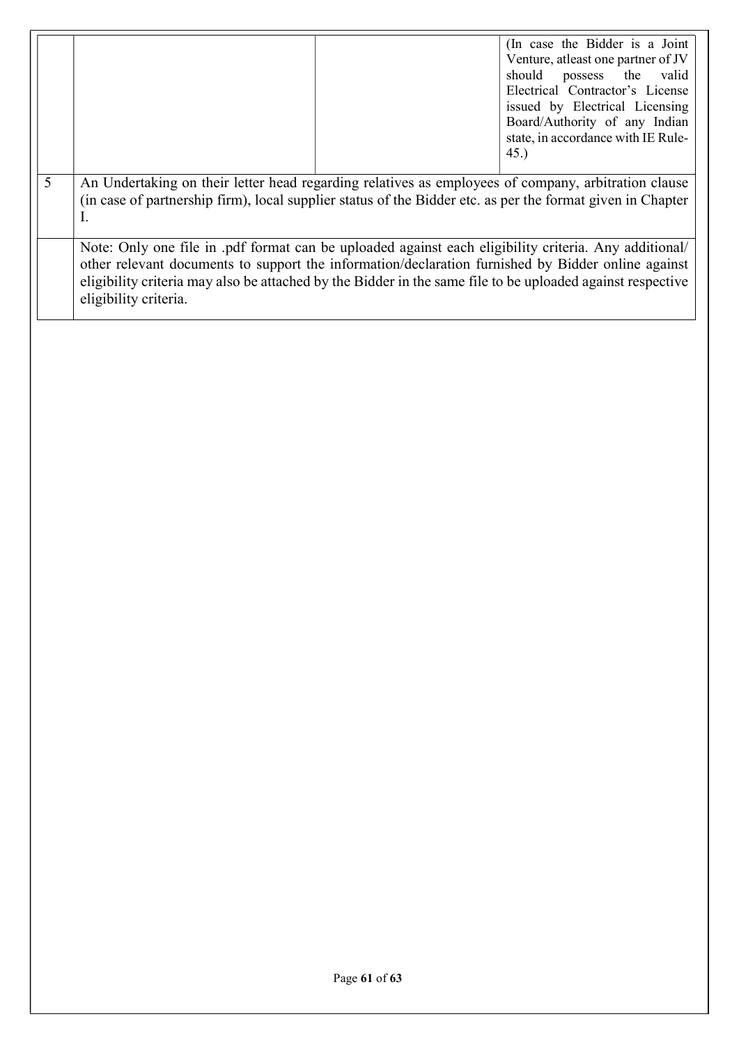|  |  |  | (In case the Bidder is a Joint Venture, atleast one partner of JV should possess the valid Electrical Contractor's License issued by Electrical Licensing Board/Authority of any Indian state, in accordance with IE Rule-45.) |
|---|---|---|---|
| 5 | An Undertaking on their letter head regarding relatives as employees of company, arbitration clause (in case of partnership firm), local supplier status of the Bidder etc. as per the format given in Chapter I. | | |
|  | Note: Only one file in .pdf format can be uploaded against each eligibility criteria. Any additional/ other relevant documents to support the information/declaration furnished by Bidder online against eligibility criteria may also be attached by the Bidder in the same file to be uploaded against respective eligibility criteria. | | |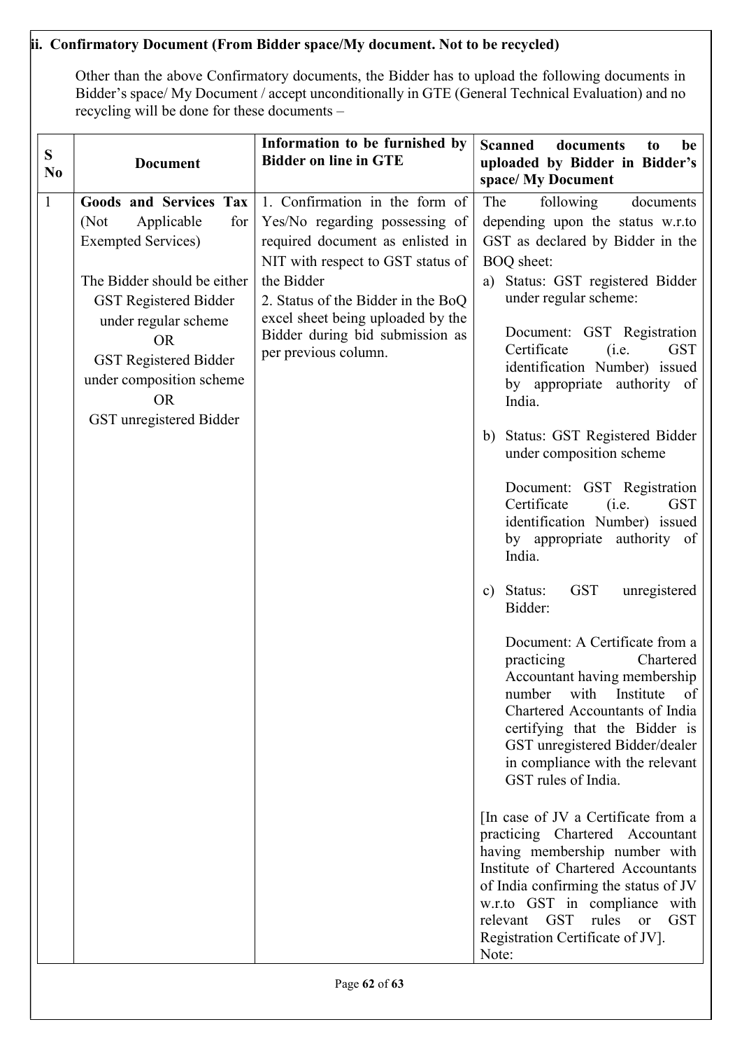## ii. Confirmatory Document (From Bidder space/My document. Not to be recycled)

Other than the above Confirmatory documents, the Bidder has to upload the following documents in Bidder's space/ My Document / accept unconditionally in GTE (General Technical Evaluation) and no recycling will be done for these documents –

| S No | Document | Information to be furnished by Bidder on line in GTE | Scanned documents to be uploaded by Bidder in Bidder's space/ My Document |
|---|---|---|---|
| 1 | **Goods and Services Tax** (Not Applicable for Exempted Services)<br><br>The Bidder should be either GST Registered Bidder under regular scheme<br>OR<br>GST Registered Bidder under composition scheme<br>OR<br>GST unregistered Bidder | 1. Confirmation in the form of Yes/No regarding possessing of required document as enlisted in NIT with respect to GST status of the Bidder<br>2. Status of the Bidder in the BoQ excel sheet being uploaded by the Bidder during bid submission as per previous column. | The following documents depending upon the status w.r.to GST as declared by Bidder in the BOQ sheet:<br>a) Status: GST registered Bidder under regular scheme:<br><br>Document: GST Registration Certificate (i.e. GST identification Number) issued by appropriate authority of India.<br><br>b) Status: GST Registered Bidder under composition scheme<br><br>Document: GST Registration Certificate (i.e. GST identification Number) issued by appropriate authority of India.<br><br>c) Status: GST unregistered Bidder:<br><br>Document: A Certificate from a practicing Chartered Accountant having membership number with Institute of Chartered Accountants of India certifying that the Bidder is GST unregistered Bidder/dealer in compliance with the relevant GST rules of India.<br><br>[In case of JV a Certificate from a practicing Chartered Accountant having membership number with Institute of Chartered Accountants of India confirming the status of JV w.r.to GST in compliance with relevant GST rules or GST Registration Certificate of JV].<br>Note: |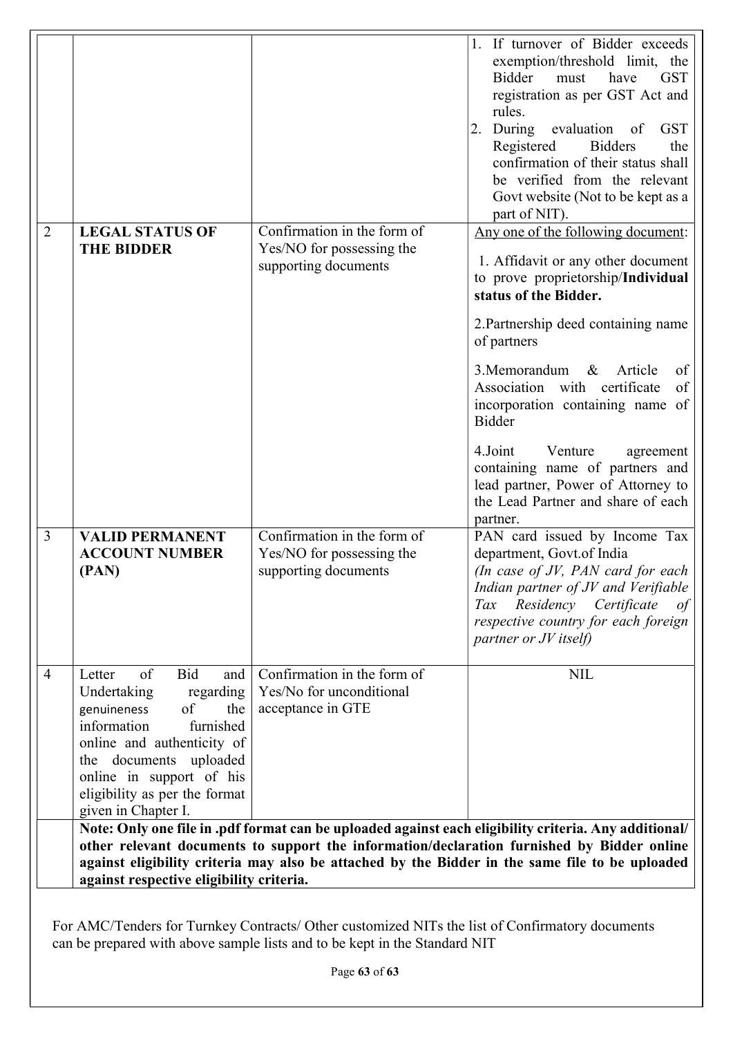| | | | |
|---|---|---|---|
| | | | 1. If turnover of Bidder exceeds exemption/threshold limit, the Bidder must have GST registration as per GST Act and rules.<br>2. During evaluation of GST Registered Bidders the confirmation of their status shall be verified from the relevant Govt website (Not to be kept as a part of NIT). |
| 2 | **LEGAL STATUS OF THE BIDDER** | Confirmation in the form of Yes/NO for possessing the supporting documents | Any one of the following document:<br>1. Affidavit or any other document to prove proprietorship/**Individual status of the Bidder.**<br>2.Partnership deed containing name of partners<br>3.Memorandum & Article of Association with certificate of incorporation containing name of Bidder<br>4.Joint Venture agreement containing name of partners and lead partner, Power of Attorney to the Lead Partner and share of each partner. |
| 3 | **VALID PERMANENT ACCOUNT NUMBER (PAN)** | Confirmation in the form of Yes/NO for possessing the supporting documents | PAN card issued by Income Tax department, Govt.of India<br>*(In case of JV, PAN card for each Indian partner of JV and Verifiable Tax Residency Certificate of respective country for each foreign partner or JV itself)* |
| 4 | Letter of Bid and Undertaking regarding genuineness of the information furnished online and authenticity of the documents uploaded online in support of his eligibility as per the format given in Chapter I. | Confirmation in the form of Yes/No for unconditional acceptance in GTE | NIL |
| | **Note: Only one file in .pdf format can be uploaded against each eligibility criteria. Any additional/ other relevant documents to support the information/declaration furnished by Bidder online against eligibility criteria may also be attached by the Bidder in the same file to be uploaded against respective eligibility criteria.** | | |

For AMC/Tenders for Turnkey Contracts/ Other customized NITs the list of Confirmatory documents can be prepared with above sample lists and to be kept in the Standard NIT